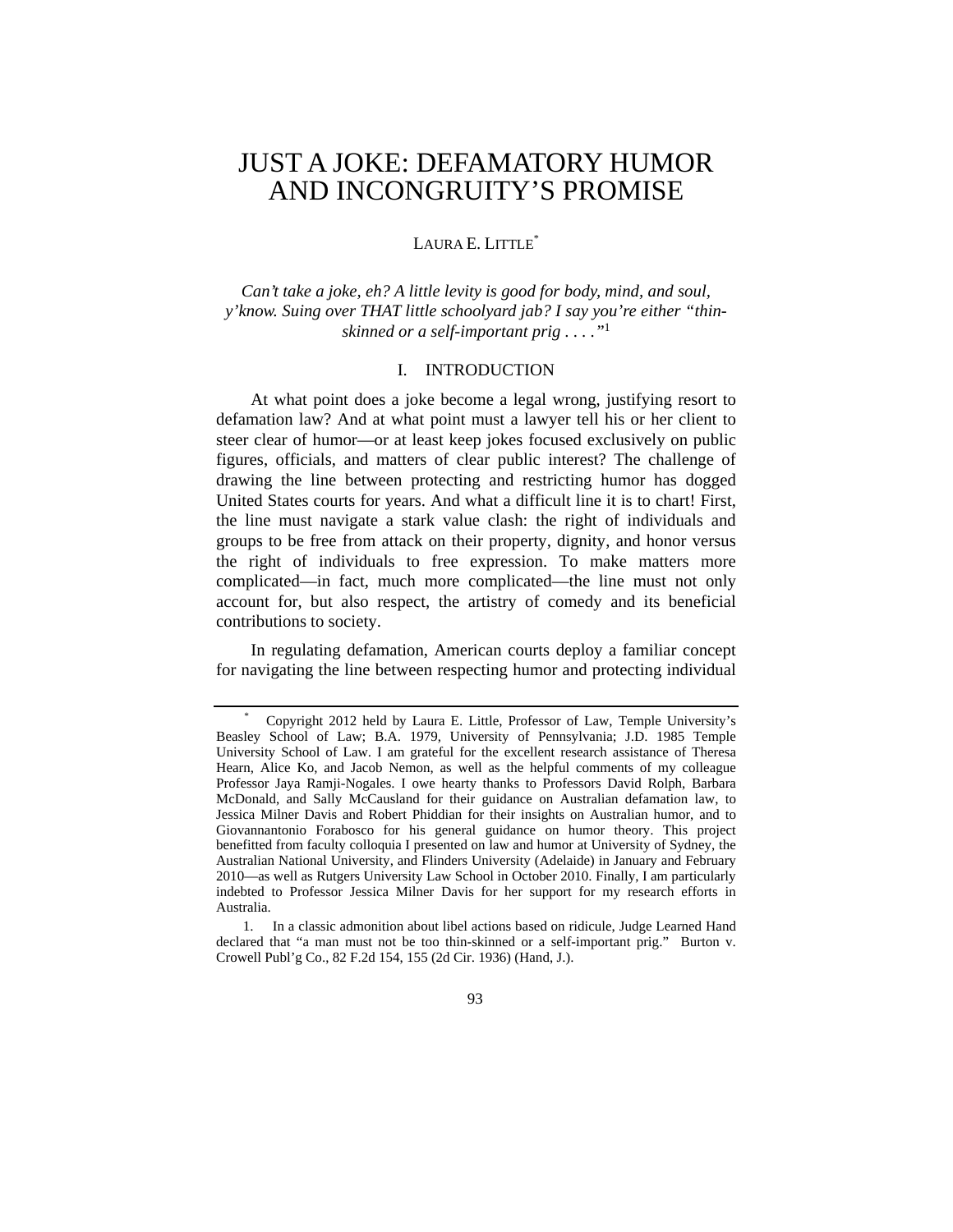# JUST A JOKE: DEFAMATORY HUMOR AND INCONGRUITY'S PROMISE

LAURA E. LITTLE[*]

*Can't take a joke, eh? A little levity is good for body, mind, and soul, y'know. Suing over THAT little schoolyard jab? I say you're either "thin-skinned or a self-important prig . . . ."*[1]

## I. INTRODUCTION

At what point does a joke become a legal wrong, justifying resort to defamation law? And at what point must a lawyer tell his or her client to steer clear of humor—or at least keep jokes focused exclusively on public figures, officials, and matters of clear public interest? The challenge of drawing the line between protecting and restricting humor has dogged United States courts for years. And what a difficult line it is to chart! First, the line must navigate a stark value clash: the right of individuals and groups to be free from attack on their property, dignity, and honor versus the right of individuals to free expression. To make matters more complicated—in fact, much more complicated—the line must not only account for, but also respect, the artistry of comedy and its beneficial contributions to society.

In regulating defamation, American courts deploy a familiar concept for navigating the line between respecting humor and protecting individual

---

[*] Copyright 2012 held by Laura E. Little, Professor of Law, Temple University's Beasley School of Law; B.A. 1979, University of Pennsylvania; J.D. 1985 Temple University School of Law. I am grateful for the excellent research assistance of Theresa Hearn, Alice Ko, and Jacob Nemon, as well as the helpful comments of my colleague Professor Jaya Ramji-Nogales. I owe hearty thanks to Professors David Rolph, Barbara McDonald, and Sally McCausland for their guidance on Australian defamation law, to Jessica Milner Davis and Robert Phiddian for their insights on Australian humor, and to Giovannantonio Forabosco for his general guidance on humor theory. This project benefitted from faculty colloquia I presented on law and humor at University of Sydney, the Australian National University, and Flinders University (Adelaide) in January and February 2010—as well as Rutgers University Law School in October 2010. Finally, I am particularly indebted to Professor Jessica Milner Davis for her support for my research efforts in Australia.

1. In a classic admonition about libel actions based on ridicule, Judge Learned Hand declared that "a man must not be too thin-skinned or a self-important prig." Burton v. Crowell Publ'g Co., 82 F.2d 154, 155 (2d Cir. 1936) (Hand, J.).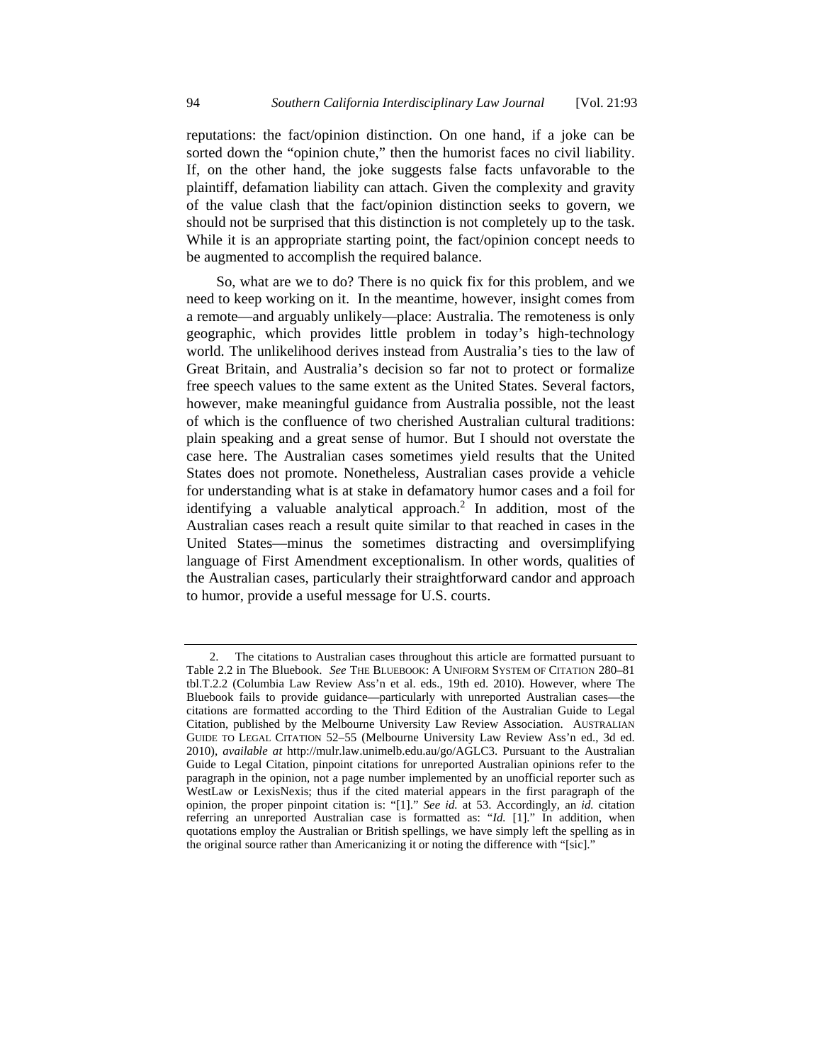reputations: the fact/opinion distinction. On one hand, if a joke can be sorted down the "opinion chute," then the humorist faces no civil liability. If, on the other hand, the joke suggests false facts unfavorable to the plaintiff, defamation liability can attach. Given the complexity and gravity of the value clash that the fact/opinion distinction seeks to govern, we should not be surprised that this distinction is not completely up to the task. While it is an appropriate starting point, the fact/opinion concept needs to be augmented to accomplish the required balance.

So, what are we to do? There is no quick fix for this problem, and we need to keep working on it. In the meantime, however, insight comes from a remote—and arguably unlikely—place: Australia. The remoteness is only geographic, which provides little problem in today's high-technology world. The unlikelihood derives instead from Australia's ties to the law of Great Britain, and Australia's decision so far not to protect or formalize free speech values to the same extent as the United States. Several factors, however, make meaningful guidance from Australia possible, not the least of which is the confluence of two cherished Australian cultural traditions: plain speaking and a great sense of humor. But I should not overstate the case here. The Australian cases sometimes yield results that the United States does not promote. Nonetheless, Australian cases provide a vehicle for understanding what is at stake in defamatory humor cases and a foil for identifying a valuable analytical approach.[2] In addition, most of the Australian cases reach a result quite similar to that reached in cases in the United States—minus the sometimes distracting and oversimplifying language of First Amendment exceptionalism. In other words, qualities of the Australian cases, particularly their straightforward candor and approach to humor, provide a useful message for U.S. courts.

---

2. The citations to Australian cases throughout this article are formatted pursuant to Table 2.2 in The Bluebook. *See* THE BLUEBOOK: A UNIFORM SYSTEM OF CITATION 280–81 tbl.T.2.2 (Columbia Law Review Ass'n et al. eds., 19th ed. 2010). However, where The Bluebook fails to provide guidance—particularly with unreported Australian cases—the citations are formatted according to the Third Edition of the Australian Guide to Legal Citation, published by the Melbourne University Law Review Association. AUSTRALIAN GUIDE TO LEGAL CITATION 52–55 (Melbourne University Law Review Ass'n ed., 3d ed. 2010), *available at* http://mulr.law.unimelb.edu.au/go/AGLC3. Pursuant to the Australian Guide to Legal Citation, pinpoint citations for unreported Australian opinions refer to the paragraph in the opinion, not a page number implemented by an unofficial reporter such as WestLaw or LexisNexis; thus if the cited material appears in the first paragraph of the opinion, the proper pinpoint citation is: "[1]." *See id.* at 53. Accordingly, an *id.* citation referring an unreported Australian case is formatted as: "*Id.* [1]." In addition, when quotations employ the Australian or British spellings, we have simply left the spelling as in the original source rather than Americanizing it or noting the difference with "[sic]."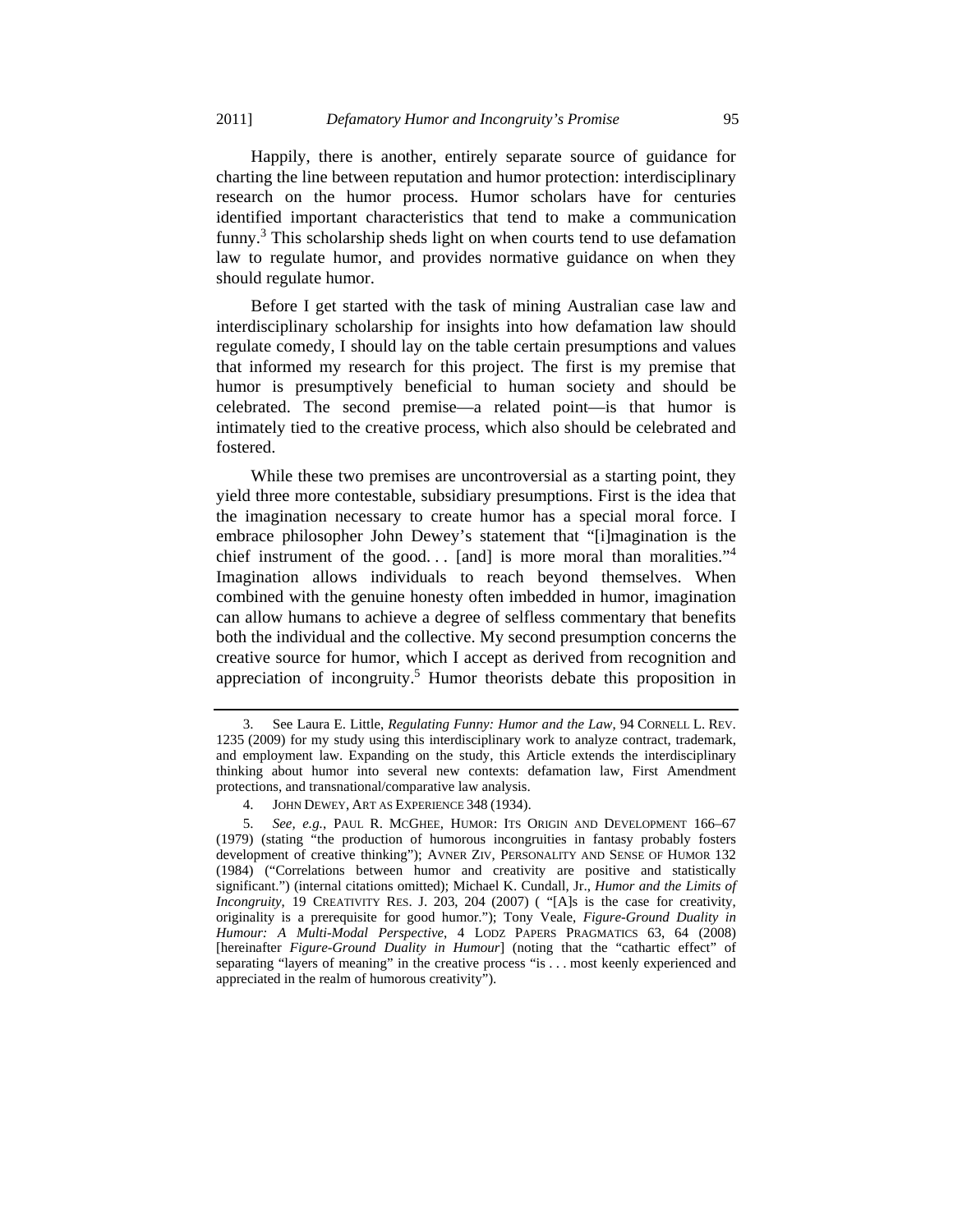Happily, there is another, entirely separate source of guidance for charting the line between reputation and humor protection: interdisciplinary research on the humor process. Humor scholars have for centuries identified important characteristics that tend to make a communication funny.[3] This scholarship sheds light on when courts tend to use defamation law to regulate humor, and provides normative guidance on when they should regulate humor.

Before I get started with the task of mining Australian case law and interdisciplinary scholarship for insights into how defamation law should regulate comedy, I should lay on the table certain presumptions and values that informed my research for this project. The first is my premise that humor is presumptively beneficial to human society and should be celebrated. The second premise—a related point—is that humor is intimately tied to the creative process, which also should be celebrated and fostered.

While these two premises are uncontroversial as a starting point, they yield three more contestable, subsidiary presumptions. First is the idea that the imagination necessary to create humor has a special moral force. I embrace philosopher John Dewey's statement that "[i]magination is the chief instrument of the good. . . [and] is more moral than moralities."[4] Imagination allows individuals to reach beyond themselves. When combined with the genuine honesty often imbedded in humor, imagination can allow humans to achieve a degree of selfless commentary that benefits both the individual and the collective. My second presumption concerns the creative source for humor, which I accept as derived from recognition and appreciation of incongruity.[5] Humor theorists debate this proposition in

---

3. See Laura E. Little, *Regulating Funny: Humor and the Law*, 94 CORNELL L. REV. 1235 (2009) for my study using this interdisciplinary work to analyze contract, trademark, and employment law. Expanding on the study, this Article extends the interdisciplinary thinking about humor into several new contexts: defamation law, First Amendment protections, and transnational/comparative law analysis.

4. JOHN DEWEY, ART AS EXPERIENCE 348 (1934).

5. *See, e.g.*, PAUL R. MCGHEE, HUMOR: ITS ORIGIN AND DEVELOPMENT 166–67 (1979) (stating "the production of humorous incongruities in fantasy probably fosters development of creative thinking"); AVNER ZIV, PERSONALITY AND SENSE OF HUMOR 132 (1984) ("Correlations between humor and creativity are positive and statistically significant.") (internal citations omitted); Michael K. Cundall, Jr., *Humor and the Limits of Incongruity*, 19 CREATIVITY RES. J. 203, 204 (2007) ( "[A]s is the case for creativity, originality is a prerequisite for good humor."); Tony Veale, *Figure-Ground Duality in Humour: A Multi-Modal Perspective*, 4 LODZ PAPERS PRAGMATICS 63, 64 (2008) [hereinafter *Figure-Ground Duality in Humour*] (noting that the "cathartic effect" of separating "layers of meaning" in the creative process "is . . . most keenly experienced and appreciated in the realm of humorous creativity").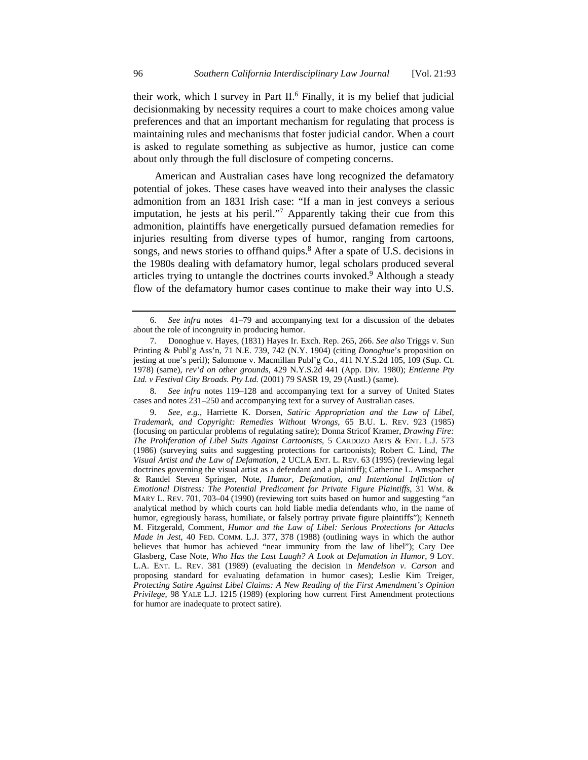their work, which I survey in Part II.[6] Finally, it is my belief that judicial decisionmaking by necessity requires a court to make choices among value preferences and that an important mechanism for regulating that process is maintaining rules and mechanisms that foster judicial candor. When a court is asked to regulate something as subjective as humor, justice can come about only through the full disclosure of competing concerns.

American and Australian cases have long recognized the defamatory potential of jokes. These cases have weaved into their analyses the classic admonition from an 1831 Irish case: "If a man in jest conveys a serious imputation, he jests at his peril."[7] Apparently taking their cue from this admonition, plaintiffs have energetically pursued defamation remedies for injuries resulting from diverse types of humor, ranging from cartoons, songs, and news stories to offhand quips.[8] After a spate of U.S. decisions in the 1980s dealing with defamatory humor, legal scholars produced several articles trying to untangle the doctrines courts invoked.[9] Although a steady flow of the defamatory humor cases continue to make their way into U.S.

---

6. *See infra* notes 41–79 and accompanying text for a discussion of the debates about the role of incongruity in producing humor.

7. Donoghue v. Hayes, (1831) Hayes Ir. Exch. Rep. 265, 266. *See also* Triggs v. Sun Printing & Publ'g Ass'n, 71 N.E. 739, 742 (N.Y. 1904) (citing *Donoghue*'s proposition on jesting at one's peril); Salomone v. Macmillan Publ'g Co., 411 N.Y.S.2d 105, 109 (Sup. Ct. 1978) (same), *rev'd on other grounds*, 429 N.Y.S.2d 441 (App. Div. 1980); *Entienne Pty Ltd. v Festival City Broads. Pty Ltd.* (2001) 79 SASR 19, 29 (Austl.) (same).

8. *See infra* notes 119–128 and accompanying text for a survey of United States cases and notes 231–250 and accompanying text for a survey of Australian cases.

9. *See, e.g.*, Harriette K. Dorsen, *Satiric Appropriation and the Law of Libel, Trademark, and Copyright: Remedies Without Wrongs*, 65 B.U. L. REV. 923 (1985) (focusing on particular problems of regulating satire); Donna Stricof Kramer, *Drawing Fire: The Proliferation of Libel Suits Against Cartoonists*, 5 CARDOZO ARTS & ENT. L.J. 573 (1986) (surveying suits and suggesting protections for cartoonists); Robert C. Lind, *The Visual Artist and the Law of Defamation*, 2 UCLA ENT. L. REV. 63 (1995) (reviewing legal doctrines governing the visual artist as a defendant and a plaintiff); Catherine L. Amspacher & Randel Steven Springer, Note, *Humor, Defamation, and Intentional Infliction of Emotional Distress: The Potential Predicament for Private Figure Plaintiffs*, 31 WM. & MARY L. REV. 701, 703–04 (1990) (reviewing tort suits based on humor and suggesting "an analytical method by which courts can hold liable media defendants who, in the name of humor, egregiously harass, humiliate, or falsely portray private figure plaintiffs"); Kenneth M. Fitzgerald, Comment, *Humor and the Law of Libel: Serious Protections for Attacks Made in Jest*, 40 FED. COMM. L.J. 377, 378 (1988) (outlining ways in which the author believes that humor has achieved "near immunity from the law of libel"); Cary Dee Glasberg, Case Note, *Who Has the Last Laugh? A Look at Defamation in Humor*, 9 LOY. L.A. ENT. L. REV. 381 (1989) (evaluating the decision in *Mendelson v. Carson* and proposing standard for evaluating defamation in humor cases); Leslie Kim Treiger, *Protecting Satire Against Libel Claims: A New Reading of the First Amendment's Opinion Privilege*, 98 YALE L.J. 1215 (1989) (exploring how current First Amendment protections for humor are inadequate to protect satire).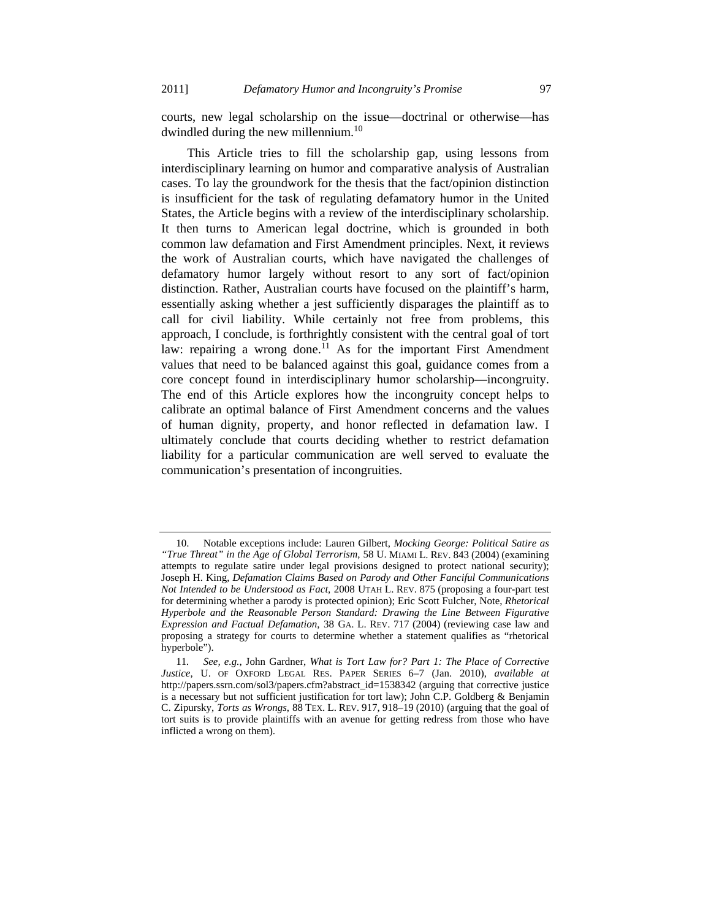courts, new legal scholarship on the issue—doctrinal or otherwise—has dwindled during the new millennium.[10]

This Article tries to fill the scholarship gap, using lessons from interdisciplinary learning on humor and comparative analysis of Australian cases. To lay the groundwork for the thesis that the fact/opinion distinction is insufficient for the task of regulating defamatory humor in the United States, the Article begins with a review of the interdisciplinary scholarship. It then turns to American legal doctrine, which is grounded in both common law defamation and First Amendment principles. Next, it reviews the work of Australian courts, which have navigated the challenges of defamatory humor largely without resort to any sort of fact/opinion distinction. Rather, Australian courts have focused on the plaintiff's harm, essentially asking whether a jest sufficiently disparages the plaintiff as to call for civil liability. While certainly not free from problems, this approach, I conclude, is forthrightly consistent with the central goal of tort law: repairing a wrong done.[11] As for the important First Amendment values that need to be balanced against this goal, guidance comes from a core concept found in interdisciplinary humor scholarship—incongruity. The end of this Article explores how the incongruity concept helps to calibrate an optimal balance of First Amendment concerns and the values of human dignity, property, and honor reflected in defamation law. I ultimately conclude that courts deciding whether to restrict defamation liability for a particular communication are well served to evaluate the communication's presentation of incongruities.

---

10. Notable exceptions include: Lauren Gilbert, *Mocking George: Political Satire as "True Threat" in the Age of Global Terrorism*, 58 U. MIAMI L. REV. 843 (2004) (examining attempts to regulate satire under legal provisions designed to protect national security); Joseph H. King, *Defamation Claims Based on Parody and Other Fanciful Communications Not Intended to be Understood as Fact*, 2008 UTAH L. REV. 875 (proposing a four-part test for determining whether a parody is protected opinion); Eric Scott Fulcher, Note, *Rhetorical Hyperbole and the Reasonable Person Standard: Drawing the Line Between Figurative Expression and Factual Defamation*, 38 GA. L. REV. 717 (2004) (reviewing case law and proposing a strategy for courts to determine whether a statement qualifies as "rhetorical hyperbole").

11. *See, e.g.*, John Gardner, *What is Tort Law for? Part 1: The Place of Corrective Justice*, U. OF OXFORD LEGAL RES. PAPER SERIES 6–7 (Jan. 2010), *available at* http://papers.ssrn.com/sol3/papers.cfm?abstract_id=1538342 (arguing that corrective justice is a necessary but not sufficient justification for tort law); John C.P. Goldberg & Benjamin C. Zipursky, *Torts as Wrongs*, 88 TEX. L. REV. 917, 918–19 (2010) (arguing that the goal of tort suits is to provide plaintiffs with an avenue for getting redress from those who have inflicted a wrong on them).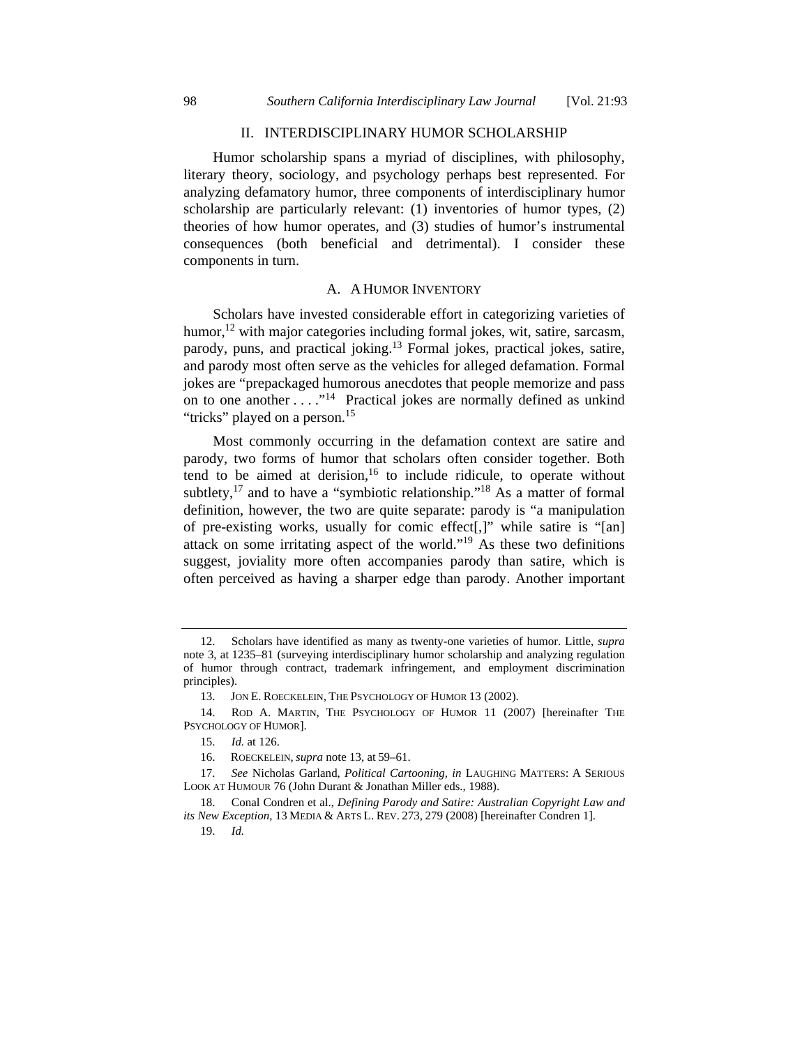## II. INTERDISCIPLINARY HUMOR SCHOLARSHIP

Humor scholarship spans a myriad of disciplines, with philosophy, literary theory, sociology, and psychology perhaps best represented. For analyzing defamatory humor, three components of interdisciplinary humor scholarship are particularly relevant: (1) inventories of humor types, (2) theories of how humor operates, and (3) studies of humor's instrumental consequences (both beneficial and detrimental). I consider these components in turn.

### A. A HUMOR INVENTORY

Scholars have invested considerable effort in categorizing varieties of humor,[12] with major categories including formal jokes, wit, satire, sarcasm, parody, puns, and practical joking.[13] Formal jokes, practical jokes, satire, and parody most often serve as the vehicles for alleged defamation. Formal jokes are "prepackaged humorous anecdotes that people memorize and pass on to one another . . . ."[14] Practical jokes are normally defined as unkind "tricks" played on a person.[15]

Most commonly occurring in the defamation context are satire and parody, two forms of humor that scholars often consider together. Both tend to be aimed at derision,[16] to include ridicule, to operate without subtlety,[17] and to have a "symbiotic relationship."[18] As a matter of formal definition, however, the two are quite separate: parody is "a manipulation of pre-existing works, usually for comic effect[,]" while satire is "[an] attack on some irritating aspect of the world."[19] As these two definitions suggest, joviality more often accompanies parody than satire, which is often perceived as having a sharper edge than parody. Another important

---

12. Scholars have identified as many as twenty-one varieties of humor. Little, *supra* note 3, at 1235–81 (surveying interdisciplinary humor scholarship and analyzing regulation of humor through contract, trademark infringement, and employment discrimination principles).

13. JON E. ROECKELEIN, THE PSYCHOLOGY OF HUMOR 13 (2002).

14. ROD A. MARTIN, THE PSYCHOLOGY OF HUMOR 11 (2007) [hereinafter THE PSYCHOLOGY OF HUMOR].

15. *Id.* at 126.

16. ROECKELEIN, *supra* note 13, at 59–61.

17. *See* Nicholas Garland, *Political Cartooning*, *in* LAUGHING MATTERS: A SERIOUS LOOK AT HUMOUR 76 (John Durant & Jonathan Miller eds., 1988).

18. Conal Condren et al., *Defining Parody and Satire: Australian Copyright Law and its New Exception*, 13 MEDIA & ARTS L. REV. 273, 279 (2008) [hereinafter Condren 1].

19. *Id.*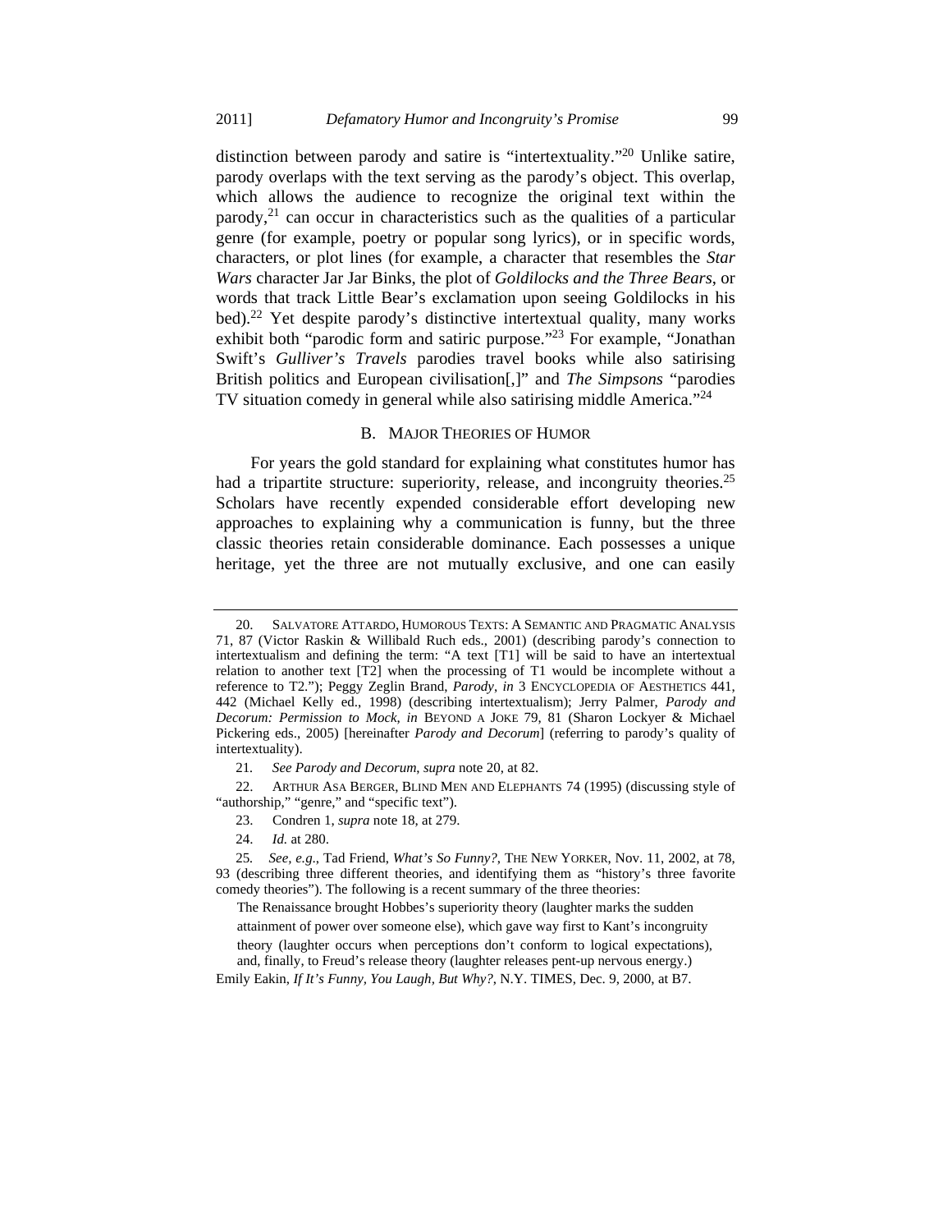distinction between parody and satire is "intertextuality."[20] Unlike satire, parody overlaps with the text serving as the parody's object. This overlap, which allows the audience to recognize the original text within the parody,[21] can occur in characteristics such as the qualities of a particular genre (for example, poetry or popular song lyrics), or in specific words, characters, or plot lines (for example, a character that resembles the *Star Wars* character Jar Jar Binks, the plot of *Goldilocks and the Three Bears*, or words that track Little Bear's exclamation upon seeing Goldilocks in his bed).[22] Yet despite parody's distinctive intertextual quality, many works exhibit both "parodic form and satiric purpose."[23] For example, "Jonathan Swift's *Gulliver's Travels* parodies travel books while also satirising British politics and European civilisation[,]" and *The Simpsons* "parodies TV situation comedy in general while also satirising middle America."[24]

### B. Major Theories of Humor

For years the gold standard for explaining what constitutes humor has had a tripartite structure: superiority, release, and incongruity theories.[25] Scholars have recently expended considerable effort developing new approaches to explaining why a communication is funny, but the three classic theories retain considerable dominance. Each possesses a unique heritage, yet the three are not mutually exclusive, and one can easily

---

20. Salvatore Attardo, Humorous Texts: A Semantic and Pragmatic Analysis 71, 87 (Victor Raskin & Willibald Ruch eds., 2001) (describing parody's connection to intertextualism and defining the term: "A text [T1] will be said to have an intertextual relation to another text [T2] when the processing of T1 would be incomplete without a reference to T2."); Peggy Zeglin Brand, *Parody*, *in* 3 Encyclopedia of Aesthetics 441, 442 (Michael Kelly ed., 1998) (describing intertextualism); Jerry Palmer, *Parody and Decorum: Permission to Mock*, *in* Beyond a Joke 79, 81 (Sharon Lockyer & Michael Pickering eds., 2005) [hereinafter *Parody and Decorum*] (referring to parody's quality of intertextuality).

21. *See Parody and Decorum*, *supra* note 20, at 82.

22. Arthur Asa Berger, Blind Men and Elephants 74 (1995) (discussing style of "authorship," "genre," and "specific text").

23. Condren 1, *supra* note 18, at 279.

24. *Id.* at 280.

25. *See, e.g.*, Tad Friend, *What's So Funny?*, The New Yorker, Nov. 11, 2002, at 78, 93 (describing three different theories, and identifying them as "history's three favorite comedy theories"). The following is a recent summary of the three theories:

> The Renaissance brought Hobbes's superiority theory (laughter marks the sudden attainment of power over someone else), which gave way first to Kant's incongruity theory (laughter occurs when perceptions don't conform to logical expectations), and, finally, to Freud's release theory (laughter releases pent-up nervous energy.)

Emily Eakin, *If It's Funny, You Laugh, But Why?*, N.Y. Times, Dec. 9, 2000, at B7.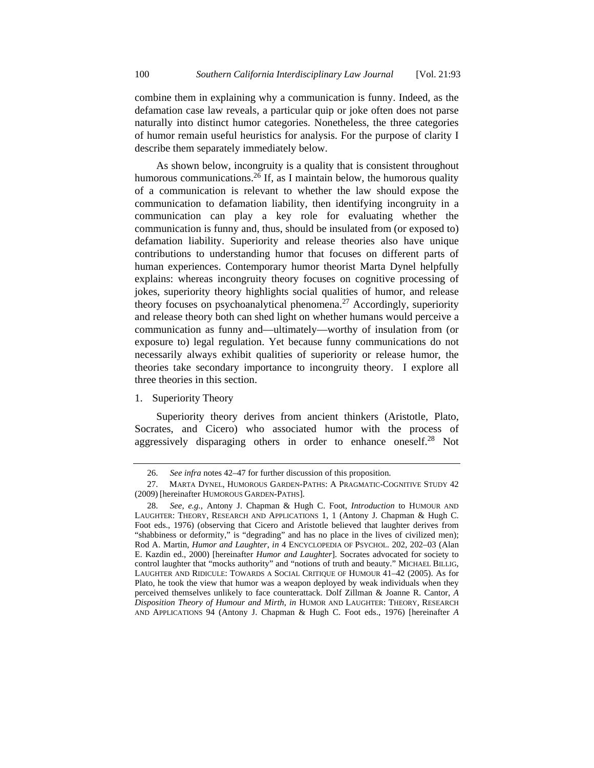combine them in explaining why a communication is funny. Indeed, as the defamation case law reveals, a particular quip or joke often does not parse naturally into distinct humor categories. Nonetheless, the three categories of humor remain useful heuristics for analysis. For the purpose of clarity I describe them separately immediately below.

As shown below, incongruity is a quality that is consistent throughout humorous communications.[26] If, as I maintain below, the humorous quality of a communication is relevant to whether the law should expose the communication to defamation liability, then identifying incongruity in a communication can play a key role for evaluating whether the communication is funny and, thus, should be insulated from (or exposed to) defamation liability. Superiority and release theories also have unique contributions to understanding humor that focuses on different parts of human experiences. Contemporary humor theorist Marta Dynel helpfully explains: whereas incongruity theory focuses on cognitive processing of jokes, superiority theory highlights social qualities of humor, and release theory focuses on psychoanalytical phenomena.[27] Accordingly, superiority and release theory both can shed light on whether humans would perceive a communication as funny and—ultimately—worthy of insulation from (or exposure to) legal regulation. Yet because funny communications do not necessarily always exhibit qualities of superiority or release humor, the theories take secondary importance to incongruity theory. I explore all three theories in this section.

1. Superiority Theory

Superiority theory derives from ancient thinkers (Aristotle, Plato, Socrates, and Cicero) who associated humor with the process of aggressively disparaging others in order to enhance oneself.[28] Not

---

26. *See infra* notes 42–47 for further discussion of this proposition.

27. MARTA DYNEL, HUMOROUS GARDEN-PATHS: A PRAGMATIC-COGNITIVE STUDY 42 (2009) [hereinafter HUMOROUS GARDEN-PATHS].

28. *See, e.g.*, Antony J. Chapman & Hugh C. Foot, *Introduction* to HUMOUR AND LAUGHTER: THEORY, RESEARCH AND APPLICATIONS 1, 1 (Antony J. Chapman & Hugh C. Foot eds., 1976) (observing that Cicero and Aristotle believed that laughter derives from "shabbiness or deformity," is "degrading" and has no place in the lives of civilized men); Rod A. Martin, *Humor and Laughter*, *in* 4 ENCYCLOPEDIA OF PSYCHOL. 202, 202–03 (Alan E. Kazdin ed., 2000) [hereinafter *Humor and Laughter*]. Socrates advocated for society to control laughter that "mocks authority" and "notions of truth and beauty." MICHAEL BILLIG, LAUGHTER AND RIDICULE: TOWARDS A SOCIAL CRITIQUE OF HUMOUR 41–42 (2005). As for Plato, he took the view that humor was a weapon deployed by weak individuals when they perceived themselves unlikely to face counterattack. Dolf Zillman & Joanne R. Cantor, *A Disposition Theory of Humour and Mirth*, *in* HUMOR AND LAUGHTER: THEORY, RESEARCH AND APPLICATIONS 94 (Antony J. Chapman & Hugh C. Foot eds., 1976) [hereinafter *A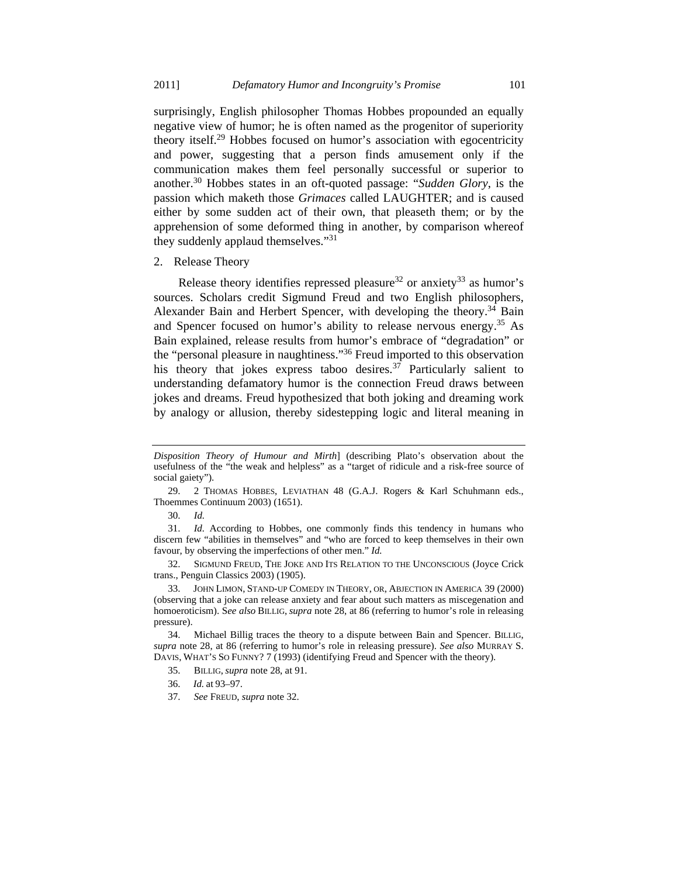surprisingly, English philosopher Thomas Hobbes propounded an equally negative view of humor; he is often named as the progenitor of superiority theory itself.[29] Hobbes focused on humor's association with egocentricity and power, suggesting that a person finds amusement only if the communication makes them feel personally successful or superior to another.[30] Hobbes states in an oft-quoted passage: "*Sudden Glory*, is the passion which maketh those *Grimaces* called LAUGHTER; and is caused either by some sudden act of their own, that pleaseth them; or by the apprehension of some deformed thing in another, by comparison whereof they suddenly applaud themselves."[31]

2. Release Theory

Release theory identifies repressed pleasure[32] or anxiety[33] as humor's sources. Scholars credit Sigmund Freud and two English philosophers, Alexander Bain and Herbert Spencer, with developing the theory.[34] Bain and Spencer focused on humor's ability to release nervous energy.[35] As Bain explained, release results from humor's embrace of "degradation" or the "personal pleasure in naughtiness."[36] Freud imported to this observation his theory that jokes express taboo desires.[37] Particularly salient to understanding defamatory humor is the connection Freud draws between jokes and dreams. Freud hypothesized that both joking and dreaming work by analogy or allusion, thereby sidestepping logic and literal meaning in

---

*Disposition Theory of Humour and Mirth*] (describing Plato's observation about the usefulness of the "the weak and helpless" as a "target of ridicule and a risk-free source of social gaiety").

29. 2 THOMAS HOBBES, LEVIATHAN 48 (G.A.J. Rogers & Karl Schuhmann eds., Thoemmes Continuum 2003) (1651).

30. *Id.*

31. *Id.* According to Hobbes, one commonly finds this tendency in humans who discern few "abilities in themselves" and "who are forced to keep themselves in their own favour, by observing the imperfections of other men." *Id.*

32. SIGMUND FREUD, THE JOKE AND ITS RELATION TO THE UNCONSCIOUS (Joyce Crick trans., Penguin Classics 2003) (1905).

33. JOHN LIMON, STAND-UP COMEDY IN THEORY, OR, ABJECTION IN AMERICA 39 (2000) (observing that a joke can release anxiety and fear about such matters as miscegenation and homoeroticism). S*ee also* BILLIG, *supra* note 28, at 86 (referring to humor's role in releasing pressure).

34. Michael Billig traces the theory to a dispute between Bain and Spencer. BILLIG, *supra* note 28, at 86 (referring to humor's role in releasing pressure). *See also* MURRAY S. DAVIS, WHAT'S SO FUNNY? 7 (1993) (identifying Freud and Spencer with the theory).

35. BILLIG, *supra* note 28, at 91.

36. *Id.* at 93–97.

37. *See* FREUD, *supra* note 32.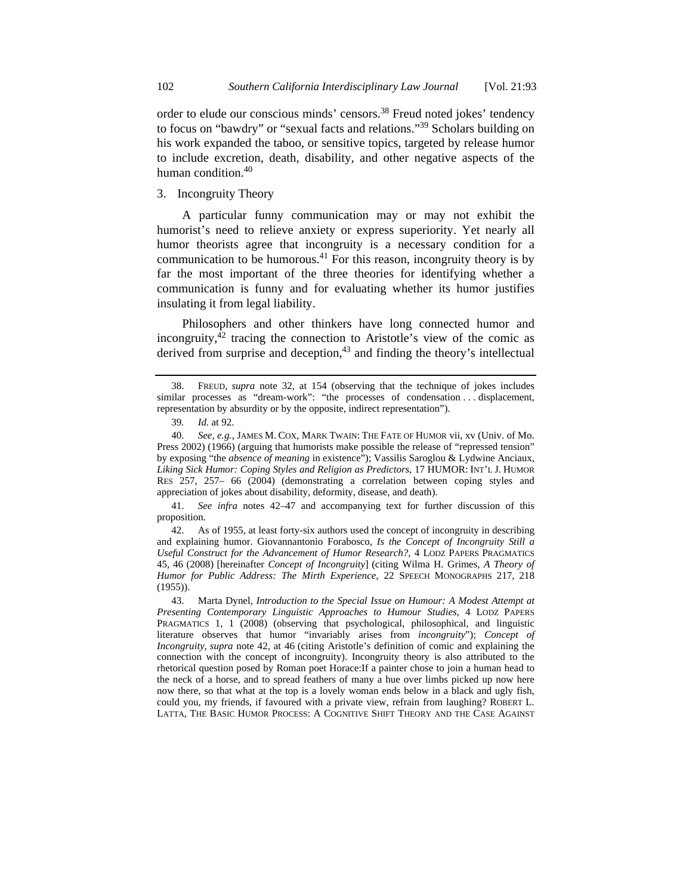order to elude our conscious minds' censors.[38] Freud noted jokes' tendency to focus on "bawdry" or "sexual facts and relations."[39] Scholars building on his work expanded the taboo, or sensitive topics, targeted by release humor to include excretion, death, disability, and other negative aspects of the human condition.[40]

3. Incongruity Theory

A particular funny communication may or may not exhibit the humorist's need to relieve anxiety or express superiority. Yet nearly all humor theorists agree that incongruity is a necessary condition for a communication to be humorous.[41] For this reason, incongruity theory is by far the most important of the three theories for identifying whether a communication is funny and for evaluating whether its humor justifies insulating it from legal liability.

Philosophers and other thinkers have long connected humor and incongruity,[42] tracing the connection to Aristotle's view of the comic as derived from surprise and deception,[43] and finding the theory's intellectual

---

38. FREUD, *supra* note 32, at 154 (observing that the technique of jokes includes similar processes as "dream-work": "the processes of condensation . . . displacement, representation by absurdity or by the opposite, indirect representation").

39. *Id.* at 92.

40. *See, e.g.*, JAMES M. COX, MARK TWAIN: THE FATE OF HUMOR vii, xv (Univ. of Mo. Press 2002) (1966) (arguing that humorists make possible the release of "repressed tension" by exposing "the *absence of meaning* in existence"); Vassilis Saroglou & Lydwine Anciaux, *Liking Sick Humor: Coping Styles and Religion as Predictors*, 17 HUMOR: INT'L J. HUMOR RES 257, 257– 66 (2004) (demonstrating a correlation between coping styles and appreciation of jokes about disability, deformity, disease, and death).

41. *See infra* notes 42–47 and accompanying text for further discussion of this proposition.

42. As of 1955, at least forty-six authors used the concept of incongruity in describing and explaining humor. Giovannantonio Forabosco, *Is the Concept of Incongruity Still a Useful Construct for the Advancement of Humor Research?*, 4 LODZ PAPERS PRAGMATICS 45, 46 (2008) [hereinafter *Concept of Incongruity*] (citing Wilma H. Grimes, *A Theory of Humor for Public Address: The Mirth Experience*, 22 SPEECH MONOGRAPHS 217, 218 (1955)).

43. Marta Dynel, *Introduction to the Special Issue on Humour: A Modest Attempt at Presenting Contemporary Linguistic Approaches to Humour Studies*, 4 LODZ PAPERS PRAGMATICS 1, 1 (2008) (observing that psychological, philosophical, and linguistic literature observes that humor "invariably arises from *incongruity*"); *Concept of Incongruity*, *supra* note 42, at 46 (citing Aristotle's definition of comic and explaining the connection with the concept of incongruity). Incongruity theory is also attributed to the rhetorical question posed by Roman poet Horace:If a painter chose to join a human head to the neck of a horse, and to spread feathers of many a hue over limbs picked up now here now there, so that what at the top is a lovely woman ends below in a black and ugly fish, could you, my friends, if favoured with a private view, refrain from laughing? ROBERT L. LATTA, THE BASIC HUMOR PROCESS: A COGNITIVE SHIFT THEORY AND THE CASE AGAINST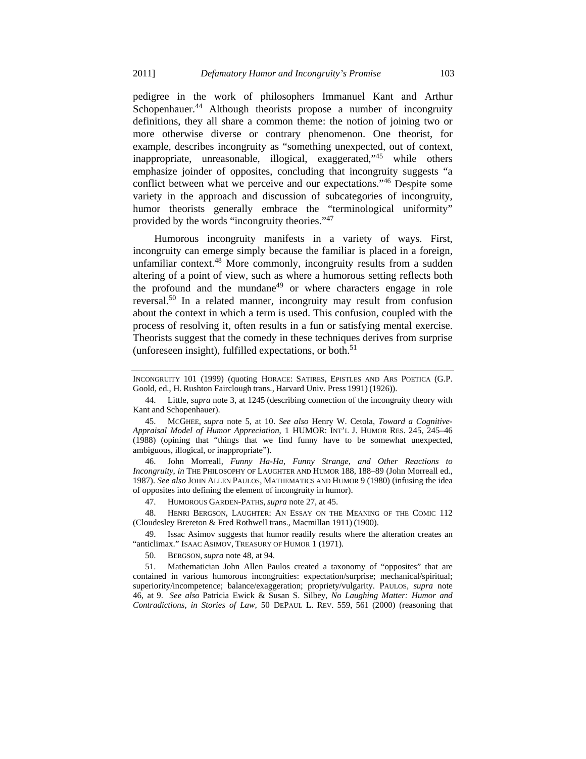pedigree in the work of philosophers Immanuel Kant and Arthur Schopenhauer.[44] Although theorists propose a number of incongruity definitions, they all share a common theme: the notion of joining two or more otherwise diverse or contrary phenomenon. One theorist, for example, describes incongruity as "something unexpected, out of context, inappropriate, unreasonable, illogical, exaggerated,"[45] while others emphasize joinder of opposites, concluding that incongruity suggests "a conflict between what we perceive and our expectations."[46] Despite some variety in the approach and discussion of subcategories of incongruity, humor theorists generally embrace the "terminological uniformity" provided by the words "incongruity theories."[47]

Humorous incongruity manifests in a variety of ways. First, incongruity can emerge simply because the familiar is placed in a foreign, unfamiliar context.[48] More commonly, incongruity results from a sudden altering of a point of view, such as where a humorous setting reflects both the profound and the mundane[49] or where characters engage in role reversal.[50] In a related manner, incongruity may result from confusion about the context in which a term is used. This confusion, coupled with the process of resolving it, often results in a fun or satisfying mental exercise. Theorists suggest that the comedy in these techniques derives from surprise (unforeseen insight), fulfilled expectations, or both.[51]

---

INCONGRUITY 101 (1999) (quoting HORACE: SATIRES, EPISTLES AND ARS POETICA (G.P. Goold, ed., H. Rushton Fairclough trans., Harvard Univ. Press 1991) (1926)).

44. Little, *supra* note 3, at 1245 (describing connection of the incongruity theory with Kant and Schopenhauer).

45. MCGHEE, *supra* note 5, at 10. *See also* Henry W. Cetola, *Toward a Cognitive-Appraisal Model of Humor Appreciation*, 1 HUMOR: INT'L J. HUMOR RES. 245, 245–46 (1988) (opining that "things that we find funny have to be somewhat unexpected, ambiguous, illogical, or inappropriate").

46. John Morreall, *Funny Ha-Ha, Funny Strange, and Other Reactions to Incongruity*, *in* THE PHILOSOPHY OF LAUGHTER AND HUMOR 188, 188–89 (John Morreall ed., 1987). *See also* JOHN ALLEN PAULOS, MATHEMATICS AND HUMOR 9 (1980) (infusing the idea of opposites into defining the element of incongruity in humor).

47. HUMOROUS GARDEN-PATHS, *supra* note 27, at 45.

48. HENRI BERGSON, LAUGHTER: AN ESSAY ON THE MEANING OF THE COMIC 112 (Cloudesley Brereton & Fred Rothwell trans., Macmillan 1911) (1900).

49. Issac Asimov suggests that humor readily results where the alteration creates an "anticlimax." ISAAC ASIMOV, TREASURY OF HUMOR 1 (1971).

50. BERGSON, *supra* note 48, at 94.

51. Mathematician John Allen Paulos created a taxonomy of "opposites" that are contained in various humorous incongruities: expectation/surprise; mechanical/spiritual; superiority/incompetence; balance/exaggeration; propriety/vulgarity. PAULOS, *supra* note 46, at 9. *See also* Patricia Ewick & Susan S. Silbey, *No Laughing Matter: Humor and Contradictions*, *in Stories of Law*, 50 DEPAUL L. REV. 559, 561 (2000) (reasoning that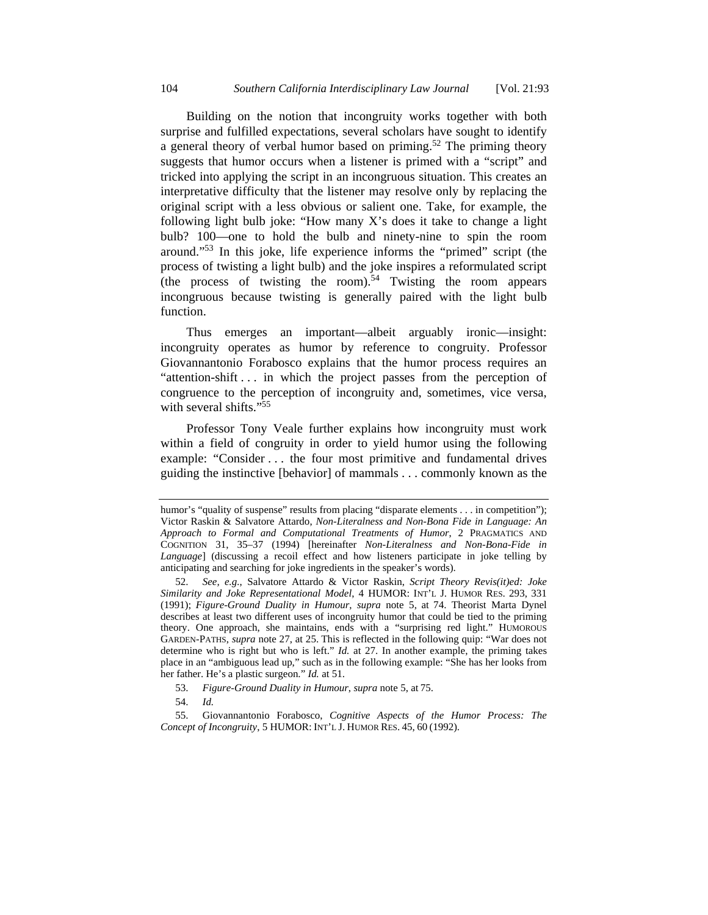Building on the notion that incongruity works together with both surprise and fulfilled expectations, several scholars have sought to identify a general theory of verbal humor based on priming.[52] The priming theory suggests that humor occurs when a listener is primed with a "script" and tricked into applying the script in an incongruous situation. This creates an interpretative difficulty that the listener may resolve only by replacing the original script with a less obvious or salient one. Take, for example, the following light bulb joke: "How many X's does it take to change a light bulb? 100—one to hold the bulb and ninety-nine to spin the room around."[53] In this joke, life experience informs the "primed" script (the process of twisting a light bulb) and the joke inspires a reformulated script (the process of twisting the room).[54] Twisting the room appears incongruous because twisting is generally paired with the light bulb function.

Thus emerges an important—albeit arguably ironic—insight: incongruity operates as humor by reference to congruity. Professor Giovannantonio Forabosco explains that the humor process requires an "attention-shift . . . in which the project passes from the perception of congruence to the perception of incongruity and, sometimes, vice versa, with several shifts."[55]

Professor Tony Veale further explains how incongruity must work within a field of congruity in order to yield humor using the following example: "Consider . . . the four most primitive and fundamental drives guiding the instinctive [behavior] of mammals . . . commonly known as the

---

humor's "quality of suspense" results from placing "disparate elements . . . in competition"); Victor Raskin & Salvatore Attardo, *Non-Literalness and Non-Bona Fide in Language: An Approach to Formal and Computational Treatments of Humor*, 2 PRAGMATICS AND COGNITION 31, 35–37 (1994) [hereinafter *Non-Literalness and Non-Bona-Fide in Language*] (discussing a recoil effect and how listeners participate in joke telling by anticipating and searching for joke ingredients in the speaker's words).

52. *See, e.g.*, Salvatore Attardo & Victor Raskin, *Script Theory Revis(it)ed: Joke Similarity and Joke Representational Model*, 4 HUMOR: INT'L J. HUMOR RES. 293, 331 (1991); *Figure-Ground Duality in Humour*, *supra* note 5, at 74. Theorist Marta Dynel describes at least two different uses of incongruity humor that could be tied to the priming theory. One approach, she maintains, ends with a "surprising red light." HUMOROUS GARDEN-PATHS, *supra* note 27, at 25. This is reflected in the following quip: "War does not determine who is right but who is left." *Id.* at 27. In another example, the priming takes place in an "ambiguous lead up," such as in the following example: "She has her looks from her father. He's a plastic surgeon." *Id.* at 51.

53. *Figure-Ground Duality in Humour*, *supra* note 5, at 75.

54. *Id.*

55. Giovannantonio Forabosco, *Cognitive Aspects of the Humor Process: The Concept of Incongruity*, 5 HUMOR: INT'L J. HUMOR RES. 45, 60 (1992).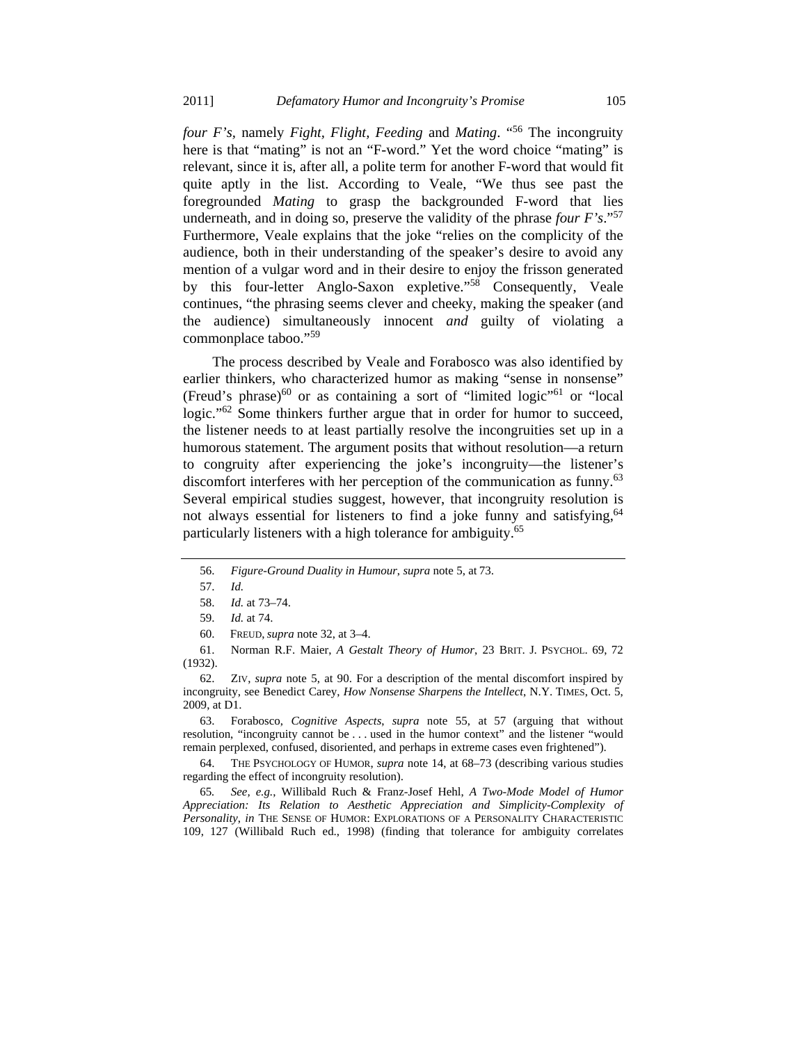*four F's*, namely *Fight*, *Flight*, *Feeding* and *Mating*. "[56] The incongruity here is that "mating" is not an "F-word." Yet the word choice "mating" is relevant, since it is, after all, a polite term for another F-word that would fit quite aptly in the list. According to Veale, "We thus see past the foregrounded *Mating* to grasp the backgrounded F-word that lies underneath, and in doing so, preserve the validity of the phrase *four F's*."[57] Furthermore, Veale explains that the joke "relies on the complicity of the audience, both in their understanding of the speaker's desire to avoid any mention of a vulgar word and in their desire to enjoy the frisson generated by this four-letter Anglo-Saxon expletive."[58] Consequently, Veale continues, "the phrasing seems clever and cheeky, making the speaker (and the audience) simultaneously innocent *and* guilty of violating a commonplace taboo."[59]

The process described by Veale and Forabosco was also identified by earlier thinkers, who characterized humor as making "sense in nonsense" (Freud's phrase)[60] or as containing a sort of "limited logic"[61] or "local logic."[62] Some thinkers further argue that in order for humor to succeed, the listener needs to at least partially resolve the incongruities set up in a humorous statement. The argument posits that without resolution—a return to congruity after experiencing the joke's incongruity—the listener's discomfort interferes with her perception of the communication as funny.[63] Several empirical studies suggest, however, that incongruity resolution is not always essential for listeners to find a joke funny and satisfying,[64] particularly listeners with a high tolerance for ambiguity.[65]

---

56. *Figure-Ground Duality in Humour*, *supra* note 5, at 73.

57. *Id.*

58. *Id.* at 73–74.

59. *Id.* at 74.

60. FREUD, *supra* note 32, at 3–4.

61. Norman R.F. Maier, *A Gestalt Theory of Humor*, 23 BRIT. J. PSYCHOL. 69, 72 (1932).

62. ZIV, *supra* note 5, at 90. For a description of the mental discomfort inspired by incongruity, see Benedict Carey, *How Nonsense Sharpens the Intellect*, N.Y. TIMES, Oct. 5, 2009, at D1.

63. Forabosco, *Cognitive Aspects*, *supra* note 55, at 57 (arguing that without resolution, "incongruity cannot be . . . used in the humor context" and the listener "would remain perplexed, confused, disoriented, and perhaps in extreme cases even frightened").

64. THE PSYCHOLOGY OF HUMOR, *supra* note 14, at 68–73 (describing various studies regarding the effect of incongruity resolution).

65. *See, e.g.*, Willibald Ruch & Franz-Josef Hehl, *A Two-Mode Model of Humor Appreciation: Its Relation to Aesthetic Appreciation and Simplicity-Complexity of Personality*, *in* THE SENSE OF HUMOR: EXPLORATIONS OF A PERSONALITY CHARACTERISTIC 109, 127 (Willibald Ruch ed., 1998) (finding that tolerance for ambiguity correlates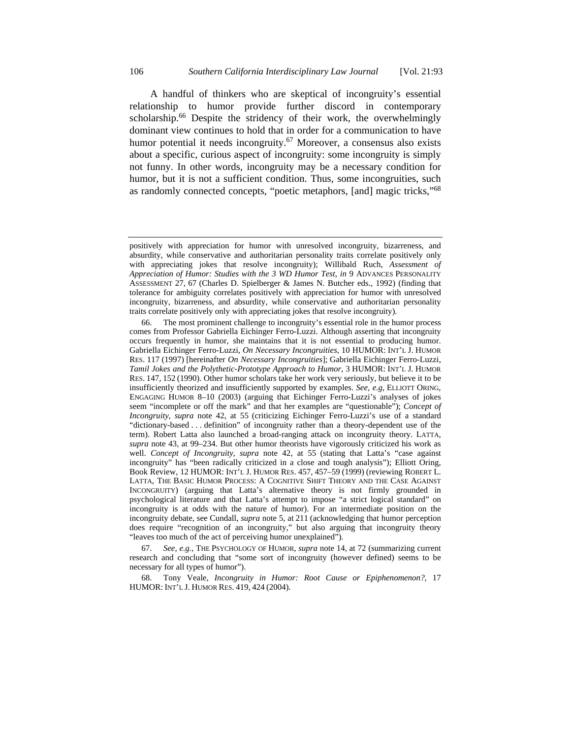A handful of thinkers who are skeptical of incongruity's essential relationship to humor provide further discord in contemporary scholarship.[66] Despite the stridency of their work, the overwhelmingly dominant view continues to hold that in order for a communication to have humor potential it needs incongruity.[67] Moreover, a consensus also exists about a specific, curious aspect of incongruity: some incongruity is simply not funny. In other words, incongruity may be a necessary condition for humor, but it is not a sufficient condition. Thus, some incongruities, such as randomly connected concepts, "poetic metaphors, [and] magic tricks,"[68]

---

positively with appreciation for humor with unresolved incongruity, bizarreness, and absurdity, while conservative and authoritarian personality traits correlate positively only with appreciating jokes that resolve incongruity); Willibald Ruch, *Assessment of Appreciation of Humor: Studies with the 3 WD Humor Test*, *in* 9 ADVANCES PERSONALITY ASSESSMENT 27, 67 (Charles D. Spielberger & James N. Butcher eds., 1992) (finding that tolerance for ambiguity correlates positively with appreciation for humor with unresolved incongruity, bizarreness, and absurdity, while conservative and authoritarian personality traits correlate positively only with appreciating jokes that resolve incongruity).

66. The most prominent challenge to incongruity's essential role in the humor process comes from Professor Gabriella Eichinger Ferro-Luzzi. Although asserting that incongruity occurs frequently in humor, she maintains that it is not essential to producing humor. Gabriella Eichinger Ferro-Luzzi, *On Necessary Incongruities*, 10 HUMOR: INT'L J. HUMOR RES. 117 (1997) [hereinafter *On Necessary Incongruities*]; Gabriella Eichinger Ferro-Luzzi, *Tamil Jokes and the Polythetic-Prototype Approach to Humor*, 3 HUMOR: INT'L J. HUMOR RES. 147, 152 (1990). Other humor scholars take her work very seriously, but believe it to be insufficiently theorized and insufficiently supported by examples. *See, e.g*, ELLIOTT ORING, ENGAGING HUMOR 8–10 (2003) (arguing that Eichinger Ferro-Luzzi's analyses of jokes seem "incomplete or off the mark" and that her examples are "questionable"); *Concept of Incongruity*, *supra* note 42, at 55 (criticizing Eichinger Ferro-Luzzi's use of a standard "dictionary-based . . . definition" of incongruity rather than a theory-dependent use of the term). Robert Latta also launched a broad-ranging attack on incongruity theory. LATTA, *supra* note 43, at 99–234. But other humor theorists have vigorously criticized his work as well. *Concept of Incongruity*, *supra* note 42, at 55 (stating that Latta's "case against incongruity" has "been radically criticized in a close and tough analysis"); Elliott Oring, Book Review, 12 HUMOR: INT'L J. HUMOR RES. 457, 457–59 (1999) (reviewing ROBERT L. LATTA, THE BASIC HUMOR PROCESS: A COGNITIVE SHIFT THEORY AND THE CASE AGAINST INCONGRUITY) (arguing that Latta's alternative theory is not firmly grounded in psychological literature and that Latta's attempt to impose "a strict logical standard" on incongruity is at odds with the nature of humor). For an intermediate position on the incongruity debate, see Cundall, *supra* note 5, at 211 (acknowledging that humor perception does require "recognition of an incongruity," but also arguing that incongruity theory "leaves too much of the act of perceiving humor unexplained").

67. *See, e.g.*, THE PSYCHOLOGY OF HUMOR, *supra* note 14, at 72 (summarizing current research and concluding that "some sort of incongruity (however defined) seems to be necessary for all types of humor").

68. Tony Veale, *Incongruity in Humor: Root Cause or Epiphenomenon?*, 17 HUMOR: INT'L J. HUMOR RES. 419, 424 (2004).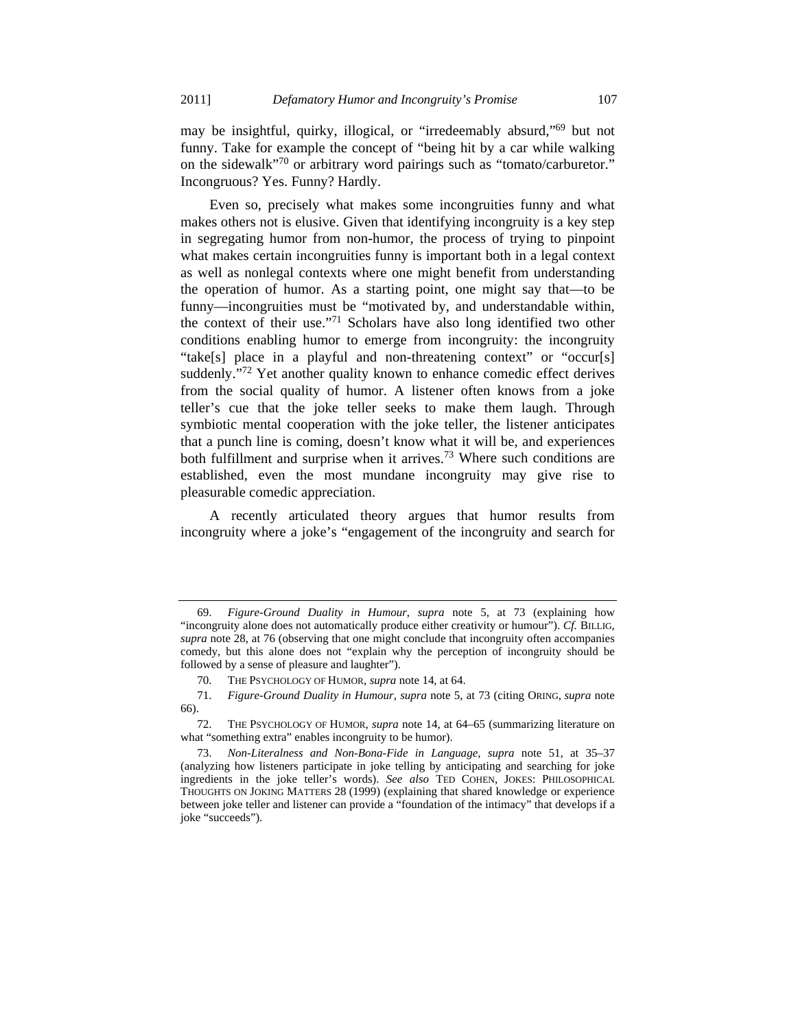may be insightful, quirky, illogical, or "irredeemably absurd,"[69] but not funny. Take for example the concept of "being hit by a car while walking on the sidewalk"[70] or arbitrary word pairings such as "tomato/carburetor." Incongruous? Yes. Funny? Hardly.

Even so, precisely what makes some incongruities funny and what makes others not is elusive. Given that identifying incongruity is a key step in segregating humor from non-humor, the process of trying to pinpoint what makes certain incongruities funny is important both in a legal context as well as nonlegal contexts where one might benefit from understanding the operation of humor. As a starting point, one might say that—to be funny—incongruities must be "motivated by, and understandable within, the context of their use."[71] Scholars have also long identified two other conditions enabling humor to emerge from incongruity: the incongruity "take[s] place in a playful and non-threatening context" or "occur[s] suddenly."[72] Yet another quality known to enhance comedic effect derives from the social quality of humor. A listener often knows from a joke teller's cue that the joke teller seeks to make them laugh. Through symbiotic mental cooperation with the joke teller, the listener anticipates that a punch line is coming, doesn't know what it will be, and experiences both fulfillment and surprise when it arrives.[73] Where such conditions are established, even the most mundane incongruity may give rise to pleasurable comedic appreciation.

A recently articulated theory argues that humor results from incongruity where a joke's "engagement of the incongruity and search for

---

69. *Figure-Ground Duality in Humour*, *supra* note 5, at 73 (explaining how "incongruity alone does not automatically produce either creativity or humour"). *Cf.* BILLIG, *supra* note 28, at 76 (observing that one might conclude that incongruity often accompanies comedy, but this alone does not "explain why the perception of incongruity should be followed by a sense of pleasure and laughter").

70. THE PSYCHOLOGY OF HUMOR, *supra* note 14, at 64.

71. *Figure-Ground Duality in Humour*, *supra* note 5, at 73 (citing ORING, *supra* note 66).

72. THE PSYCHOLOGY OF HUMOR, *supra* note 14, at 64–65 (summarizing literature on what "something extra" enables incongruity to be humor).

73. *Non-Literalness and Non-Bona-Fide in Language*, *supra* note 51, at 35–37 (analyzing how listeners participate in joke telling by anticipating and searching for joke ingredients in the joke teller's words). *See also* TED COHEN, JOKES: PHILOSOPHICAL THOUGHTS ON JOKING MATTERS 28 (1999) (explaining that shared knowledge or experience between joke teller and listener can provide a "foundation of the intimacy" that develops if a joke "succeeds").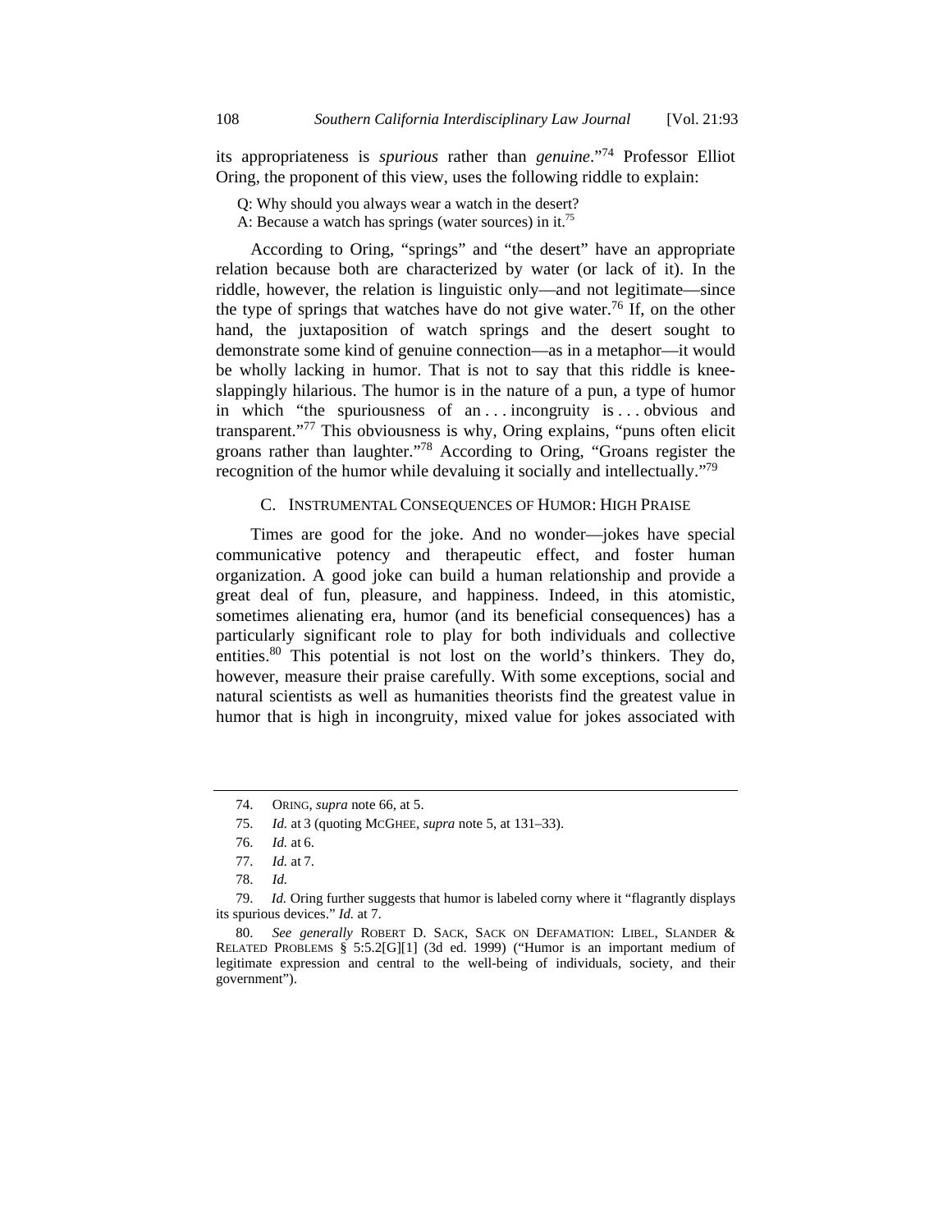its appropriateness is *spurious* rather than *genuine*."[74] Professor Elliot Oring, the proponent of this view, uses the following riddle to explain:

> Q: Why should you always wear a watch in the desert?
> A: Because a watch has springs (water sources) in it.[75]

According to Oring, "springs" and "the desert" have an appropriate relation because both are characterized by water (or lack of it). In the riddle, however, the relation is linguistic only—and not legitimate—since the type of springs that watches have do not give water.[76] If, on the other hand, the juxtaposition of watch springs and the desert sought to demonstrate some kind of genuine connection—as in a metaphor—it would be wholly lacking in humor. That is not to say that this riddle is knee-slappingly hilarious. The humor is in the nature of a pun, a type of humor in which "the spuriousness of an . . . incongruity is . . . obvious and transparent."[77] This obviousness is why, Oring explains, "puns often elicit groans rather than laughter."[78] According to Oring, "Groans register the recognition of the humor while devaluing it socially and intellectually."[79]

### C. Instrumental Consequences of Humor: High Praise

Times are good for the joke. And no wonder—jokes have special communicative potency and therapeutic effect, and foster human organization. A good joke can build a human relationship and provide a great deal of fun, pleasure, and happiness. Indeed, in this atomistic, sometimes alienating era, humor (and its beneficial consequences) has a particularly significant role to play for both individuals and collective entities.[80] This potential is not lost on the world's thinkers. They do, however, measure their praise carefully. With some exceptions, social and natural scientists as well as humanities theorists find the greatest value in humor that is high in incongruity, mixed value for jokes associated with

---

74. Oring, *supra* note 66, at 5.

75. *Id.* at 3 (quoting McGhee, *supra* note 5, at 131–33).

76. *Id.* at 6.

77. *Id.* at 7.

78. *Id.*

79. *Id.* Oring further suggests that humor is labeled corny where it "flagrantly displays its spurious devices." *Id.* at 7.

80. *See generally* Robert D. Sack, Sack on Defamation: Libel, Slander & Related Problems § 5:5.2[G][1] (3d ed. 1999) ("Humor is an important medium of legitimate expression and central to the well-being of individuals, society, and their government").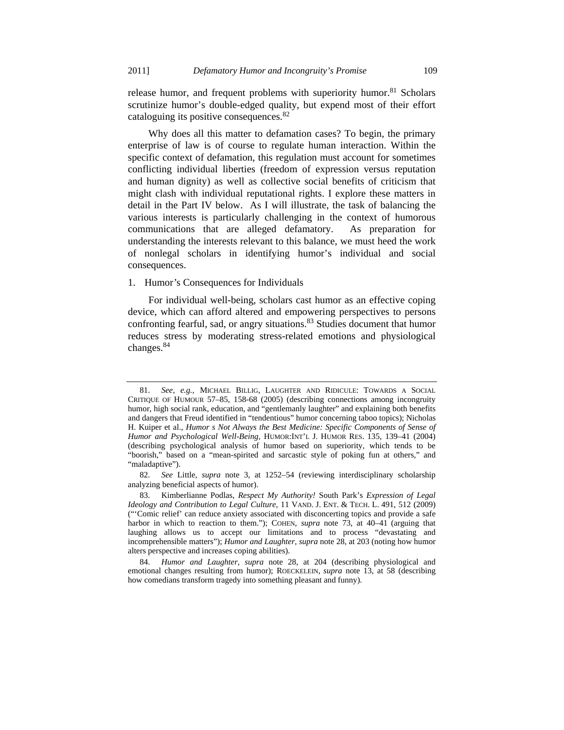release humor, and frequent problems with superiority humor.[81] Scholars scrutinize humor's double-edged quality, but expend most of their effort cataloguing its positive consequences.[82]

Why does all this matter to defamation cases? To begin, the primary enterprise of law is of course to regulate human interaction. Within the specific context of defamation, this regulation must account for sometimes conflicting individual liberties (freedom of expression versus reputation and human dignity) as well as collective social benefits of criticism that might clash with individual reputational rights. I explore these matters in detail in the Part IV below. As I will illustrate, the task of balancing the various interests is particularly challenging in the context of humorous communications that are alleged defamatory. As preparation for understanding the interests relevant to this balance, we must heed the work of nonlegal scholars in identifying humor's individual and social consequences.

### 1. Humor's Consequences for Individuals

For individual well-being, scholars cast humor as an effective coping device, which can afford altered and empowering perspectives to persons confronting fearful, sad, or angry situations.[83] Studies document that humor reduces stress by moderating stress-related emotions and physiological changes.[84]

---

81. *See, e.g.*, MICHAEL BILLIG, LAUGHTER AND RIDICULE: TOWARDS A SOCIAL CRITIQUE OF HUMOUR 57–85, 158-68 (2005) (describing connections among incongruity humor, high social rank, education, and "gentlemanly laughter" and explaining both benefits and dangers that Freud identified in "tendentious" humor concerning taboo topics); Nicholas H. Kuiper et al., *Humor s Not Always the Best Medicine: Specific Components of Sense of Humor and Psychological Well-Being*, HUMOR:INT'L J. HUMOR RES. 135, 139–41 (2004) (describing psychological analysis of humor based on superiority, which tends to be "boorish," based on a "mean-spirited and sarcastic style of poking fun at others," and "maladaptive").

82. *See* Little, *supra* note 3, at 1252–54 (reviewing interdisciplinary scholarship analyzing beneficial aspects of humor).

83. Kimberlianne Podlas, *Respect My Authority!* South Park's *Expression of Legal Ideology and Contribution to Legal Culture*, 11 VAND. J. ENT. & TECH. L. 491, 512 (2009) ("'Comic relief' can reduce anxiety associated with disconcerting topics and provide a safe harbor in which to reaction to them."); COHEN, *supra* note 73, at 40–41 (arguing that laughing allows us to accept our limitations and to process "devastating and incomprehensible matters"); *Humor and Laughter*, *supra* note 28, at 203 (noting how humor alters perspective and increases coping abilities).

84. *Humor and Laughter*, *supra* note 28, at 204 (describing physiological and emotional changes resulting from humor); ROECKELEIN, *supra* note 13, at 58 (describing how comedians transform tragedy into something pleasant and funny).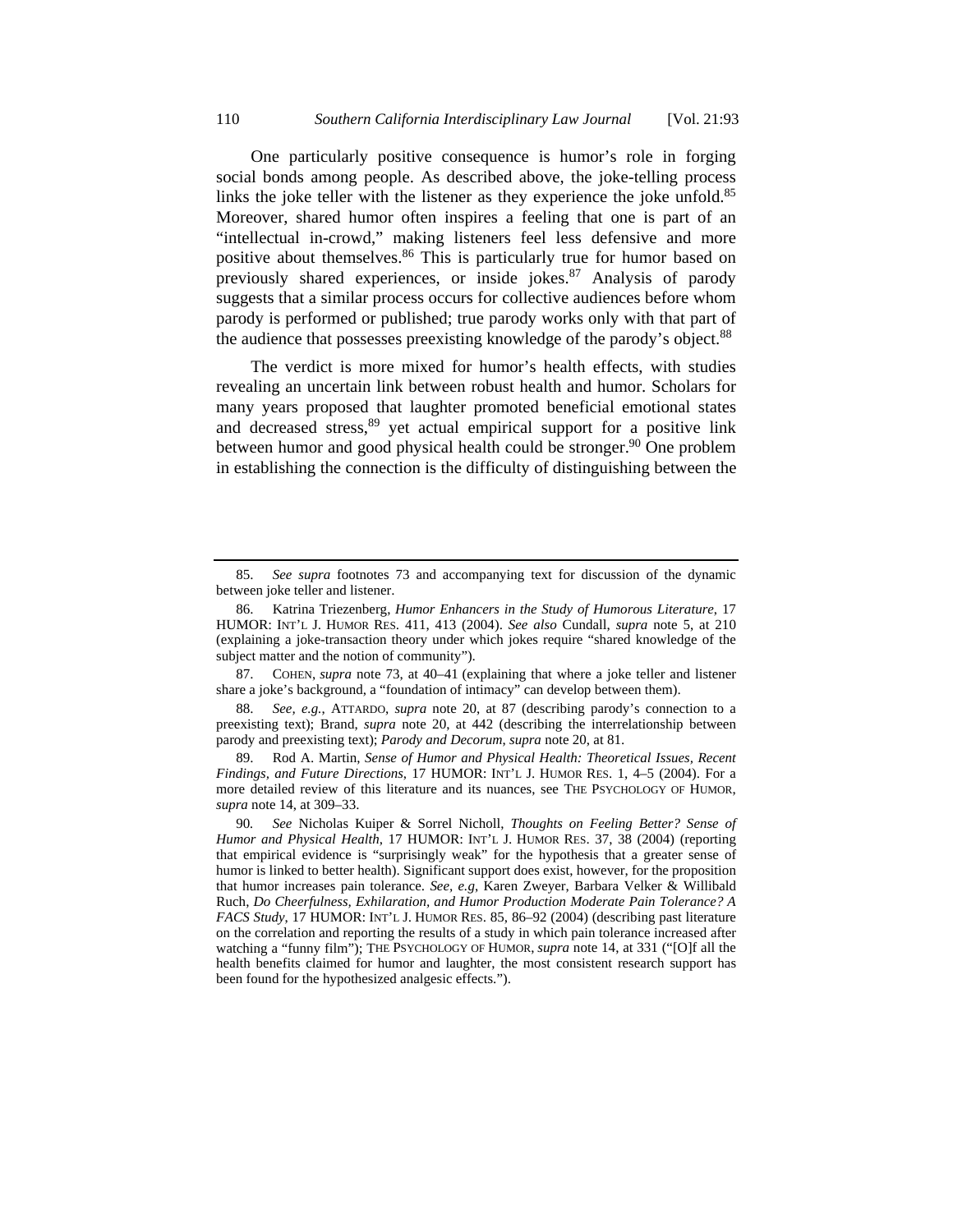One particularly positive consequence is humor's role in forging social bonds among people. As described above, the joke-telling process links the joke teller with the listener as they experience the joke unfold.[85] Moreover, shared humor often inspires a feeling that one is part of an "intellectual in-crowd," making listeners feel less defensive and more positive about themselves.[86] This is particularly true for humor based on previously shared experiences, or inside jokes.[87] Analysis of parody suggests that a similar process occurs for collective audiences before whom parody is performed or published; true parody works only with that part of the audience that possesses preexisting knowledge of the parody's object.[88]

The verdict is more mixed for humor's health effects, with studies revealing an uncertain link between robust health and humor. Scholars for many years proposed that laughter promoted beneficial emotional states and decreased stress,[89] yet actual empirical support for a positive link between humor and good physical health could be stronger.[90] One problem in establishing the connection is the difficulty of distinguishing between the

---

85. *See supra* footnotes 73 and accompanying text for discussion of the dynamic between joke teller and listener.

86. Katrina Triezenberg, *Humor Enhancers in the Study of Humorous Literature*, 17 HUMOR: INT'L J. HUMOR RES. 411, 413 (2004). *See also* Cundall, *supra* note 5, at 210 (explaining a joke-transaction theory under which jokes require "shared knowledge of the subject matter and the notion of community").

87. COHEN, *supra* note 73, at 40–41 (explaining that where a joke teller and listener share a joke's background, a "foundation of intimacy" can develop between them).

88. *See, e.g.*, ATTARDO, *supra* note 20, at 87 (describing parody's connection to a preexisting text); Brand, *supra* note 20, at 442 (describing the interrelationship between parody and preexisting text); *Parody and Decorum*, *supra* note 20, at 81.

89. Rod A. Martin, *Sense of Humor and Physical Health: Theoretical Issues, Recent Findings, and Future Directions*, 17 HUMOR: INT'L J. HUMOR RES. 1, 4–5 (2004). For a more detailed review of this literature and its nuances, see THE PSYCHOLOGY OF HUMOR, *supra* note 14, at 309–33.

90. *See* Nicholas Kuiper & Sorrel Nicholl, *Thoughts on Feeling Better? Sense of Humor and Physical Health*, 17 HUMOR: INT'L J. HUMOR RES. 37, 38 (2004) (reporting that empirical evidence is "surprisingly weak" for the hypothesis that a greater sense of humor is linked to better health). Significant support does exist, however, for the proposition that humor increases pain tolerance. *See, e.g*, Karen Zweyer, Barbara Velker & Willibald Ruch, *Do Cheerfulness, Exhilaration, and Humor Production Moderate Pain Tolerance? A FACS Study*, 17 HUMOR: INT'L J. HUMOR RES. 85, 86–92 (2004) (describing past literature on the correlation and reporting the results of a study in which pain tolerance increased after watching a "funny film"); THE PSYCHOLOGY OF HUMOR, *supra* note 14, at 331 ("[O]f all the health benefits claimed for humor and laughter, the most consistent research support has been found for the hypothesized analgesic effects.").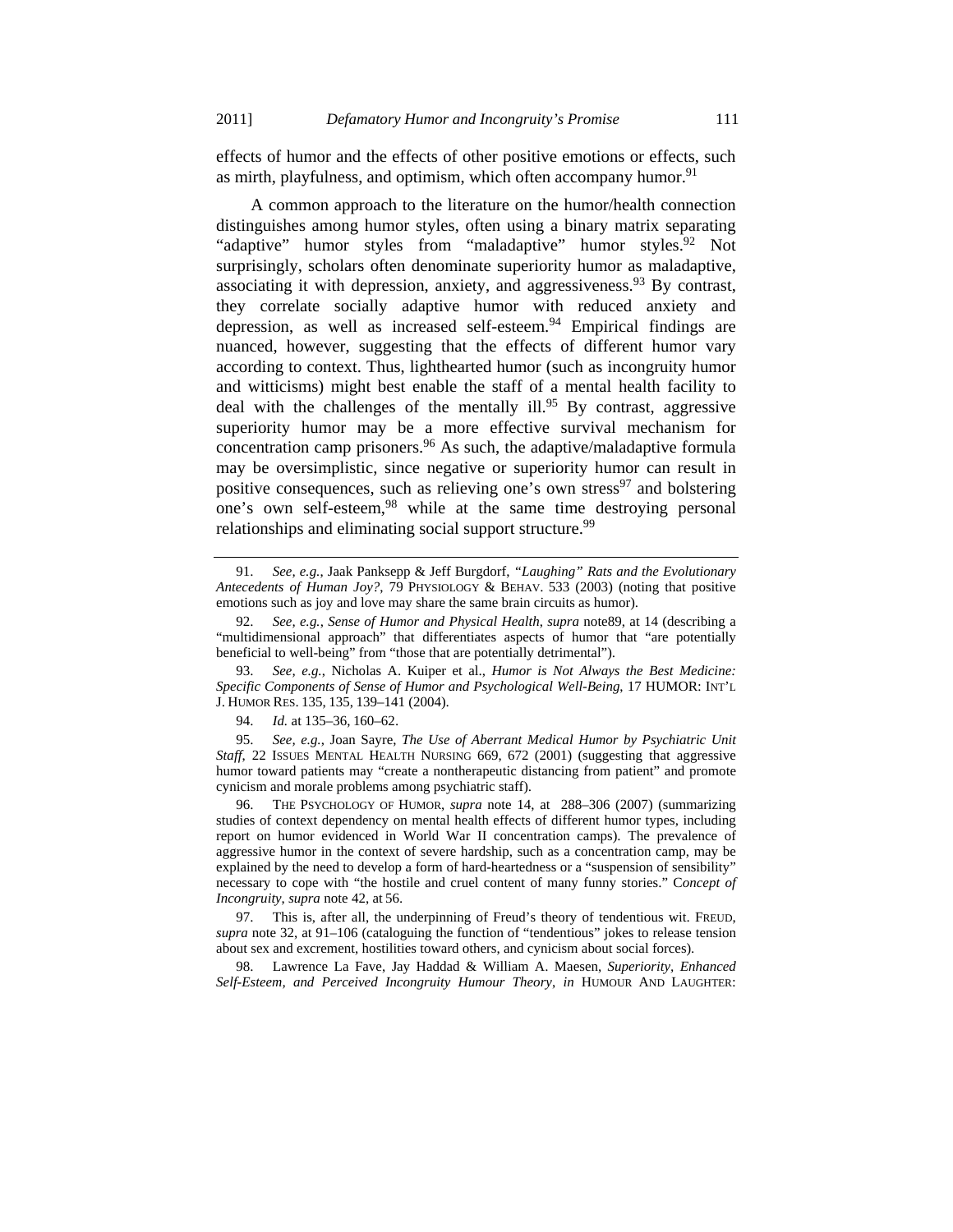effects of humor and the effects of other positive emotions or effects, such as mirth, playfulness, and optimism, which often accompany humor.[91]

A common approach to the literature on the humor/health connection distinguishes among humor styles, often using a binary matrix separating "adaptive" humor styles from "maladaptive" humor styles.[92] Not surprisingly, scholars often denominate superiority humor as maladaptive, associating it with depression, anxiety, and aggressiveness.[93] By contrast, they correlate socially adaptive humor with reduced anxiety and depression, as well as increased self-esteem.[94] Empirical findings are nuanced, however, suggesting that the effects of different humor vary according to context. Thus, lighthearted humor (such as incongruity humor and witticisms) might best enable the staff of a mental health facility to deal with the challenges of the mentally ill.[95] By contrast, aggressive superiority humor may be a more effective survival mechanism for concentration camp prisoners.[96] As such, the adaptive/maladaptive formula may be oversimplistic, since negative or superiority humor can result in positive consequences, such as relieving one's own stress[97] and bolstering one's own self-esteem,[98] while at the same time destroying personal relationships and eliminating social support structure.[99]

---

91. *See, e.g.*, Jaak Panksepp & Jeff Burgdorf, *"Laughing" Rats and the Evolutionary Antecedents of Human Joy?*, 79 PHYSIOLOGY & BEHAV. 533 (2003) (noting that positive emotions such as joy and love may share the same brain circuits as humor).

92. *See, e.g.*, *Sense of Humor and Physical Health*, *supra* note89, at 14 (describing a "multidimensional approach" that differentiates aspects of humor that "are potentially beneficial to well-being" from "those that are potentially detrimental").

93. *See, e.g.*, Nicholas A. Kuiper et al., *Humor is Not Always the Best Medicine: Specific Components of Sense of Humor and Psychological Well-Being*, 17 HUMOR: INT'L J. HUMOR RES. 135, 135, 139–141 (2004).

94. *Id.* at 135–36, 160–62.

95. *See, e.g.*, Joan Sayre, *The Use of Aberrant Medical Humor by Psychiatric Unit Staff*, 22 ISSUES MENTAL HEALTH NURSING 669, 672 (2001) (suggesting that aggressive humor toward patients may "create a nontherapeutic distancing from patient" and promote cynicism and morale problems among psychiatric staff).

96. THE PSYCHOLOGY OF HUMOR, *supra* note 14, at 288–306 (2007) (summarizing studies of context dependency on mental health effects of different humor types, including report on humor evidenced in World War II concentration camps). The prevalence of aggressive humor in the context of severe hardship, such as a concentration camp, may be explained by the need to develop a form of hard-heartedness or a "suspension of sensibility" necessary to cope with "the hostile and cruel content of many funny stories." *Concept of Incongruity*, *supra* note 42, at 56.

97. This is, after all, the underpinning of Freud's theory of tendentious wit. FREUD, *supra* note 32, at 91–106 (cataloguing the function of "tendentious" jokes to release tension about sex and excrement, hostilities toward others, and cynicism about social forces).

98. Lawrence La Fave, Jay Haddad & William A. Maesen, *Superiority, Enhanced Self-Esteem, and Perceived Incongruity Humour Theory*, *in* HUMOUR AND LAUGHTER: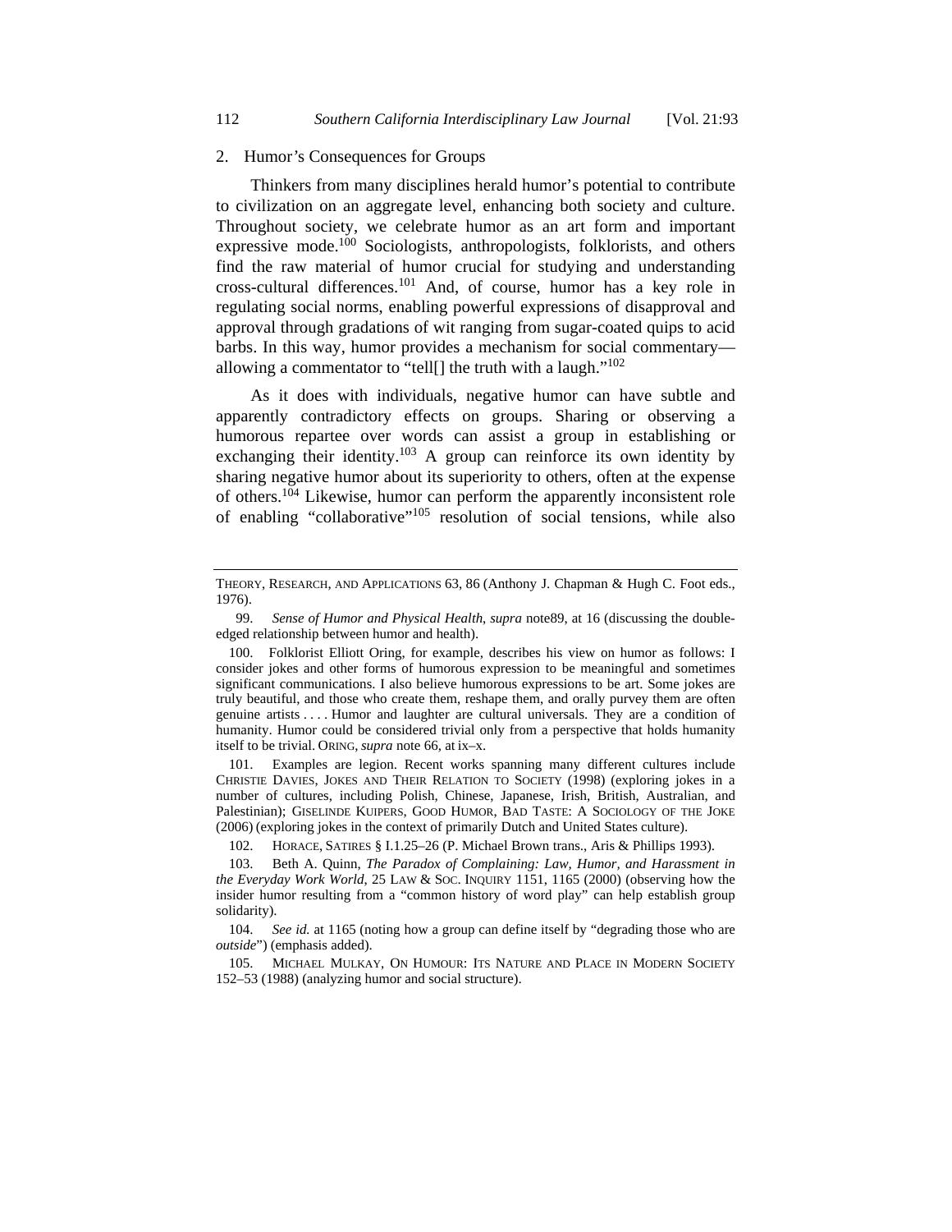### 2. Humor's Consequences for Groups

Thinkers from many disciplines herald humor's potential to contribute to civilization on an aggregate level, enhancing both society and culture. Throughout society, we celebrate humor as an art form and important expressive mode.[100] Sociologists, anthropologists, folklorists, and others find the raw material of humor crucial for studying and understanding cross-cultural differences.[101] And, of course, humor has a key role in regulating social norms, enabling powerful expressions of disapproval and approval through gradations of wit ranging from sugar-coated quips to acid barbs. In this way, humor provides a mechanism for social commentary—allowing a commentator to "tell[] the truth with a laugh."[102]

As it does with individuals, negative humor can have subtle and apparently contradictory effects on groups. Sharing or observing a humorous repartee over words can assist a group in establishing or exchanging their identity.[103] A group can reinforce its own identity by sharing negative humor about its superiority to others, often at the expense of others.[104] Likewise, humor can perform the apparently inconsistent role of enabling "collaborative"[105] resolution of social tensions, while also

---

THEORY, RESEARCH, AND APPLICATIONS 63, 86 (Anthony J. Chapman & Hugh C. Foot eds., 1976).

99. *Sense of Humor and Physical Health*, *supra* note89, at 16 (discussing the double-edged relationship between humor and health).

100. Folklorist Elliott Oring, for example, describes his view on humor as follows: I consider jokes and other forms of humorous expression to be meaningful and sometimes significant communications. I also believe humorous expressions to be art. Some jokes are truly beautiful, and those who create them, reshape them, and orally purvey them are often genuine artists . . . . Humor and laughter are cultural universals. They are a condition of humanity. Humor could be considered trivial only from a perspective that holds humanity itself to be trivial. ORING, *supra* note 66, at ix–x.

101. Examples are legion. Recent works spanning many different cultures include CHRISTIE DAVIES, JOKES AND THEIR RELATION TO SOCIETY (1998) (exploring jokes in a number of cultures, including Polish, Chinese, Japanese, Irish, British, Australian, and Palestinian); GISELINDE KUIPERS, GOOD HUMOR, BAD TASTE: A SOCIOLOGY OF THE JOKE (2006) (exploring jokes in the context of primarily Dutch and United States culture).

102. HORACE, SATIRES § I.1.25–26 (P. Michael Brown trans., Aris & Phillips 1993).

103. Beth A. Quinn, *The Paradox of Complaining: Law, Humor, and Harassment in the Everyday Work World*, 25 LAW & SOC. INQUIRY 1151, 1165 (2000) (observing how the insider humor resulting from a "common history of word play" can help establish group solidarity).

104. *See id.* at 1165 (noting how a group can define itself by "degrading those who are *outside*") (emphasis added).

105. MICHAEL MULKAY, ON HUMOUR: ITS NATURE AND PLACE IN MODERN SOCIETY 152–53 (1988) (analyzing humor and social structure).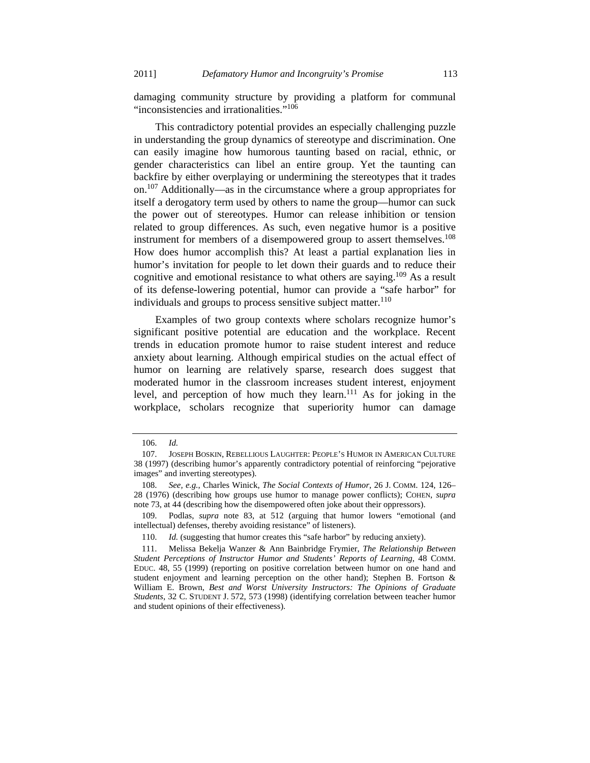damaging community structure by providing a platform for communal "inconsistencies and irrationalities."[106]

This contradictory potential provides an especially challenging puzzle in understanding the group dynamics of stereotype and discrimination. One can easily imagine how humorous taunting based on racial, ethnic, or gender characteristics can libel an entire group. Yet the taunting can backfire by either overplaying or undermining the stereotypes that it trades on.[107] Additionally—as in the circumstance where a group appropriates for itself a derogatory term used by others to name the group—humor can suck the power out of stereotypes. Humor can release inhibition or tension related to group differences. As such, even negative humor is a positive instrument for members of a disempowered group to assert themselves.[108] How does humor accomplish this? At least a partial explanation lies in humor's invitation for people to let down their guards and to reduce their cognitive and emotional resistance to what others are saying.[109] As a result of its defense-lowering potential, humor can provide a "safe harbor" for individuals and groups to process sensitive subject matter.[110]

Examples of two group contexts where scholars recognize humor's significant positive potential are education and the workplace. Recent trends in education promote humor to raise student interest and reduce anxiety about learning. Although empirical studies on the actual effect of humor on learning are relatively sparse, research does suggest that moderated humor in the classroom increases student interest, enjoyment level, and perception of how much they learn.[111] As for joking in the workplace, scholars recognize that superiority humor can damage

---

106. *Id.*

107. JOSEPH BOSKIN, REBELLIOUS LAUGHTER: PEOPLE'S HUMOR IN AMERICAN CULTURE 38 (1997) (describing humor's apparently contradictory potential of reinforcing "pejorative images" and inverting stereotypes).

108. *See, e.g.*, Charles Winick, *The Social Contexts of Humor*, 26 J. COMM. 124, 126–28 (1976) (describing how groups use humor to manage power conflicts); COHEN, *supra* note 73, at 44 (describing how the disempowered often joke about their oppressors).

109. Podlas, *supra* note 83, at 512 (arguing that humor lowers "emotional (and intellectual) defenses, thereby avoiding resistance" of listeners).

110. *Id.* (suggesting that humor creates this "safe harbor" by reducing anxiety).

111. Melissa Bekelja Wanzer & Ann Bainbridge Frymier, *The Relationship Between Student Perceptions of Instructor Humor and Students' Reports of Learning*, 48 COMM. EDUC. 48, 55 (1999) (reporting on positive correlation between humor on one hand and student enjoyment and learning perception on the other hand); Stephen B. Fortson & William E. Brown, *Best and Worst University Instructors: The Opinions of Graduate Students*, 32 C. STUDENT J. 572, 573 (1998) (identifying correlation between teacher humor and student opinions of their effectiveness).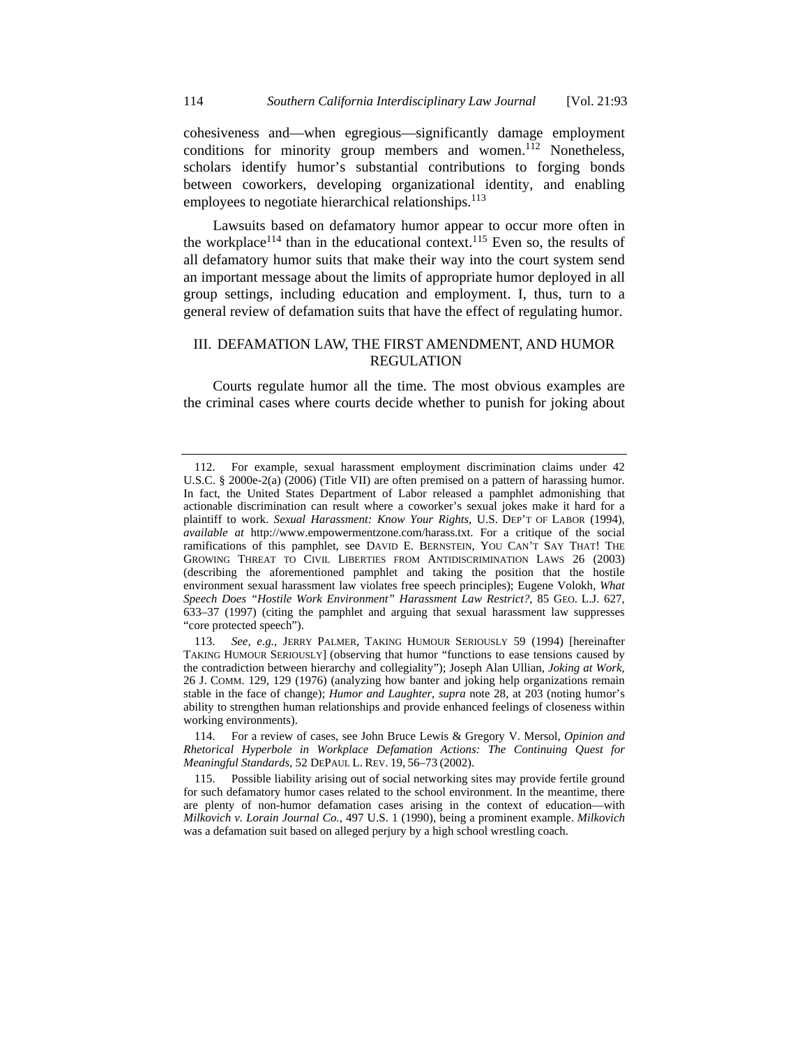cohesiveness and—when egregious—significantly damage employment conditions for minority group members and women.[112] Nonetheless, scholars identify humor's substantial contributions to forging bonds between coworkers, developing organizational identity, and enabling employees to negotiate hierarchical relationships.[113]

Lawsuits based on defamatory humor appear to occur more often in the workplace[114] than in the educational context.[115] Even so, the results of all defamatory humor suits that make their way into the court system send an important message about the limits of appropriate humor deployed in all group settings, including education and employment. I, thus, turn to a general review of defamation suits that have the effect of regulating humor.

## III. DEFAMATION LAW, THE FIRST AMENDMENT, AND HUMOR REGULATION

Courts regulate humor all the time. The most obvious examples are the criminal cases where courts decide whether to punish for joking about

---

112. For example, sexual harassment employment discrimination claims under 42 U.S.C. § 2000e-2(a) (2006) (Title VII) are often premised on a pattern of harassing humor. In fact, the United States Department of Labor released a pamphlet admonishing that actionable discrimination can result where a coworker's sexual jokes make it hard for a plaintiff to work. *Sexual Harassment: Know Your Rights*, U.S. DEP'T OF LABOR (1994), *available at* http://www.empowermentzone.com/harass.txt. For a critique of the social ramifications of this pamphlet, see DAVID E. BERNSTEIN, YOU CAN'T SAY THAT! THE GROWING THREAT TO CIVIL LIBERTIES FROM ANTIDISCRIMINATION LAWS 26 (2003) (describing the aforementioned pamphlet and taking the position that the hostile environment sexual harassment law violates free speech principles); Eugene Volokh, *What Speech Does "Hostile Work Environment" Harassment Law Restrict?*, 85 GEO. L.J. 627, 633–37 (1997) (citing the pamphlet and arguing that sexual harassment law suppresses "core protected speech").

113. *See, e.g.*, JERRY PALMER, TAKING HUMOUR SERIOUSLY 59 (1994) [hereinafter TAKING HUMOUR SERIOUSLY] (observing that humor "functions to ease tensions caused by the contradiction between hierarchy and collegiality"); Joseph Alan Ullian, *Joking at Work*, 26 J. COMM. 129, 129 (1976) (analyzing how banter and joking help organizations remain stable in the face of change); *Humor and Laughter*, *supra* note 28, at 203 (noting humor's ability to strengthen human relationships and provide enhanced feelings of closeness within working environments).

114. For a review of cases, see John Bruce Lewis & Gregory V. Mersol, *Opinion and Rhetorical Hyperbole in Workplace Defamation Actions: The Continuing Quest for Meaningful Standards*, 52 DEPAUL L. REV. 19, 56–73 (2002).

115. Possible liability arising out of social networking sites may provide fertile ground for such defamatory humor cases related to the school environment. In the meantime, there are plenty of non-humor defamation cases arising in the context of education—with *Milkovich v. Lorain Journal Co.*, 497 U.S. 1 (1990), being a prominent example. *Milkovich* was a defamation suit based on alleged perjury by a high school wrestling coach.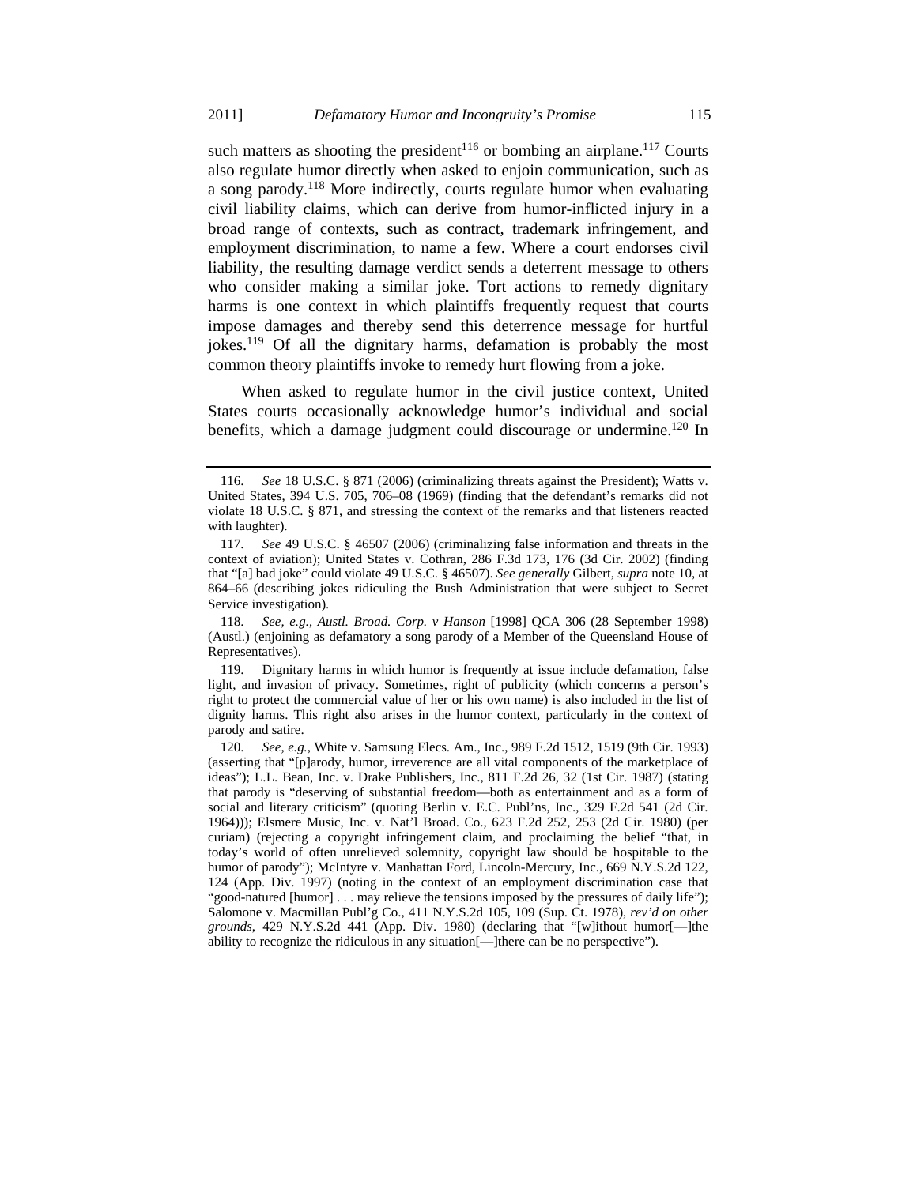such matters as shooting the president[116] or bombing an airplane.[117] Courts also regulate humor directly when asked to enjoin communication, such as a song parody.[118] More indirectly, courts regulate humor when evaluating civil liability claims, which can derive from humor-inflicted injury in a broad range of contexts, such as contract, trademark infringement, and employment discrimination, to name a few. Where a court endorses civil liability, the resulting damage verdict sends a deterrent message to others who consider making a similar joke. Tort actions to remedy dignitary harms is one context in which plaintiffs frequently request that courts impose damages and thereby send this deterrence message for hurtful jokes.[119] Of all the dignitary harms, defamation is probably the most common theory plaintiffs invoke to remedy hurt flowing from a joke.

When asked to regulate humor in the civil justice context, United States courts occasionally acknowledge humor's individual and social benefits, which a damage judgment could discourage or undermine.[120] In

---

116. *See* 18 U.S.C. § 871 (2006) (criminalizing threats against the President); Watts v. United States, 394 U.S. 705, 706–08 (1969) (finding that the defendant's remarks did not violate 18 U.S.C. § 871, and stressing the context of the remarks and that listeners reacted with laughter).

117. *See* 49 U.S.C. § 46507 (2006) (criminalizing false information and threats in the context of aviation); United States v. Cothran, 286 F.3d 173, 176 (3d Cir. 2002) (finding that "[a] bad joke" could violate 49 U.S.C. § 46507). *See generally* Gilbert, *supra* note 10, at 864–66 (describing jokes ridiculing the Bush Administration that were subject to Secret Service investigation).

118. *See, e.g.*, *Austl. Broad. Corp. v Hanson* [1998] QCA 306 (28 September 1998) (Austl.) (enjoining as defamatory a song parody of a Member of the Queensland House of Representatives).

119. Dignitary harms in which humor is frequently at issue include defamation, false light, and invasion of privacy. Sometimes, right of publicity (which concerns a person's right to protect the commercial value of her or his own name) is also included in the list of dignity harms. This right also arises in the humor context, particularly in the context of parody and satire.

120. *See, e.g.*, White v. Samsung Elecs. Am., Inc., 989 F.2d 1512, 1519 (9th Cir. 1993) (asserting that "[p]arody, humor, irreverence are all vital components of the marketplace of ideas"); L.L. Bean, Inc. v. Drake Publishers, Inc., 811 F.2d 26, 32 (1st Cir. 1987) (stating that parody is "deserving of substantial freedom—both as entertainment and as a form of social and literary criticism" (quoting Berlin v. E.C. Publ'ns, Inc., 329 F.2d 541 (2d Cir. 1964))); Elsmere Music, Inc. v. Nat'l Broad. Co., 623 F.2d 252, 253 (2d Cir. 1980) (per curiam) (rejecting a copyright infringement claim, and proclaiming the belief "that, in today's world of often unrelieved solemnity, copyright law should be hospitable to the humor of parody"); McIntyre v. Manhattan Ford, Lincoln-Mercury, Inc., 669 N.Y.S.2d 122, 124 (App. Div. 1997) (noting in the context of an employment discrimination case that "good-natured [humor] . . . may relieve the tensions imposed by the pressures of daily life"); Salomone v. Macmillan Publ'g Co., 411 N.Y.S.2d 105, 109 (Sup. Ct. 1978), *rev'd on other grounds*, 429 N.Y.S.2d 441 (App. Div. 1980) (declaring that "[w]ithout humor[—]the ability to recognize the ridiculous in any situation[—]there can be no perspective").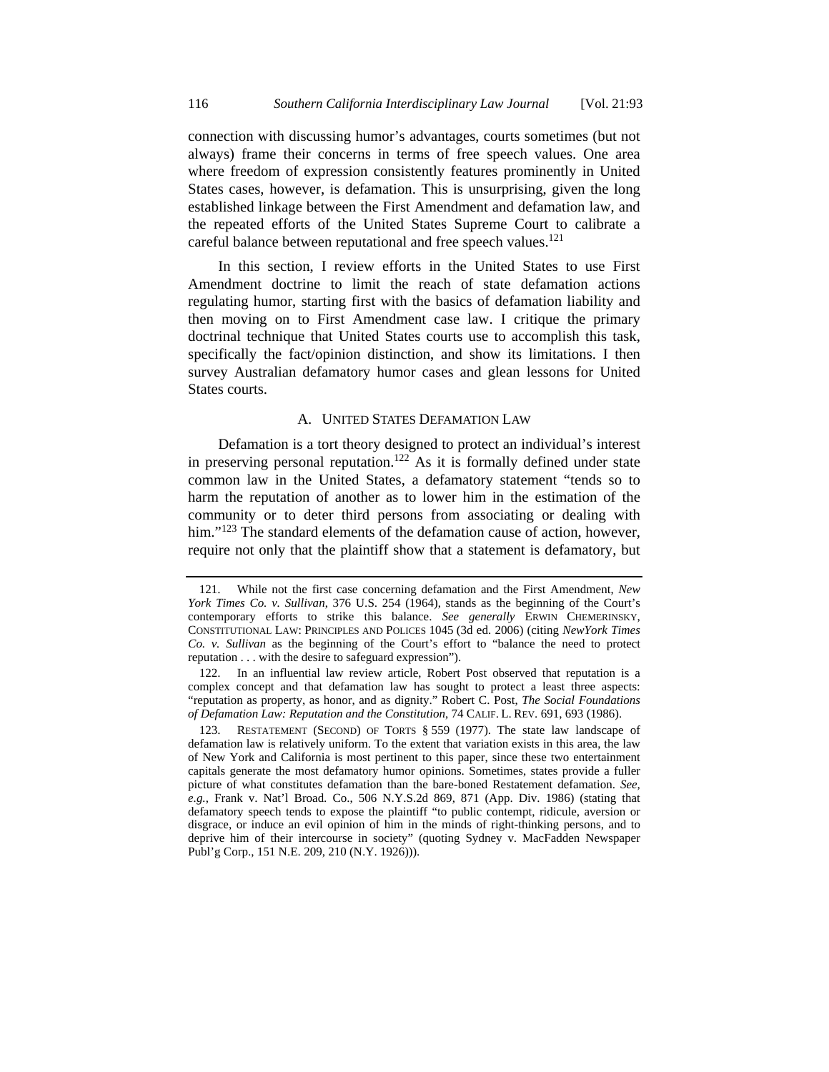connection with discussing humor's advantages, courts sometimes (but not always) frame their concerns in terms of free speech values. One area where freedom of expression consistently features prominently in United States cases, however, is defamation. This is unsurprising, given the long established linkage between the First Amendment and defamation law, and the repeated efforts of the United States Supreme Court to calibrate a careful balance between reputational and free speech values.[121]

In this section, I review efforts in the United States to use First Amendment doctrine to limit the reach of state defamation actions regulating humor, starting first with the basics of defamation liability and then moving on to First Amendment case law. I critique the primary doctrinal technique that United States courts use to accomplish this task, specifically the fact/opinion distinction, and show its limitations. I then survey Australian defamatory humor cases and glean lessons for United States courts.

### A. UNITED STATES DEFAMATION LAW

Defamation is a tort theory designed to protect an individual's interest in preserving personal reputation.[122] As it is formally defined under state common law in the United States, a defamatory statement "tends so to harm the reputation of another as to lower him in the estimation of the community or to deter third persons from associating or dealing with him."[123] The standard elements of the defamation cause of action, however, require not only that the plaintiff show that a statement is defamatory, but

---

121. While not the first case concerning defamation and the First Amendment, *New York Times Co. v. Sullivan*, 376 U.S. 254 (1964), stands as the beginning of the Court's contemporary efforts to strike this balance. *See generally* ERWIN CHEMERINSKY, CONSTITUTIONAL LAW: PRINCIPLES AND POLICES 1045 (3d ed. 2006) (citing *NewYork Times Co. v. Sullivan* as the beginning of the Court's effort to "balance the need to protect reputation . . . with the desire to safeguard expression").

122. In an influential law review article, Robert Post observed that reputation is a complex concept and that defamation law has sought to protect a least three aspects: "reputation as property, as honor, and as dignity." Robert C. Post, *The Social Foundations of Defamation Law: Reputation and the Constitution*, 74 CALIF. L. REV. 691, 693 (1986).

123. RESTATEMENT (SECOND) OF TORTS § 559 (1977). The state law landscape of defamation law is relatively uniform. To the extent that variation exists in this area, the law of New York and California is most pertinent to this paper, since these two entertainment capitals generate the most defamatory humor opinions. Sometimes, states provide a fuller picture of what constitutes defamation than the bare-boned Restatement defamation. *See, e.g.*, Frank v. Nat'l Broad. Co., 506 N.Y.S.2d 869, 871 (App. Div. 1986) (stating that defamatory speech tends to expose the plaintiff "to public contempt, ridicule, aversion or disgrace, or induce an evil opinion of him in the minds of right-thinking persons, and to deprive him of their intercourse in society" (quoting Sydney v. MacFadden Newspaper Publ'g Corp., 151 N.E. 209, 210 (N.Y. 1926))).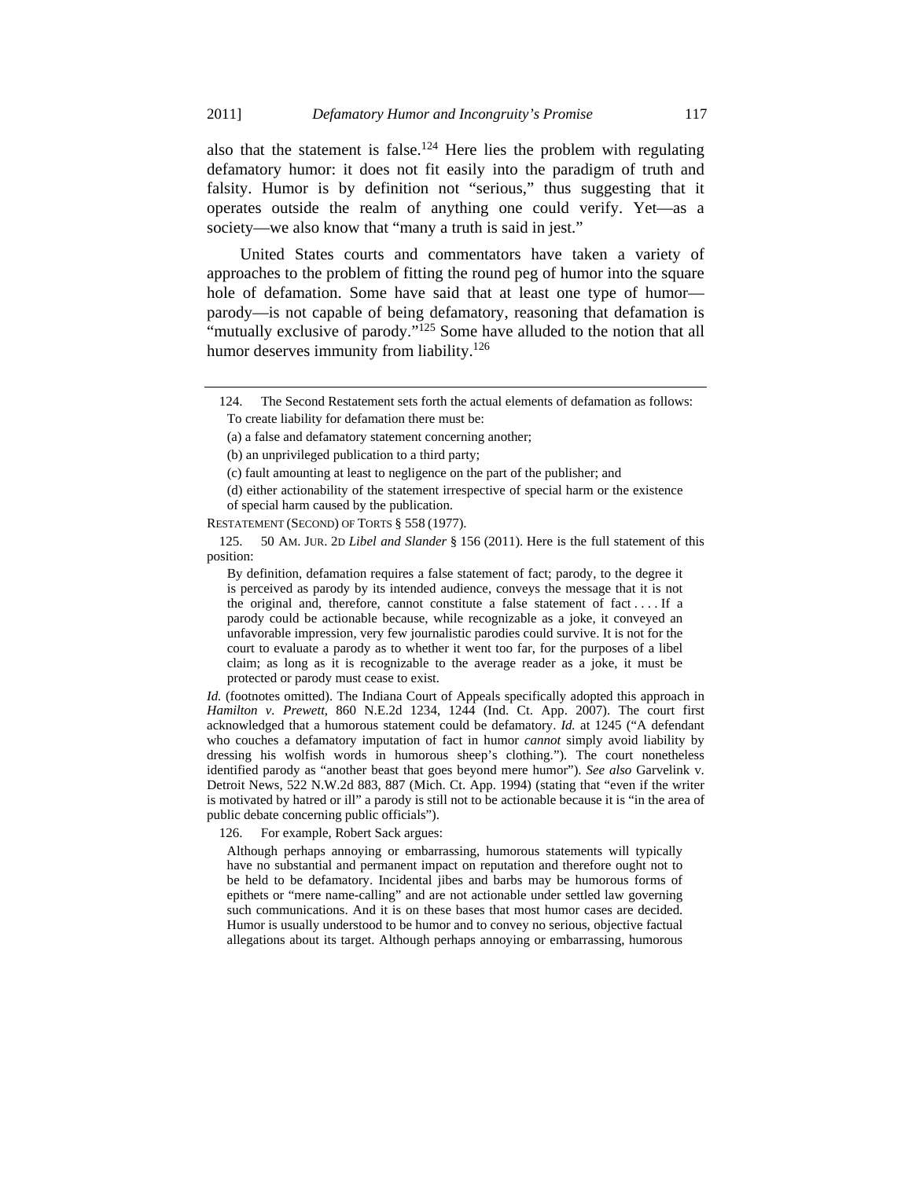also that the statement is false.[124] Here lies the problem with regulating defamatory humor: it does not fit easily into the paradigm of truth and falsity. Humor is by definition not "serious," thus suggesting that it operates outside the realm of anything one could verify. Yet—as a society—we also know that "many a truth is said in jest."

United States courts and commentators have taken a variety of approaches to the problem of fitting the round peg of humor into the square hole of defamation. Some have said that at least one type of humor—parody—is not capable of being defamatory, reasoning that defamation is "mutually exclusive of parody."[125] Some have alluded to the notion that all humor deserves immunity from liability.[126]

---

124. The Second Restatement sets forth the actual elements of defamation as follows:

> To create liability for defamation there must be:
>
> (a) a false and defamatory statement concerning another;
>
> (b) an unprivileged publication to a third party;
>
> (c) fault amounting at least to negligence on the part of the publisher; and
>
> (d) either actionability of the statement irrespective of special harm or the existence of special harm caused by the publication.

RESTATEMENT (SECOND) OF TORTS § 558 (1977).

125. 50 AM. JUR. 2D *Libel and Slander* § 156 (2011). Here is the full statement of this position:

> By definition, defamation requires a false statement of fact; parody, to the degree it is perceived as parody by its intended audience, conveys the message that it is not the original and, therefore, cannot constitute a false statement of fact . . . . If a parody could be actionable because, while recognizable as a joke, it conveyed an unfavorable impression, very few journalistic parodies could survive. It is not for the court to evaluate a parody as to whether it went too far, for the purposes of a libel claim; as long as it is recognizable to the average reader as a joke, it must be protected or parody must cease to exist.

*Id.* (footnotes omitted). The Indiana Court of Appeals specifically adopted this approach in *Hamilton v. Prewett*, 860 N.E.2d 1234, 1244 (Ind. Ct. App. 2007). The court first acknowledged that a humorous statement could be defamatory. *Id.* at 1245 ("A defendant who couches a defamatory imputation of fact in humor *cannot* simply avoid liability by dressing his wolfish words in humorous sheep's clothing."). The court nonetheless identified parody as "another beast that goes beyond mere humor"). *See also* Garvelink v. Detroit News, 522 N.W.2d 883, 887 (Mich. Ct. App. 1994) (stating that "even if the writer is motivated by hatred or ill" a parody is still not to be actionable because it is "in the area of public debate concerning public officials").

126. For example, Robert Sack argues:

> Although perhaps annoying or embarrassing, humorous statements will typically have no substantial and permanent impact on reputation and therefore ought not to be held to be defamatory. Incidental jibes and barbs may be humorous forms of epithets or "mere name-calling" and are not actionable under settled law governing such communications. And it is on these bases that most humor cases are decided. Humor is usually understood to be humor and to convey no serious, objective factual allegations about its target. Although perhaps annoying or embarrassing, humorous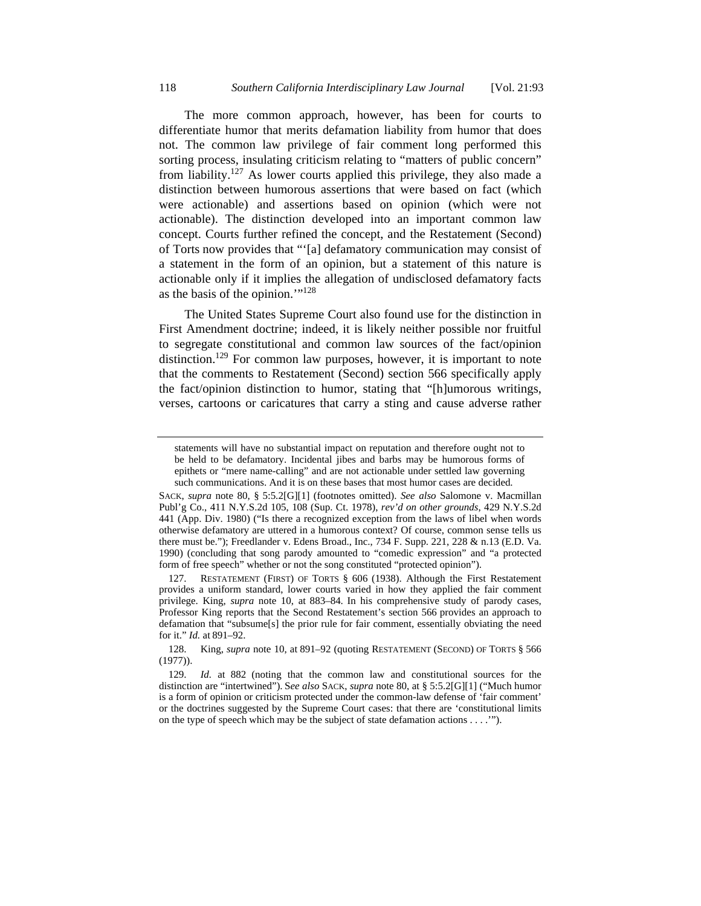The more common approach, however, has been for courts to differentiate humor that merits defamation liability from humor that does not. The common law privilege of fair comment long performed this sorting process, insulating criticism relating to "matters of public concern" from liability.[127] As lower courts applied this privilege, they also made a distinction between humorous assertions that were based on fact (which were actionable) and assertions based on opinion (which were not actionable). The distinction developed into an important common law concept. Courts further refined the concept, and the Restatement (Second) of Torts now provides that "'[a] defamatory communication may consist of a statement in the form of an opinion, but a statement of this nature is actionable only if it implies the allegation of undisclosed defamatory facts as the basis of the opinion.'"[128]

The United States Supreme Court also found use for the distinction in First Amendment doctrine; indeed, it is likely neither possible nor fruitful to segregate constitutional and common law sources of the fact/opinion distinction.[129] For common law purposes, however, it is important to note that the comments to Restatement (Second) section 566 specifically apply the fact/opinion distinction to humor, stating that "[h]umorous writings, verses, cartoons or caricatures that carry a sting and cause adverse rather

---

statements will have no substantial impact on reputation and therefore ought not to be held to be defamatory. Incidental jibes and barbs may be humorous forms of epithets or "mere name-calling" and are not actionable under settled law governing such communications. And it is on these bases that most humor cases are decided.

SACK, *supra* note 80, § 5:5.2[G][1] (footnotes omitted). *See also* Salomone v. Macmillan Publ'g Co., 411 N.Y.S.2d 105, 108 (Sup. Ct. 1978), *rev'd on other grounds*, 429 N.Y.S.2d 441 (App. Div. 1980) ("Is there a recognized exception from the laws of libel when words otherwise defamatory are uttered in a humorous context? Of course, common sense tells us there must be."); Freedlander v. Edens Broad., Inc., 734 F. Supp. 221, 228 & n.13 (E.D. Va. 1990) (concluding that song parody amounted to "comedic expression" and "a protected form of free speech" whether or not the song constituted "protected opinion").

127. RESTATEMENT (FIRST) OF TORTS § 606 (1938). Although the First Restatement provides a uniform standard, lower courts varied in how they applied the fair comment privilege. King, *supra* note 10, at 883–84. In his comprehensive study of parody cases, Professor King reports that the Second Restatement's section 566 provides an approach to defamation that "subsume[s] the prior rule for fair comment, essentially obviating the need for it." *Id.* at 891–92.

128. King, *supra* note 10, at 891–92 (quoting RESTATEMENT (SECOND) OF TORTS § 566 (1977)).

129. *Id.* at 882 (noting that the common law and constitutional sources for the distinction are "intertwined"). S*ee also* SACK, *supra* note 80, at § 5:5.2[G][1] ("Much humor is a form of opinion or criticism protected under the common-law defense of 'fair comment' or the doctrines suggested by the Supreme Court cases: that there are 'constitutional limits on the type of speech which may be the subject of state defamation actions . . . .'").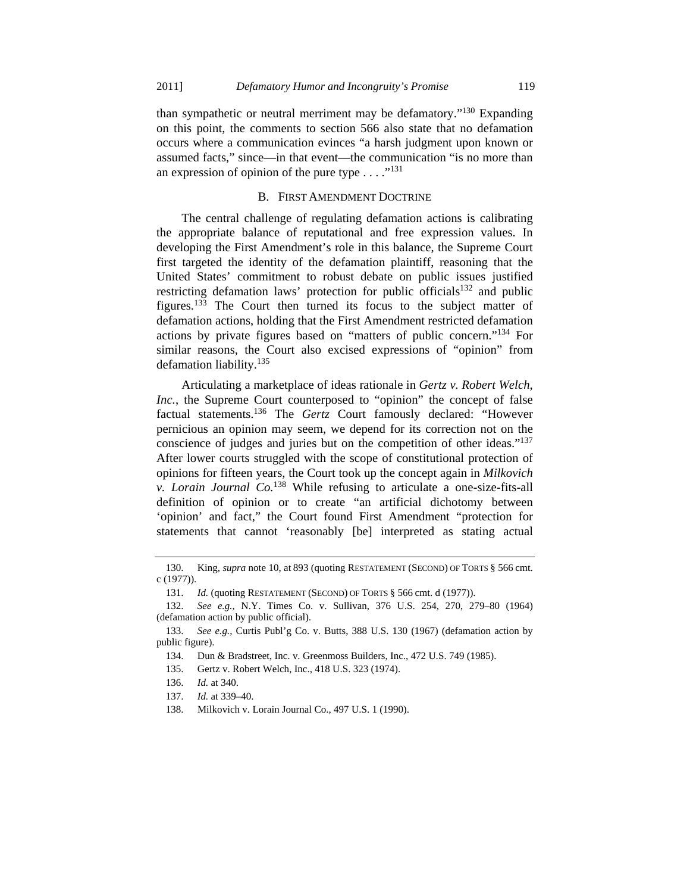than sympathetic or neutral merriment may be defamatory."[130] Expanding on this point, the comments to section 566 also state that no defamation occurs where a communication evinces "a harsh judgment upon known or assumed facts," since—in that event—the communication "is no more than an expression of opinion of the pure type . . . ."[131]

## B. FIRST AMENDMENT DOCTRINE

The central challenge of regulating defamation actions is calibrating the appropriate balance of reputational and free expression values. In developing the First Amendment's role in this balance, the Supreme Court first targeted the identity of the defamation plaintiff, reasoning that the United States' commitment to robust debate on public issues justified restricting defamation laws' protection for public officials[132] and public figures.[133] The Court then turned its focus to the subject matter of defamation actions, holding that the First Amendment restricted defamation actions by private figures based on "matters of public concern."[134] For similar reasons, the Court also excised expressions of "opinion" from defamation liability.[135]

Articulating a marketplace of ideas rationale in *Gertz v. Robert Welch, Inc.*, the Supreme Court counterposed to "opinion" the concept of false factual statements.[136] The *Gertz* Court famously declared: "However pernicious an opinion may seem, we depend for its correction not on the conscience of judges and juries but on the competition of other ideas."[137] After lower courts struggled with the scope of constitutional protection of opinions for fifteen years, the Court took up the concept again in *Milkovich v. Lorain Journal Co.*[138] While refusing to articulate a one-size-fits-all definition of opinion or to create "an artificial dichotomy between 'opinion' and fact," the Court found First Amendment "protection for statements that cannot 'reasonably [be] interpreted as stating actual

---

130. King, *supra* note 10, at 893 (quoting RESTATEMENT (SECOND) OF TORTS § 566 cmt. c (1977)).

131. *Id.* (quoting RESTATEMENT (SECOND) OF TORTS § 566 cmt. d (1977)).

132. *See e.g.*, N.Y. Times Co. v. Sullivan, 376 U.S. 254, 270, 279–80 (1964) (defamation action by public official).

133. *See e.g.*, Curtis Publ'g Co. v. Butts, 388 U.S. 130 (1967) (defamation action by public figure).

134. Dun & Bradstreet, Inc. v. Greenmoss Builders, Inc., 472 U.S. 749 (1985).

135. Gertz v. Robert Welch, Inc., 418 U.S. 323 (1974).

136. *Id.* at 340.

137. *Id.* at 339–40.

138. Milkovich v. Lorain Journal Co., 497 U.S. 1 (1990).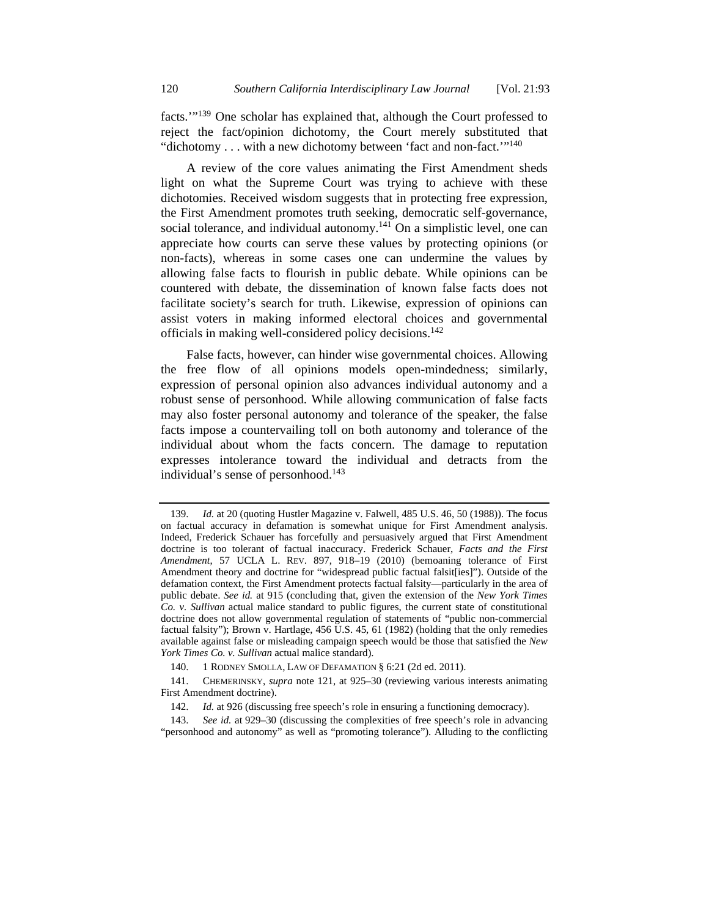facts.'"[139] One scholar has explained that, although the Court professed to reject the fact/opinion dichotomy, the Court merely substituted that "dichotomy . . . with a new dichotomy between 'fact and non-fact.'"[140]

A review of the core values animating the First Amendment sheds light on what the Supreme Court was trying to achieve with these dichotomies. Received wisdom suggests that in protecting free expression, the First Amendment promotes truth seeking, democratic self-governance, social tolerance, and individual autonomy.[141] On a simplistic level, one can appreciate how courts can serve these values by protecting opinions (or non-facts), whereas in some cases one can undermine the values by allowing false facts to flourish in public debate. While opinions can be countered with debate, the dissemination of known false facts does not facilitate society's search for truth. Likewise, expression of opinions can assist voters in making informed electoral choices and governmental officials in making well-considered policy decisions.[142]

False facts, however, can hinder wise governmental choices. Allowing the free flow of all opinions models open-mindedness; similarly, expression of personal opinion also advances individual autonomy and a robust sense of personhood. While allowing communication of false facts may also foster personal autonomy and tolerance of the speaker, the false facts impose a countervailing toll on both autonomy and tolerance of the individual about whom the facts concern. The damage to reputation expresses intolerance toward the individual and detracts from the individual's sense of personhood.[143]

---

139. *Id.* at 20 (quoting Hustler Magazine v. Falwell, 485 U.S. 46, 50 (1988)). The focus on factual accuracy in defamation is somewhat unique for First Amendment analysis. Indeed, Frederick Schauer has forcefully and persuasively argued that First Amendment doctrine is too tolerant of factual inaccuracy. Frederick Schauer, *Facts and the First Amendment*, 57 UCLA L. REV. 897, 918–19 (2010) (bemoaning tolerance of First Amendment theory and doctrine for "widespread public factual falsit[ies]"). Outside of the defamation context, the First Amendment protects factual falsity—particularly in the area of public debate. *See id.* at 915 (concluding that, given the extension of the *New York Times Co. v. Sullivan* actual malice standard to public figures, the current state of constitutional doctrine does not allow governmental regulation of statements of "public non-commercial factual falsity"); Brown v. Hartlage, 456 U.S. 45, 61 (1982) (holding that the only remedies available against false or misleading campaign speech would be those that satisfied the *New York Times Co. v. Sullivan* actual malice standard).

140. 1 RODNEY SMOLLA, LAW OF DEFAMATION § 6:21 (2d ed. 2011).

141. CHEMERINSKY, *supra* note 121, at 925–30 (reviewing various interests animating First Amendment doctrine).

142. *Id.* at 926 (discussing free speech's role in ensuring a functioning democracy).

143. *See id.* at 929–30 (discussing the complexities of free speech's role in advancing "personhood and autonomy" as well as "promoting tolerance"). Alluding to the conflicting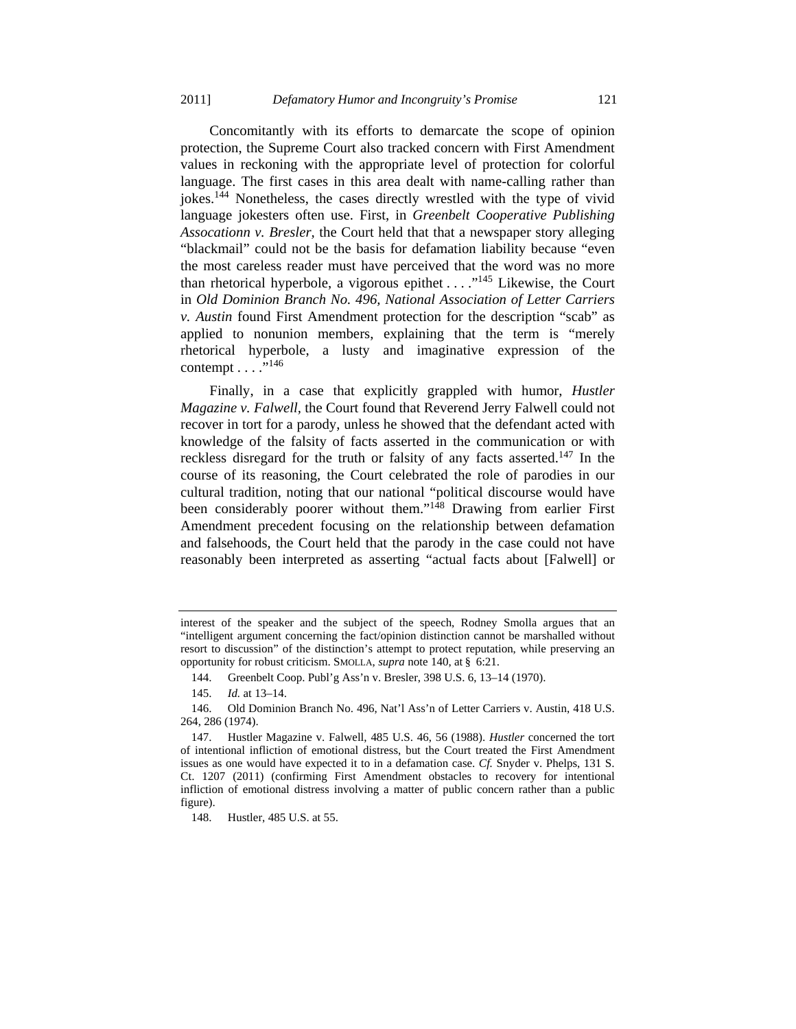Concomitantly with its efforts to demarcate the scope of opinion protection, the Supreme Court also tracked concern with First Amendment values in reckoning with the appropriate level of protection for colorful language. The first cases in this area dealt with name-calling rather than jokes.[144] Nonetheless, the cases directly wrestled with the type of vivid language jokesters often use. First, in *Greenbelt Cooperative Publishing Assocationn v. Bresler*, the Court held that that a newspaper story alleging "blackmail" could not be the basis for defamation liability because "even the most careless reader must have perceived that the word was no more than rhetorical hyperbole, a vigorous epithet . . . ."[145] Likewise, the Court in *Old Dominion Branch No. 496, National Association of Letter Carriers v. Austin* found First Amendment protection for the description "scab" as applied to nonunion members, explaining that the term is "merely rhetorical hyperbole, a lusty and imaginative expression of the contempt . . . ."[146]

Finally, in a case that explicitly grappled with humor, *Hustler Magazine v. Falwell*, the Court found that Reverend Jerry Falwell could not recover in tort for a parody, unless he showed that the defendant acted with knowledge of the falsity of facts asserted in the communication or with reckless disregard for the truth or falsity of any facts asserted.[147] In the course of its reasoning, the Court celebrated the role of parodies in our cultural tradition, noting that our national "political discourse would have been considerably poorer without them."[148] Drawing from earlier First Amendment precedent focusing on the relationship between defamation and falsehoods, the Court held that the parody in the case could not have reasonably been interpreted as asserting "actual facts about [Falwell] or

---

interest of the speaker and the subject of the speech, Rodney Smolla argues that an "intelligent argument concerning the fact/opinion distinction cannot be marshalled without resort to discussion" of the distinction's attempt to protect reputation, while preserving an opportunity for robust criticism. SMOLLA, *supra* note 140, at § 6:21.

144. Greenbelt Coop. Publ'g Ass'n v. Bresler, 398 U.S. 6, 13–14 (1970).

145. *Id.* at 13–14.

146. Old Dominion Branch No. 496, Nat'l Ass'n of Letter Carriers v. Austin, 418 U.S. 264, 286 (1974).

147. Hustler Magazine v. Falwell, 485 U.S. 46, 56 (1988). *Hustler* concerned the tort of intentional infliction of emotional distress, but the Court treated the First Amendment issues as one would have expected it to in a defamation case. *Cf.* Snyder v. Phelps, 131 S. Ct. 1207 (2011) (confirming First Amendment obstacles to recovery for intentional infliction of emotional distress involving a matter of public concern rather than a public figure).

148. Hustler, 485 U.S. at 55.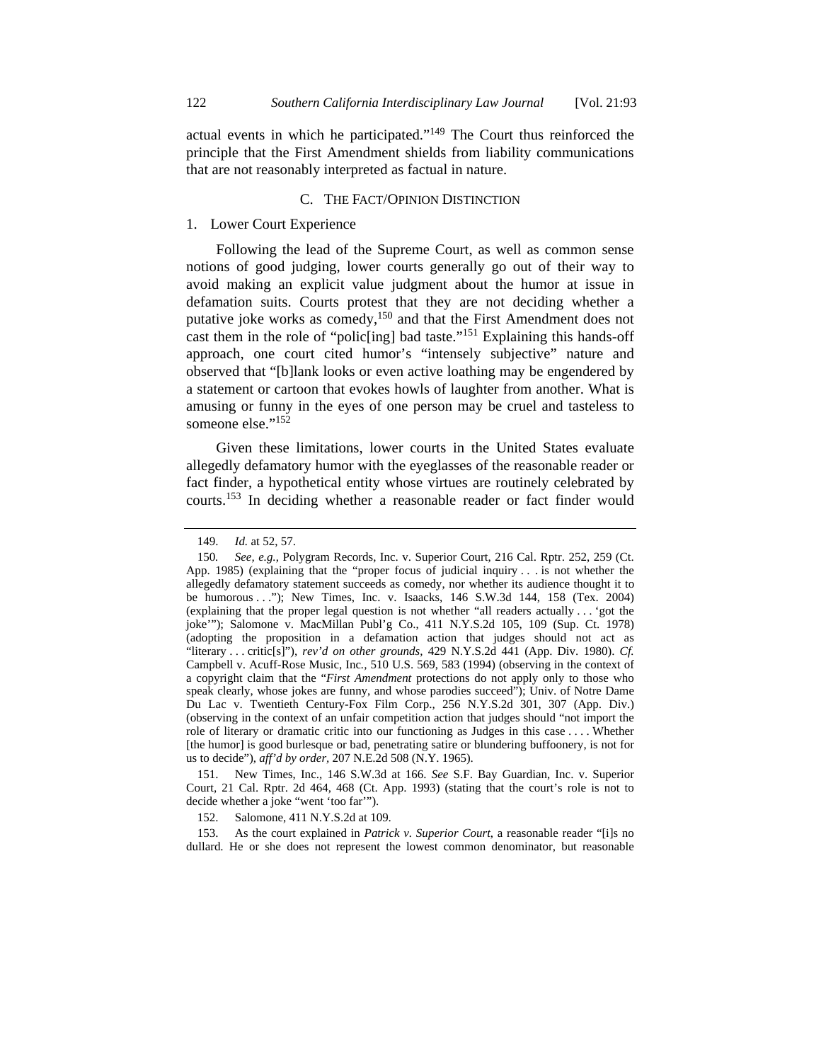actual events in which he participated."[149] The Court thus reinforced the principle that the First Amendment shields from liability communications that are not reasonably interpreted as factual in nature.

### C. The Fact/Opinion Distinction

#### 1. Lower Court Experience

Following the lead of the Supreme Court, as well as common sense notions of good judging, lower courts generally go out of their way to avoid making an explicit value judgment about the humor at issue in defamation suits. Courts protest that they are not deciding whether a putative joke works as comedy,[150] and that the First Amendment does not cast them in the role of "polic[ing] bad taste."[151] Explaining this hands-off approach, one court cited humor's "intensely subjective" nature and observed that "[b]lank looks or even active loathing may be engendered by a statement or cartoon that evokes howls of laughter from another. What is amusing or funny in the eyes of one person may be cruel and tasteless to someone else."[152]

Given these limitations, lower courts in the United States evaluate allegedly defamatory humor with the eyeglasses of the reasonable reader or fact finder, a hypothetical entity whose virtues are routinely celebrated by courts.[153] In deciding whether a reasonable reader or fact finder would

---

149. *Id.* at 52, 57.

150. *See, e.g.*, Polygram Records, Inc. v. Superior Court, 216 Cal. Rptr. 252, 259 (Ct. App. 1985) (explaining that the "proper focus of judicial inquiry . . . is not whether the allegedly defamatory statement succeeds as comedy, nor whether its audience thought it to be humorous . . ."); New Times, Inc. v. Isaacks, 146 S.W.3d 144, 158 (Tex. 2004) (explaining that the proper legal question is not whether "all readers actually . . . 'got the joke'"); Salomone v. MacMillan Publ'g Co., 411 N.Y.S.2d 105, 109 (Sup. Ct. 1978) (adopting the proposition in a defamation action that judges should not act as "literary . . . critic[s]"), *rev'd on other grounds*, 429 N.Y.S.2d 441 (App. Div. 1980). *Cf.* Campbell v. Acuff-Rose Music, Inc., 510 U.S. 569, 583 (1994) (observing in the context of a copyright claim that the "*First Amendment* protections do not apply only to those who speak clearly, whose jokes are funny, and whose parodies succeed"); Univ. of Notre Dame Du Lac v. Twentieth Century-Fox Film Corp., 256 N.Y.S.2d 301, 307 (App. Div.) (observing in the context of an unfair competition action that judges should "not import the role of literary or dramatic critic into our functioning as Judges in this case . . . . Whether [the humor] is good burlesque or bad, penetrating satire or blundering buffoonery, is not for us to decide"), *aff'd by order*, 207 N.E.2d 508 (N.Y. 1965).

151. New Times, Inc., 146 S.W.3d at 166. *See* S.F. Bay Guardian, Inc. v. Superior Court, 21 Cal. Rptr. 2d 464, 468 (Ct. App. 1993) (stating that the court's role is not to decide whether a joke "went 'too far'").

152. Salomone, 411 N.Y.S.2d at 109.

153. As the court explained in *Patrick v. Superior Court*, a reasonable reader "[i]s no dullard. He or she does not represent the lowest common denominator, but reasonable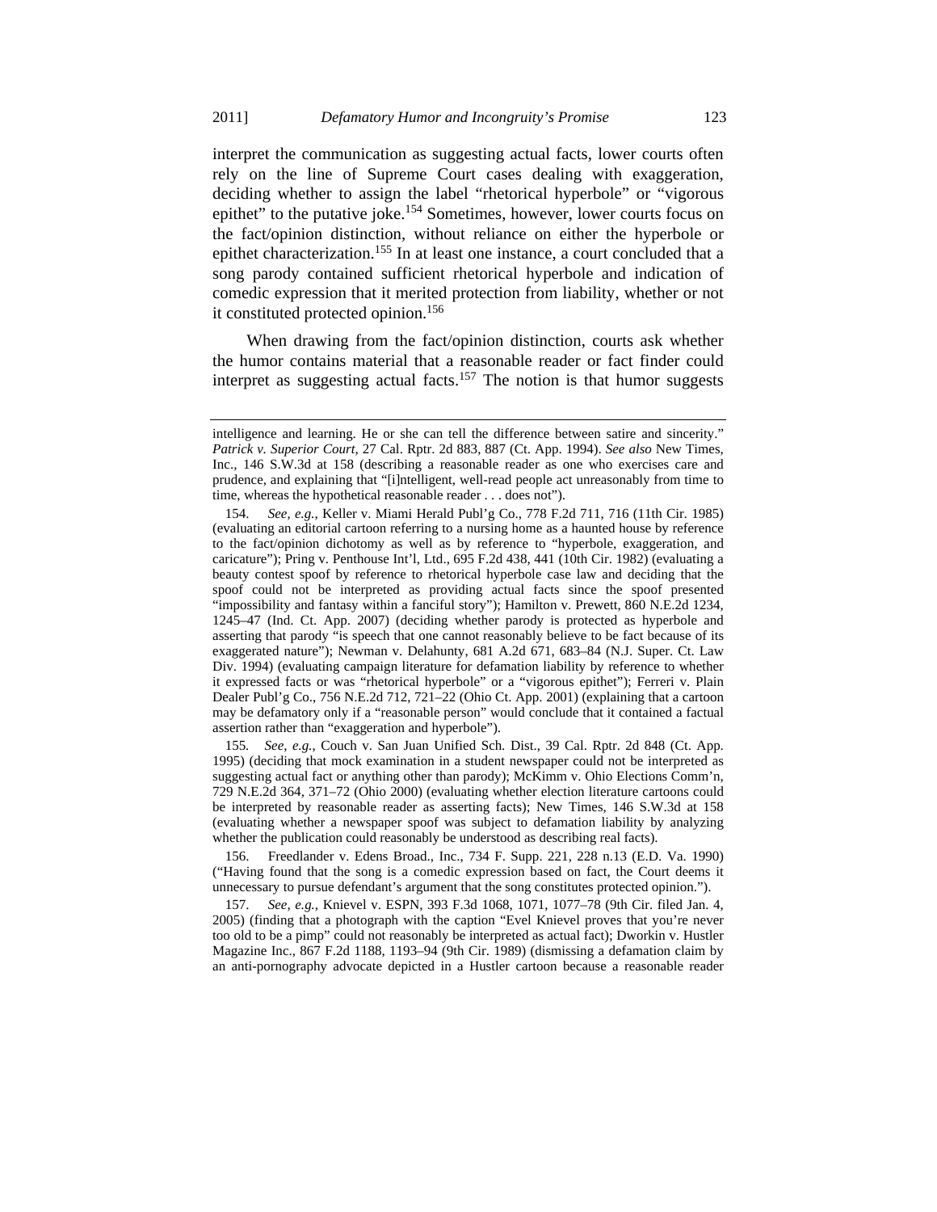interpret the communication as suggesting actual facts, lower courts often rely on the line of Supreme Court cases dealing with exaggeration, deciding whether to assign the label "rhetorical hyperbole" or "vigorous epithet" to the putative joke.[154] Sometimes, however, lower courts focus on the fact/opinion distinction, without reliance on either the hyperbole or epithet characterization.[155] In at least one instance, a court concluded that a song parody contained sufficient rhetorical hyperbole and indication of comedic expression that it merited protection from liability, whether or not it constituted protected opinion.[156]

When drawing from the fact/opinion distinction, courts ask whether the humor contains material that a reasonable reader or fact finder could interpret as suggesting actual facts.[157] The notion is that humor suggests

---

intelligence and learning. He or she can tell the difference between satire and sincerity." *Patrick v. Superior Court*, 27 Cal. Rptr. 2d 883, 887 (Ct. App. 1994). *See also* New Times, Inc., 146 S.W.3d at 158 (describing a reasonable reader as one who exercises care and prudence, and explaining that "[i]ntelligent, well-read people act unreasonably from time to time, whereas the hypothetical reasonable reader . . . does not").

154. *See, e.g.*, Keller v. Miami Herald Publ'g Co., 778 F.2d 711, 716 (11th Cir. 1985) (evaluating an editorial cartoon referring to a nursing home as a haunted house by reference to the fact/opinion dichotomy as well as by reference to "hyperbole, exaggeration, and caricature"); Pring v. Penthouse Int'l, Ltd., 695 F.2d 438, 441 (10th Cir. 1982) (evaluating a beauty contest spoof by reference to rhetorical hyperbole case law and deciding that the spoof could not be interpreted as providing actual facts since the spoof presented "impossibility and fantasy within a fanciful story"); Hamilton v. Prewett, 860 N.E.2d 1234, 1245–47 (Ind. Ct. App. 2007) (deciding whether parody is protected as hyperbole and asserting that parody "is speech that one cannot reasonably believe to be fact because of its exaggerated nature"); Newman v. Delahunty, 681 A.2d 671, 683–84 (N.J. Super. Ct. Law Div. 1994) (evaluating campaign literature for defamation liability by reference to whether it expressed facts or was "rhetorical hyperbole" or a "vigorous epithet"); Ferreri v. Plain Dealer Publ'g Co., 756 N.E.2d 712, 721–22 (Ohio Ct. App. 2001) (explaining that a cartoon may be defamatory only if a "reasonable person" would conclude that it contained a factual assertion rather than "exaggeration and hyperbole").

155. *See, e.g.*, Couch v. San Juan Unified Sch. Dist., 39 Cal. Rptr. 2d 848 (Ct. App. 1995) (deciding that mock examination in a student newspaper could not be interpreted as suggesting actual fact or anything other than parody); McKimm v. Ohio Elections Comm'n, 729 N.E.2d 364, 371–72 (Ohio 2000) (evaluating whether election literature cartoons could be interpreted by reasonable reader as asserting facts); New Times, 146 S.W.3d at 158 (evaluating whether a newspaper spoof was subject to defamation liability by analyzing whether the publication could reasonably be understood as describing real facts).

156. Freedlander v. Edens Broad., Inc., 734 F. Supp. 221, 228 n.13 (E.D. Va. 1990) ("Having found that the song is a comedic expression based on fact, the Court deems it unnecessary to pursue defendant's argument that the song constitutes protected opinion.").

157. *See, e.g.*, Knievel v. ESPN, 393 F.3d 1068, 1071, 1077–78 (9th Cir. filed Jan. 4, 2005) (finding that a photograph with the caption "Evel Knievel proves that you're never too old to be a pimp" could not reasonably be interpreted as actual fact); Dworkin v. Hustler Magazine Inc., 867 F.2d 1188, 1193–94 (9th Cir. 1989) (dismissing a defamation claim by an anti-pornography advocate depicted in a Hustler cartoon because a reasonable reader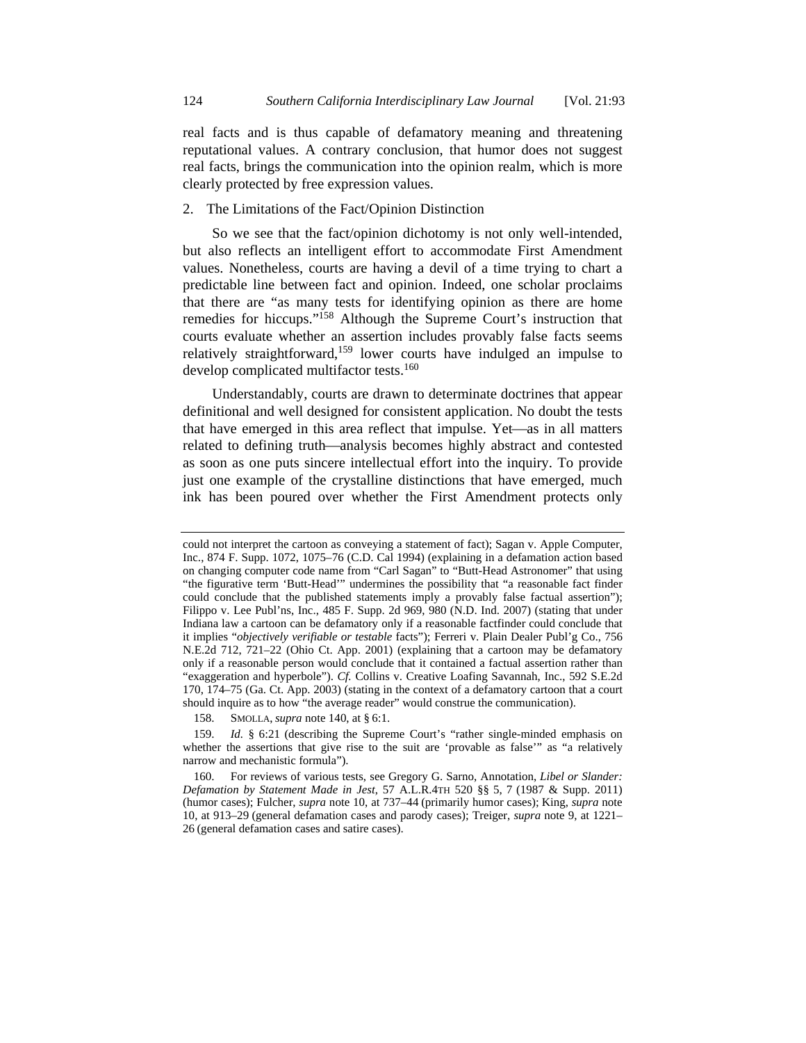real facts and is thus capable of defamatory meaning and threatening reputational values. A contrary conclusion, that humor does not suggest real facts, brings the communication into the opinion realm, which is more clearly protected by free expression values.

### 2. The Limitations of the Fact/Opinion Distinction

So we see that the fact/opinion dichotomy is not only well-intended, but also reflects an intelligent effort to accommodate First Amendment values. Nonetheless, courts are having a devil of a time trying to chart a predictable line between fact and opinion. Indeed, one scholar proclaims that there are "as many tests for identifying opinion as there are home remedies for hiccups."[158] Although the Supreme Court's instruction that courts evaluate whether an assertion includes provably false facts seems relatively straightforward,[159] lower courts have indulged an impulse to develop complicated multifactor tests.[160]

Understandably, courts are drawn to determinate doctrines that appear definitional and well designed for consistent application. No doubt the tests that have emerged in this area reflect that impulse. Yet—as in all matters related to defining truth—analysis becomes highly abstract and contested as soon as one puts sincere intellectual effort into the inquiry. To provide just one example of the crystalline distinctions that have emerged, much ink has been poured over whether the First Amendment protects only

---

could not interpret the cartoon as conveying a statement of fact); Sagan v. Apple Computer, Inc., 874 F. Supp. 1072, 1075–76 (C.D. Cal 1994) (explaining in a defamation action based on changing computer code name from "Carl Sagan" to "Butt-Head Astronomer" that using "the figurative term 'Butt-Head'" undermines the possibility that "a reasonable fact finder could conclude that the published statements imply a provably false factual assertion"); Filippo v. Lee Publ'ns, Inc., 485 F. Supp. 2d 969, 980 (N.D. Ind. 2007) (stating that under Indiana law a cartoon can be defamatory only if a reasonable factfinder could conclude that it implies "*objectively verifiable or testable* facts"); Ferreri v. Plain Dealer Publ'g Co., 756 N.E.2d 712, 721–22 (Ohio Ct. App. 2001) (explaining that a cartoon may be defamatory only if a reasonable person would conclude that it contained a factual assertion rather than "exaggeration and hyperbole"). *Cf.* Collins v. Creative Loafing Savannah, Inc., 592 S.E.2d 170, 174–75 (Ga. Ct. App. 2003) (stating in the context of a defamatory cartoon that a court should inquire as to how "the average reader" would construe the communication).

158. SMOLLA, *supra* note 140, at § 6:1.

159. *Id.* § 6:21 (describing the Supreme Court's "rather single-minded emphasis on whether the assertions that give rise to the suit are 'provable as false'" as "a relatively narrow and mechanistic formula").

160. For reviews of various tests, see Gregory G. Sarno, Annotation, *Libel or Slander: Defamation by Statement Made in Jest*, 57 A.L.R.4TH 520 §§ 5, 7 (1987 & Supp. 2011) (humor cases); Fulcher, *supra* note 10, at 737–44 (primarily humor cases); King, *supra* note 10, at 913–29 (general defamation cases and parody cases); Treiger, *supra* note 9, at 1221–26 (general defamation cases and satire cases).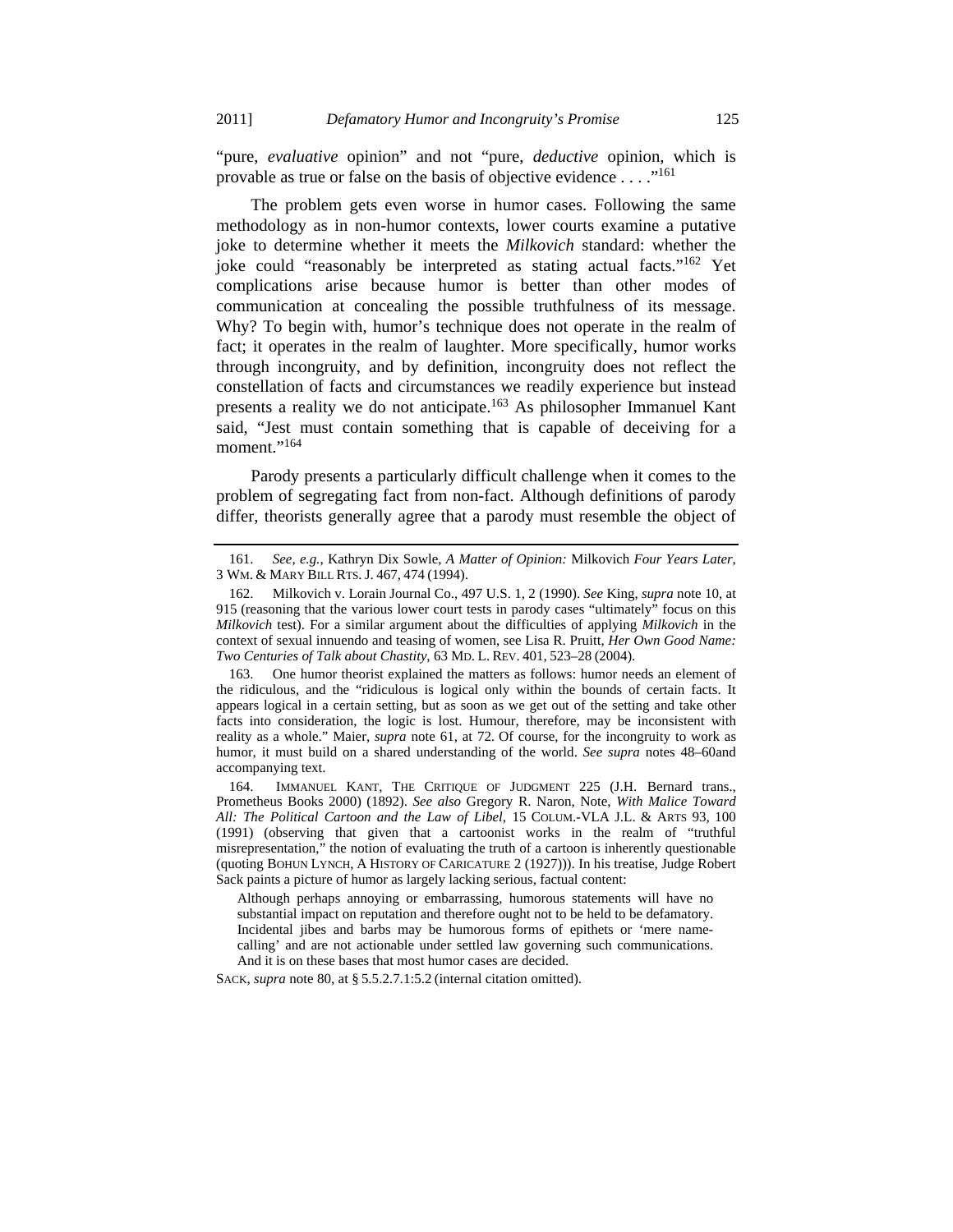"pure, *evaluative* opinion" and not "pure, *deductive* opinion, which is provable as true or false on the basis of objective evidence . . . ."[161]

The problem gets even worse in humor cases. Following the same methodology as in non-humor contexts, lower courts examine a putative joke to determine whether it meets the *Milkovich* standard: whether the joke could "reasonably be interpreted as stating actual facts."[162] Yet complications arise because humor is better than other modes of communication at concealing the possible truthfulness of its message. Why? To begin with, humor's technique does not operate in the realm of fact; it operates in the realm of laughter. More specifically, humor works through incongruity, and by definition, incongruity does not reflect the constellation of facts and circumstances we readily experience but instead presents a reality we do not anticipate.[163] As philosopher Immanuel Kant said, "Jest must contain something that is capable of deceiving for a moment."[164]

Parody presents a particularly difficult challenge when it comes to the problem of segregating fact from non-fact. Although definitions of parody differ, theorists generally agree that a parody must resemble the object of

---

161. *See, e.g.*, Kathryn Dix Sowle, *A Matter of Opinion:* Milkovich *Four Years Later*, 3 WM. & MARY BILL RTS. J. 467, 474 (1994).

162. Milkovich v. Lorain Journal Co., 497 U.S. 1, 2 (1990). *See* King, *supra* note 10, at 915 (reasoning that the various lower court tests in parody cases "ultimately" focus on this *Milkovich* test). For a similar argument about the difficulties of applying *Milkovich* in the context of sexual innuendo and teasing of women, see Lisa R. Pruitt, *Her Own Good Name: Two Centuries of Talk about Chastity*, 63 MD. L. REV. 401, 523–28 (2004).

163. One humor theorist explained the matters as follows: humor needs an element of the ridiculous, and the "ridiculous is logical only within the bounds of certain facts. It appears logical in a certain setting, but as soon as we get out of the setting and take other facts into consideration, the logic is lost. Humour, therefore, may be inconsistent with reality as a whole." Maier, *supra* note 61, at 72. Of course, for the incongruity to work as humor, it must build on a shared understanding of the world. *See supra* notes 48–60and accompanying text.

164. IMMANUEL KANT, THE CRITIQUE OF JUDGMENT 225 (J.H. Bernard trans., Prometheus Books 2000) (1892). *See also* Gregory R. Naron, Note, *With Malice Toward All: The Political Cartoon and the Law of Libel*, 15 COLUM.-VLA J.L. & ARTS 93, 100 (1991) (observing that given that a cartoonist works in the realm of "truthful misrepresentation," the notion of evaluating the truth of a cartoon is inherently questionable (quoting BOHUN LYNCH, A HISTORY OF CARICATURE 2 (1927))). In his treatise, Judge Robert Sack paints a picture of humor as largely lacking serious, factual content:

> Although perhaps annoying or embarrassing, humorous statements will have no substantial impact on reputation and therefore ought not to be held to be defamatory. Incidental jibes and barbs may be humorous forms of epithets or 'mere name-calling' and are not actionable under settled law governing such communications. And it is on these bases that most humor cases are decided.

SACK, *supra* note 80, at § 5.5.2.7.1:5.2 (internal citation omitted).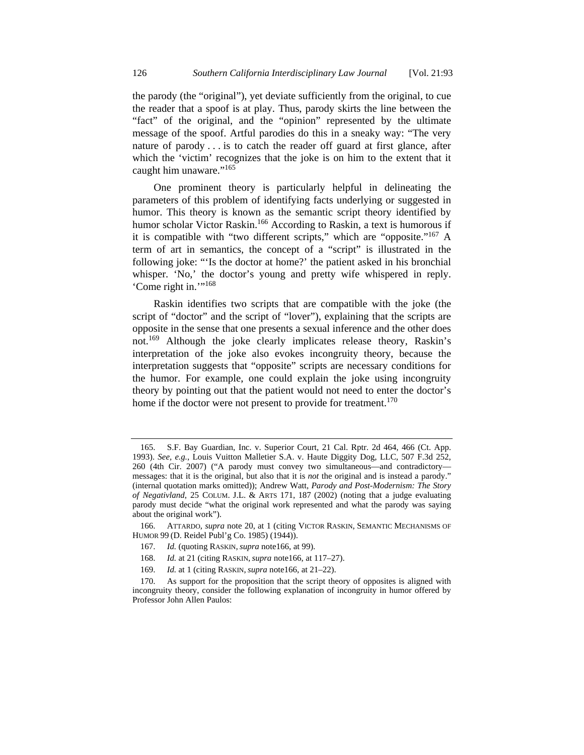the parody (the "original"), yet deviate sufficiently from the original, to cue the reader that a spoof is at play. Thus, parody skirts the line between the "fact" of the original, and the "opinion" represented by the ultimate message of the spoof. Artful parodies do this in a sneaky way: "The very nature of parody . . . is to catch the reader off guard at first glance, after which the 'victim' recognizes that the joke is on him to the extent that it caught him unaware."[165]

One prominent theory is particularly helpful in delineating the parameters of this problem of identifying facts underlying or suggested in humor. This theory is known as the semantic script theory identified by humor scholar Victor Raskin.[166] According to Raskin, a text is humorous if it is compatible with "two different scripts," which are "opposite."[167] A term of art in semantics, the concept of a "script" is illustrated in the following joke: "'Is the doctor at home?' the patient asked in his bronchial whisper. 'No,' the doctor's young and pretty wife whispered in reply. 'Come right in.'"[168]

Raskin identifies two scripts that are compatible with the joke (the script of "doctor" and the script of "lover"), explaining that the scripts are opposite in the sense that one presents a sexual inference and the other does not.[169] Although the joke clearly implicates release theory, Raskin's interpretation of the joke also evokes incongruity theory, because the interpretation suggests that "opposite" scripts are necessary conditions for the humor. For example, one could explain the joke using incongruity theory by pointing out that the patient would not need to enter the doctor's home if the doctor were not present to provide for treatment.[170]

---

165. S.F. Bay Guardian, Inc. v. Superior Court, 21 Cal. Rptr. 2d 464, 466 (Ct. App. 1993). *See, e.g.*, Louis Vuitton Malletier S.A. v. Haute Diggity Dog, LLC, 507 F.3d 252, 260 (4th Cir. 2007) ("A parody must convey two simultaneous—and contradictory—messages: that it is the original, but also that it is *not* the original and is instead a parody." (internal quotation marks omitted)); Andrew Watt, *Parody and Post-Modernism: The Story of Negativland*, 25 COLUM. J.L. & ARTS 171, 187 (2002) (noting that a judge evaluating parody must decide "what the original work represented and what the parody was saying about the original work").

166. ATTARDO, *supra* note 20, at 1 (citing VICTOR RASKIN, SEMANTIC MECHANISMS OF HUMOR 99 (D. Reidel Publ'g Co. 1985) (1944)).

167. *Id.* (quoting RASKIN, *supra* note166, at 99).

168. *Id.* at 21 (citing RASKIN, *supra* note166, at 117–27).

169. *Id.* at 1 (citing RASKIN, *supra* note166, at 21–22).

170. As support for the proposition that the script theory of opposites is aligned with incongruity theory, consider the following explanation of incongruity in humor offered by Professor John Allen Paulos: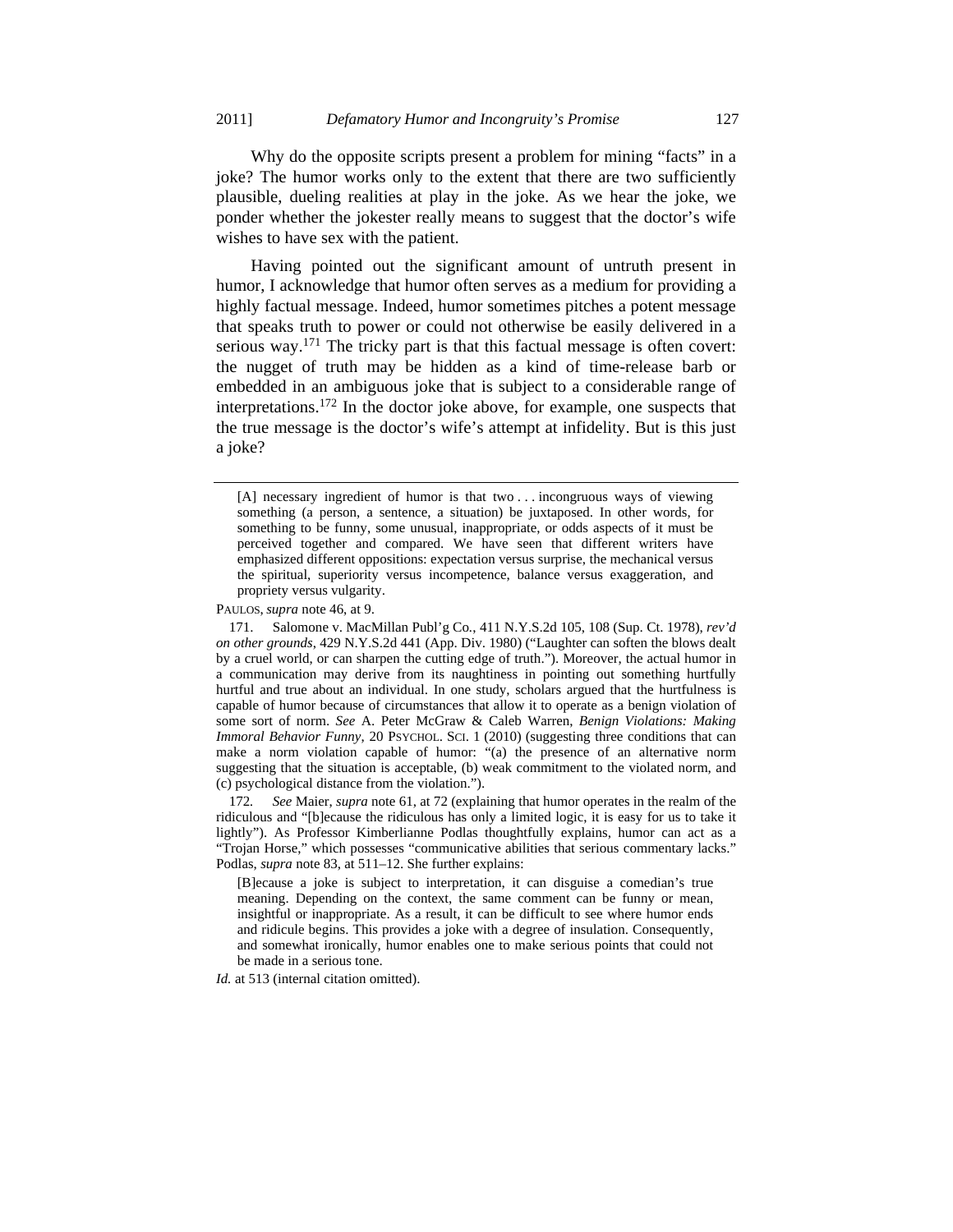Why do the opposite scripts present a problem for mining "facts" in a joke? The humor works only to the extent that there are two sufficiently plausible, dueling realities at play in the joke. As we hear the joke, we ponder whether the jokester really means to suggest that the doctor's wife wishes to have sex with the patient.

Having pointed out the significant amount of untruth present in humor, I acknowledge that humor often serves as a medium for providing a highly factual message. Indeed, humor sometimes pitches a potent message that speaks truth to power or could not otherwise be easily delivered in a serious way.[171] The tricky part is that this factual message is often covert: the nugget of truth may be hidden as a kind of time-release barb or embedded in an ambiguous joke that is subject to a considerable range of interpretations.[172] In the doctor joke above, for example, one suspects that the true message is the doctor's wife's attempt at infidelity. But is this just a joke?

---

> [A] necessary ingredient of humor is that two . . . incongruous ways of viewing something (a person, a sentence, a situation) be juxtaposed. In other words, for something to be funny, some unusual, inappropriate, or odds aspects of it must be perceived together and compared. We have seen that different writers have emphasized different oppositions: expectation versus surprise, the mechanical versus the spiritual, superiority versus incompetence, balance versus exaggeration, and propriety versus vulgarity.

PAULOS, *supra* note 46, at 9.

171. Salomone v. MacMillan Publ'g Co., 411 N.Y.S.2d 105, 108 (Sup. Ct. 1978), *rev'd on other grounds*, 429 N.Y.S.2d 441 (App. Div. 1980) ("Laughter can soften the blows dealt by a cruel world, or can sharpen the cutting edge of truth."). Moreover, the actual humor in a communication may derive from its naughtiness in pointing out something hurtfully hurtful and true about an individual. In one study, scholars argued that the hurtfulness is capable of humor because of circumstances that allow it to operate as a benign violation of some sort of norm. *See* A. Peter McGraw & Caleb Warren, *Benign Violations: Making Immoral Behavior Funny*, 20 PSYCHOL. SCI. 1 (2010) (suggesting three conditions that can make a norm violation capable of humor: "(a) the presence of an alternative norm suggesting that the situation is acceptable, (b) weak commitment to the violated norm, and (c) psychological distance from the violation.").

172. *See* Maier, *supra* note 61, at 72 (explaining that humor operates in the realm of the ridiculous and "[b]ecause the ridiculous has only a limited logic, it is easy for us to take it lightly"). As Professor Kimberlianne Podlas thoughtfully explains, humor can act as a "Trojan Horse," which possesses "communicative abilities that serious commentary lacks." Podlas, *supra* note 83, at 511–12. She further explains:

> [B]ecause a joke is subject to interpretation, it can disguise a comedian's true meaning. Depending on the context, the same comment can be funny or mean, insightful or inappropriate. As a result, it can be difficult to see where humor ends and ridicule begins. This provides a joke with a degree of insulation. Consequently, and somewhat ironically, humor enables one to make serious points that could not be made in a serious tone.

*Id.* at 513 (internal citation omitted).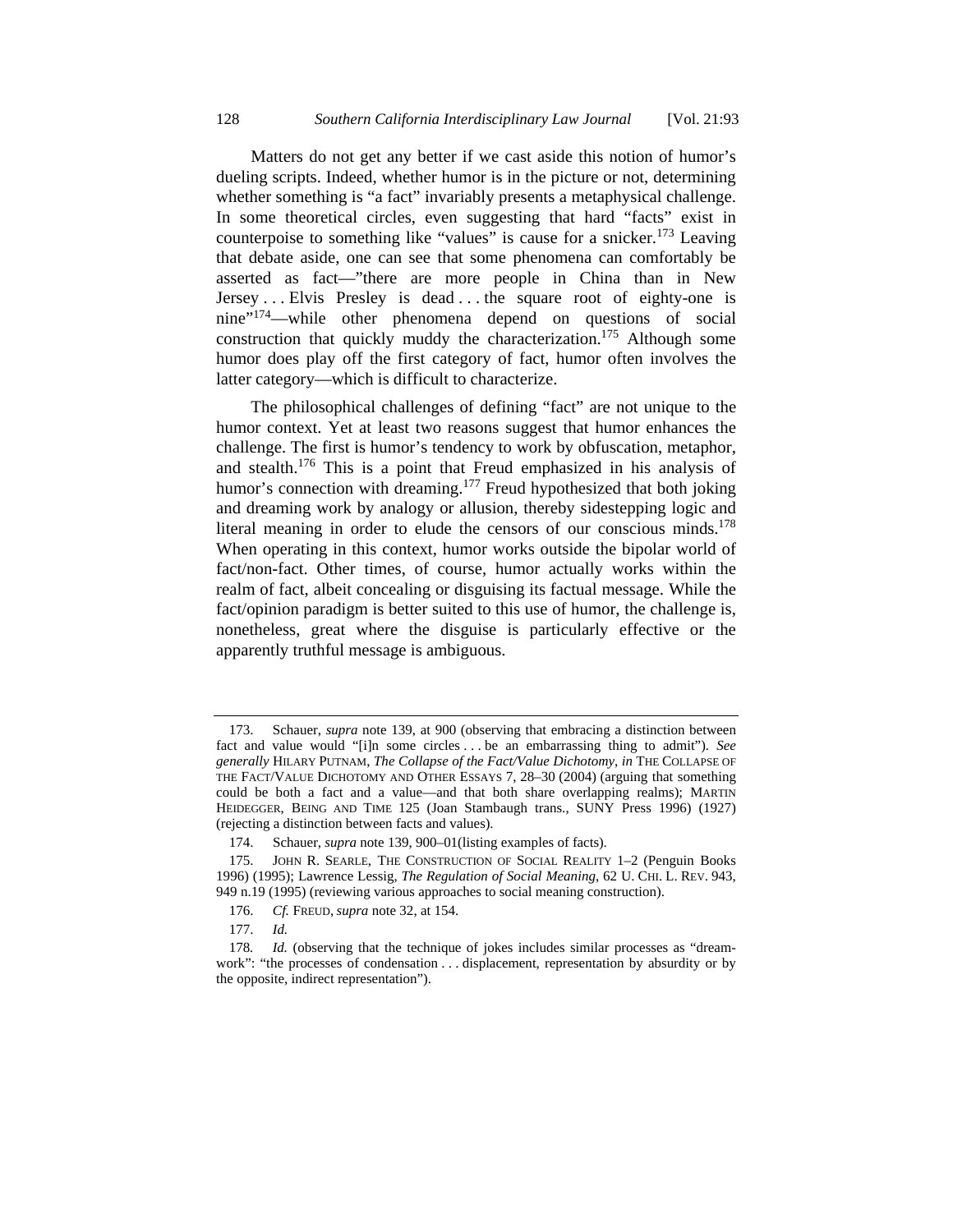Matters do not get any better if we cast aside this notion of humor's dueling scripts. Indeed, whether humor is in the picture or not, determining whether something is "a fact" invariably presents a metaphysical challenge. In some theoretical circles, even suggesting that hard "facts" exist in counterpoise to something like "values" is cause for a snicker.[173] Leaving that debate aside, one can see that some phenomena can comfortably be asserted as fact—"there are more people in China than in New Jersey . . . Elvis Presley is dead . . . the square root of eighty-one is nine"[174]—while other phenomena depend on questions of social construction that quickly muddy the characterization.[175] Although some humor does play off the first category of fact, humor often involves the latter category—which is difficult to characterize.

The philosophical challenges of defining "fact" are not unique to the humor context. Yet at least two reasons suggest that humor enhances the challenge. The first is humor's tendency to work by obfuscation, metaphor, and stealth.[176] This is a point that Freud emphasized in his analysis of humor's connection with dreaming.[177] Freud hypothesized that both joking and dreaming work by analogy or allusion, thereby sidestepping logic and literal meaning in order to elude the censors of our conscious minds.[178] When operating in this context, humor works outside the bipolar world of fact/non-fact. Other times, of course, humor actually works within the realm of fact, albeit concealing or disguising its factual message. While the fact/opinion paradigm is better suited to this use of humor, the challenge is, nonetheless, great where the disguise is particularly effective or the apparently truthful message is ambiguous.

---

173. Schauer, *supra* note 139, at 900 (observing that embracing a distinction between fact and value would "[i]n some circles . . . be an embarrassing thing to admit"). *See generally* HILARY PUTNAM, *The Collapse of the Fact/Value Dichotomy*, *in* THE COLLAPSE OF THE FACT/VALUE DICHOTOMY AND OTHER ESSAYS 7, 28–30 (2004) (arguing that something could be both a fact and a value—and that both share overlapping realms); MARTIN HEIDEGGER, BEING AND TIME 125 (Joan Stambaugh trans., SUNY Press 1996) (1927) (rejecting a distinction between facts and values).

174. Schauer, *supra* note 139, 900–01(listing examples of facts).

175. JOHN R. SEARLE, THE CONSTRUCTION OF SOCIAL REALITY 1–2 (Penguin Books 1996) (1995); Lawrence Lessig, *The Regulation of Social Meaning*, 62 U. CHI. L. REV. 943, 949 n.19 (1995) (reviewing various approaches to social meaning construction).

176. *Cf.* FREUD, *supra* note 32, at 154.

177. *Id.*

178. *Id.* (observing that the technique of jokes includes similar processes as "dream-work": "the processes of condensation . . . displacement, representation by absurdity or by the opposite, indirect representation").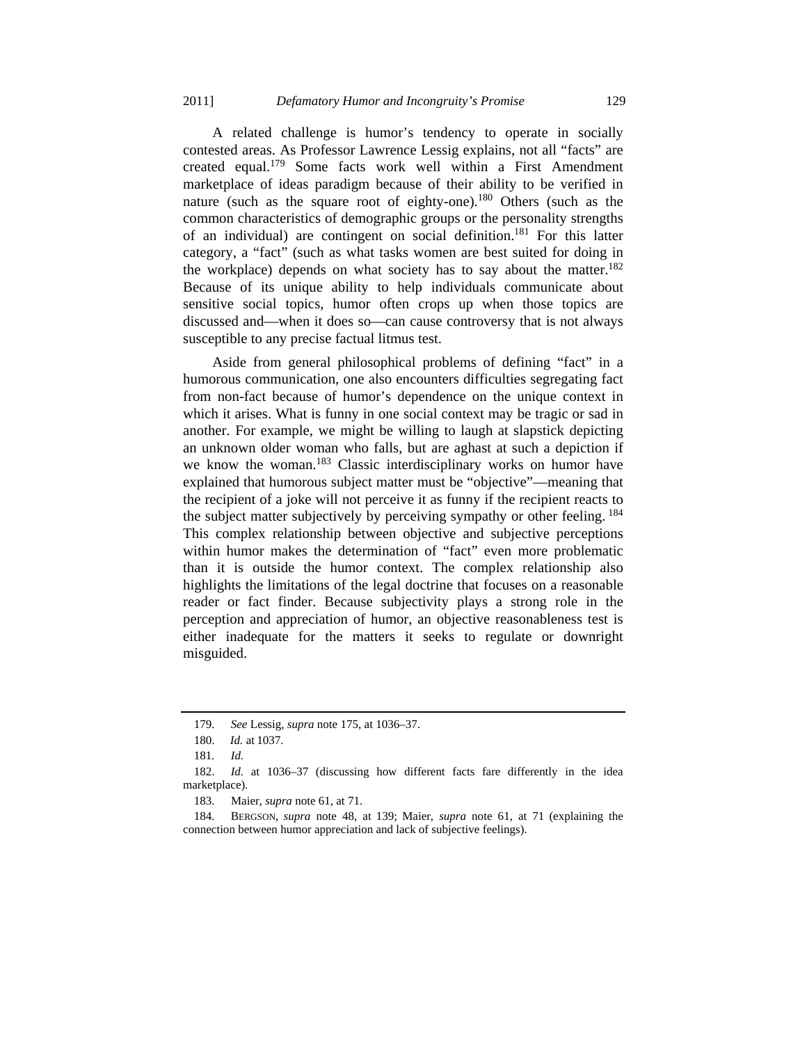A related challenge is humor's tendency to operate in socially contested areas. As Professor Lawrence Lessig explains, not all "facts" are created equal.[179] Some facts work well within a First Amendment marketplace of ideas paradigm because of their ability to be verified in nature (such as the square root of eighty-one).[180] Others (such as the common characteristics of demographic groups or the personality strengths of an individual) are contingent on social definition.[181] For this latter category, a "fact" (such as what tasks women are best suited for doing in the workplace) depends on what society has to say about the matter.[182] Because of its unique ability to help individuals communicate about sensitive social topics, humor often crops up when those topics are discussed and—when it does so—can cause controversy that is not always susceptible to any precise factual litmus test.

Aside from general philosophical problems of defining "fact" in a humorous communication, one also encounters difficulties segregating fact from non-fact because of humor's dependence on the unique context in which it arises. What is funny in one social context may be tragic or sad in another. For example, we might be willing to laugh at slapstick depicting an unknown older woman who falls, but are aghast at such a depiction if we know the woman.[183] Classic interdisciplinary works on humor have explained that humorous subject matter must be "objective"—meaning that the recipient of a joke will not perceive it as funny if the recipient reacts to the subject matter subjectively by perceiving sympathy or other feeling.[184] This complex relationship between objective and subjective perceptions within humor makes the determination of "fact" even more problematic than it is outside the humor context. The complex relationship also highlights the limitations of the legal doctrine that focuses on a reasonable reader or fact finder. Because subjectivity plays a strong role in the perception and appreciation of humor, an objective reasonableness test is either inadequate for the matters it seeks to regulate or downright misguided.

---

179. *See* Lessig, *supra* note 175, at 1036–37.

180. *Id.* at 1037.

181. *Id.*

182. *Id.* at 1036–37 (discussing how different facts fare differently in the idea marketplace).

183. Maier, *supra* note 61, at 71.

184. BERGSON, *supra* note 48, at 139; Maier, *supra* note 61, at 71 (explaining the connection between humor appreciation and lack of subjective feelings).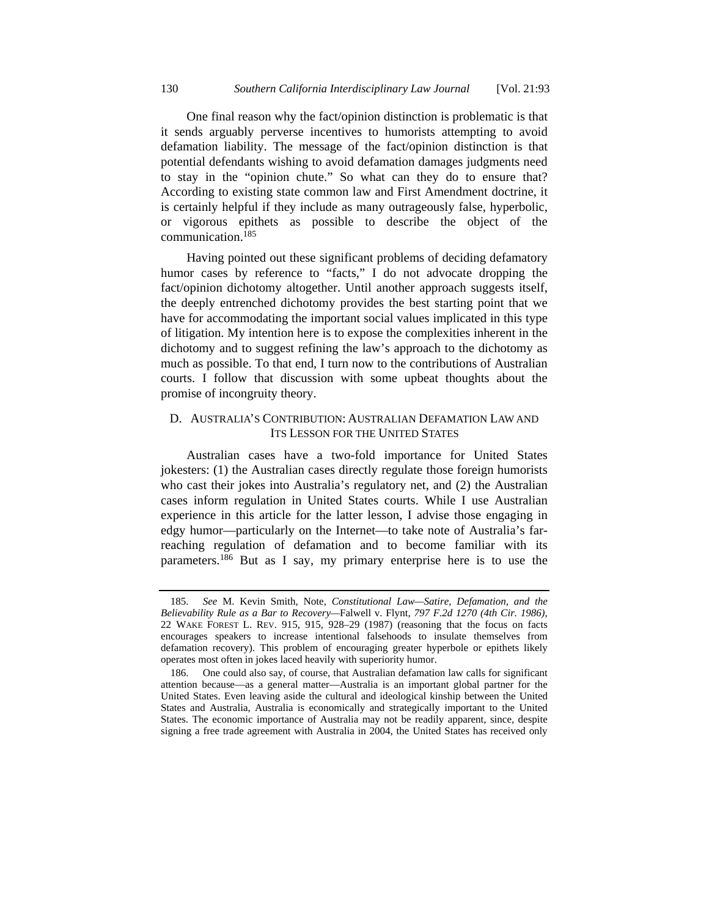One final reason why the fact/opinion distinction is problematic is that it sends arguably perverse incentives to humorists attempting to avoid defamation liability. The message of the fact/opinion distinction is that potential defendants wishing to avoid defamation damages judgments need to stay in the "opinion chute." So what can they do to ensure that? According to existing state common law and First Amendment doctrine, it is certainly helpful if they include as many outrageously false, hyperbolic, or vigorous epithets as possible to describe the object of the communication.[185]

Having pointed out these significant problems of deciding defamatory humor cases by reference to "facts," I do not advocate dropping the fact/opinion dichotomy altogether. Until another approach suggests itself, the deeply entrenched dichotomy provides the best starting point that we have for accommodating the important social values implicated in this type of litigation. My intention here is to expose the complexities inherent in the dichotomy and to suggest refining the law's approach to the dichotomy as much as possible. To that end, I turn now to the contributions of Australian courts. I follow that discussion with some upbeat thoughts about the promise of incongruity theory.

### D. AUSTRALIA'S CONTRIBUTION: AUSTRALIAN DEFAMATION LAW AND ITS LESSON FOR THE UNITED STATES

Australian cases have a two-fold importance for United States jokesters: (1) the Australian cases directly regulate those foreign humorists who cast their jokes into Australia's regulatory net, and (2) the Australian cases inform regulation in United States courts. While I use Australian experience in this article for the latter lesson, I advise those engaging in edgy humor—particularly on the Internet—to take note of Australia's far-reaching regulation of defamation and to become familiar with its parameters.[186] But as I say, my primary enterprise here is to use the

---

185. *See* M. Kevin Smith, Note, *Constitutional Law—Satire, Defamation, and the Believability Rule as a Bar to Recovery—*Falwell v. Flynt*, 797 F.2d 1270 (4th Cir. 1986)*, 22 WAKE FOREST L. REV. 915, 915, 928–29 (1987) (reasoning that the focus on facts encourages speakers to increase intentional falsehoods to insulate themselves from defamation recovery). This problem of encouraging greater hyperbole or epithets likely operates most often in jokes laced heavily with superiority humor.

186. One could also say, of course, that Australian defamation law calls for significant attention because—as a general matter—Australia is an important global partner for the United States. Even leaving aside the cultural and ideological kinship between the United States and Australia, Australia is economically and strategically important to the United States. The economic importance of Australia may not be readily apparent, since, despite signing a free trade agreement with Australia in 2004, the United States has received only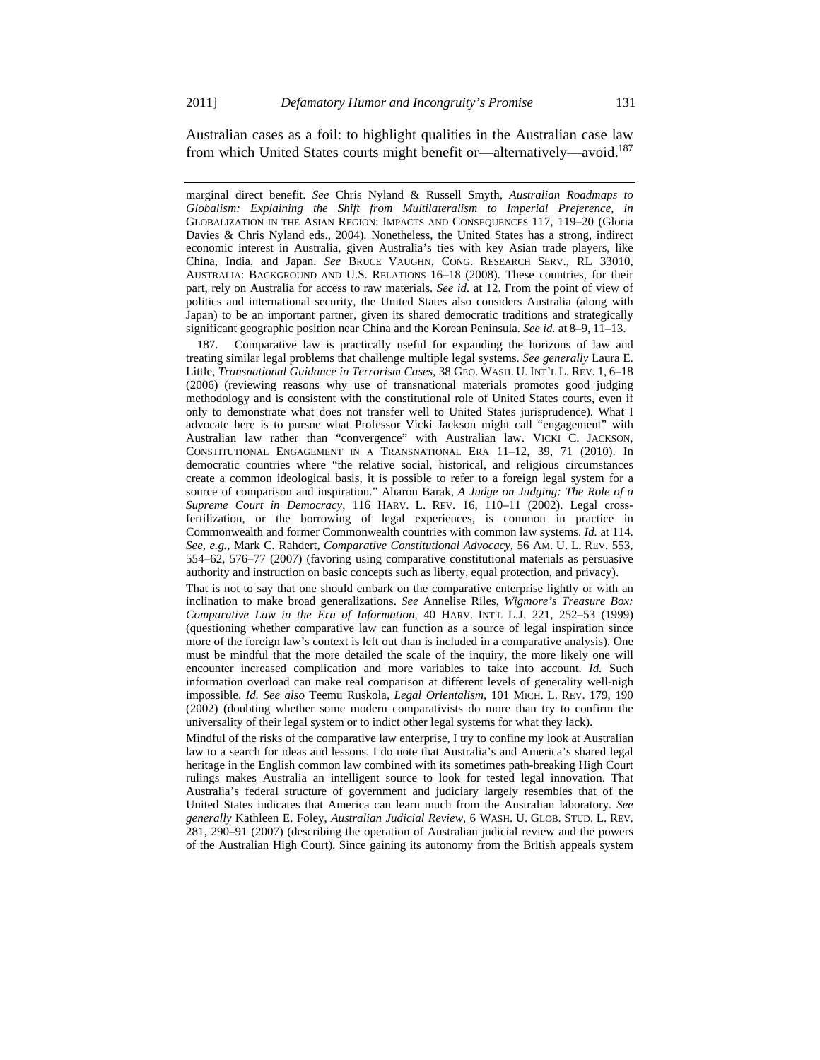Australian cases as a foil: to highlight qualities in the Australian case law from which United States courts might benefit or—alternatively—avoid.[187]

---

marginal direct benefit. *See* Chris Nyland & Russell Smyth, *Australian Roadmaps to Globalism: Explaining the Shift from Multilateralism to Imperial Preference*, *in* GLOBALIZATION IN THE ASIAN REGION: IMPACTS AND CONSEQUENCES 117, 119–20 (Gloria Davies & Chris Nyland eds., 2004). Nonetheless, the United States has a strong, indirect economic interest in Australia, given Australia's ties with key Asian trade players, like China, India, and Japan. *See* BRUCE VAUGHN, CONG. RESEARCH SERV., RL 33010, AUSTRALIA: BACKGROUND AND U.S. RELATIONS 16–18 (2008). These countries, for their part, rely on Australia for access to raw materials. *See id.* at 12. From the point of view of politics and international security, the United States also considers Australia (along with Japan) to be an important partner, given its shared democratic traditions and strategically significant geographic position near China and the Korean Peninsula. *See id.* at 8–9, 11–13.

187. Comparative law is practically useful for expanding the horizons of law and treating similar legal problems that challenge multiple legal systems. *See generally* Laura E. Little, *Transnational Guidance in Terrorism Cases*, 38 GEO. WASH. U. INT'L L. REV. 1, 6–18 (2006) (reviewing reasons why use of transnational materials promotes good judging methodology and is consistent with the constitutional role of United States courts, even if only to demonstrate what does not transfer well to United States jurisprudence). What I advocate here is to pursue what Professor Vicki Jackson might call "engagement" with Australian law rather than "convergence" with Australian law. VICKI C. JACKSON, CONSTITUTIONAL ENGAGEMENT IN A TRANSNATIONAL ERA 11–12, 39, 71 (2010). In democratic countries where "the relative social, historical, and religious circumstances create a common ideological basis, it is possible to refer to a foreign legal system for a source of comparison and inspiration." Aharon Barak, *A Judge on Judging: The Role of a Supreme Court in Democracy*, 116 HARV. L. REV. 16, 110–11 (2002). Legal cross-fertilization, or the borrowing of legal experiences, is common in practice in Commonwealth and former Commonwealth countries with common law systems. *Id.* at 114. *See, e.g.*, Mark C. Rahdert, *Comparative Constitutional Advocacy*, 56 AM. U. L. REV. 553, 554–62, 576–77 (2007) (favoring using comparative constitutional materials as persuasive authority and instruction on basic concepts such as liberty, equal protection, and privacy).

That is not to say that one should embark on the comparative enterprise lightly or with an inclination to make broad generalizations. *See* Annelise Riles, *Wigmore's Treasure Box: Comparative Law in the Era of Information*, 40 HARV. INT'L L.J. 221, 252–53 (1999) (questioning whether comparative law can function as a source of legal inspiration since more of the foreign law's context is left out than is included in a comparative analysis). One must be mindful that the more detailed the scale of the inquiry, the more likely one will encounter increased complication and more variables to take into account. *Id.* Such information overload can make real comparison at different levels of generality well-nigh impossible. *Id. See also* Teemu Ruskola, *Legal Orientalism*, 101 MICH. L. REV. 179, 190 (2002) (doubting whether some modern comparativists do more than try to confirm the universality of their legal system or to indict other legal systems for what they lack).

Mindful of the risks of the comparative law enterprise, I try to confine my look at Australian law to a search for ideas and lessons. I do note that Australia's and America's shared legal heritage in the English common law combined with its sometimes path-breaking High Court rulings makes Australia an intelligent source to look for tested legal innovation. That Australia's federal structure of government and judiciary largely resembles that of the United States indicates that America can learn much from the Australian laboratory. *See generally* Kathleen E. Foley, *Australian Judicial Review*, 6 WASH. U. GLOB. STUD. L. REV. 281, 290–91 (2007) (describing the operation of Australian judicial review and the powers of the Australian High Court). Since gaining its autonomy from the British appeals system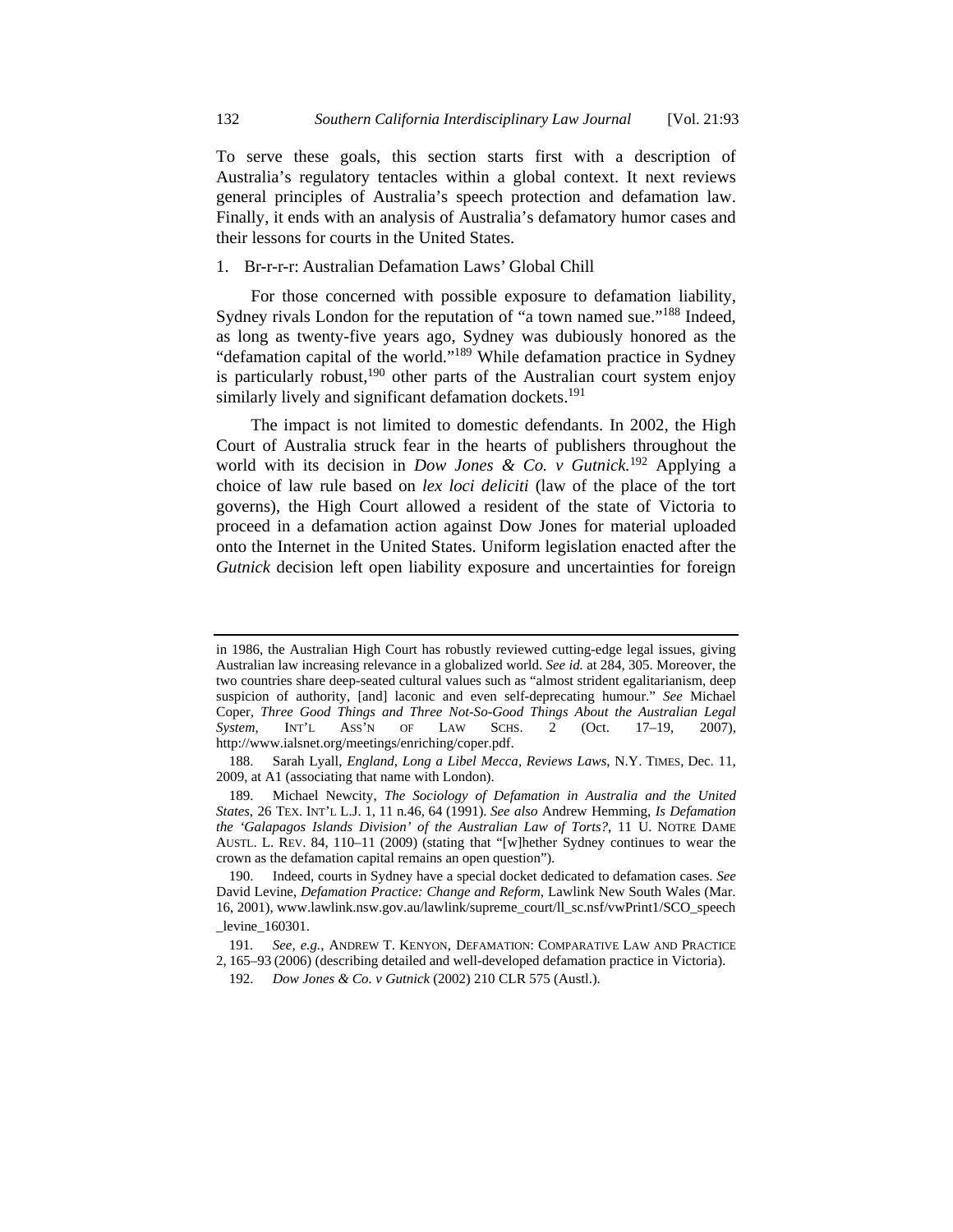To serve these goals, this section starts first with a description of Australia's regulatory tentacles within a global context. It next reviews general principles of Australia's speech protection and defamation law. Finally, it ends with an analysis of Australia's defamatory humor cases and their lessons for courts in the United States.

### 1. Br-r-r-r: Australian Defamation Laws' Global Chill

For those concerned with possible exposure to defamation liability, Sydney rivals London for the reputation of "a town named sue."[188] Indeed, as long as twenty-five years ago, Sydney was dubiously honored as the "defamation capital of the world."[189] While defamation practice in Sydney is particularly robust,[190] other parts of the Australian court system enjoy similarly lively and significant defamation dockets.[191]

The impact is not limited to domestic defendants. In 2002, the High Court of Australia struck fear in the hearts of publishers throughout the world with its decision in *Dow Jones & Co. v Gutnick*.[192] Applying a choice of law rule based on *lex loci deliciti* (law of the place of the tort governs), the High Court allowed a resident of the state of Victoria to proceed in a defamation action against Dow Jones for material uploaded onto the Internet in the United States. Uniform legislation enacted after the *Gutnick* decision left open liability exposure and uncertainties for foreign

---

in 1986, the Australian High Court has robustly reviewed cutting-edge legal issues, giving Australian law increasing relevance in a globalized world. *See id.* at 284, 305. Moreover, the two countries share deep-seated cultural values such as "almost strident egalitarianism, deep suspicion of authority, [and] laconic and even self-deprecating humour." *See* Michael Coper, *Three Good Things and Three Not-So-Good Things About the Australian Legal System*, INT'L ASS'N OF LAW SCHS. 2 (Oct. 17–19, 2007), http://www.ialsnet.org/meetings/enriching/coper.pdf.

188. Sarah Lyall, *England, Long a Libel Mecca, Reviews Laws*, N.Y. TIMES, Dec. 11, 2009, at A1 (associating that name with London).

189. Michael Newcity, *The Sociology of Defamation in Australia and the United States*, 26 TEX. INT'L L.J. 1, 11 n.46, 64 (1991). *See also* Andrew Hemming, *Is Defamation the 'Galapagos Islands Division' of the Australian Law of Torts?*, 11 U. NOTRE DAME AUSTL. L. REV. 84, 110–11 (2009) (stating that "[w]hether Sydney continues to wear the crown as the defamation capital remains an open question").

190. Indeed, courts in Sydney have a special docket dedicated to defamation cases. *See* David Levine, *Defamation Practice: Change and Reform*, Lawlink New South Wales (Mar. 16, 2001), www.lawlink.nsw.gov.au/lawlink/supreme_court/ll_sc.nsf/vwPrint1/SCO_speech_levine_160301.

191. *See, e.g.*, ANDREW T. KENYON, DEFAMATION: COMPARATIVE LAW AND PRACTICE 2, 165–93 (2006) (describing detailed and well-developed defamation practice in Victoria).

192. *Dow Jones & Co. v Gutnick* (2002) 210 CLR 575 (Austl.).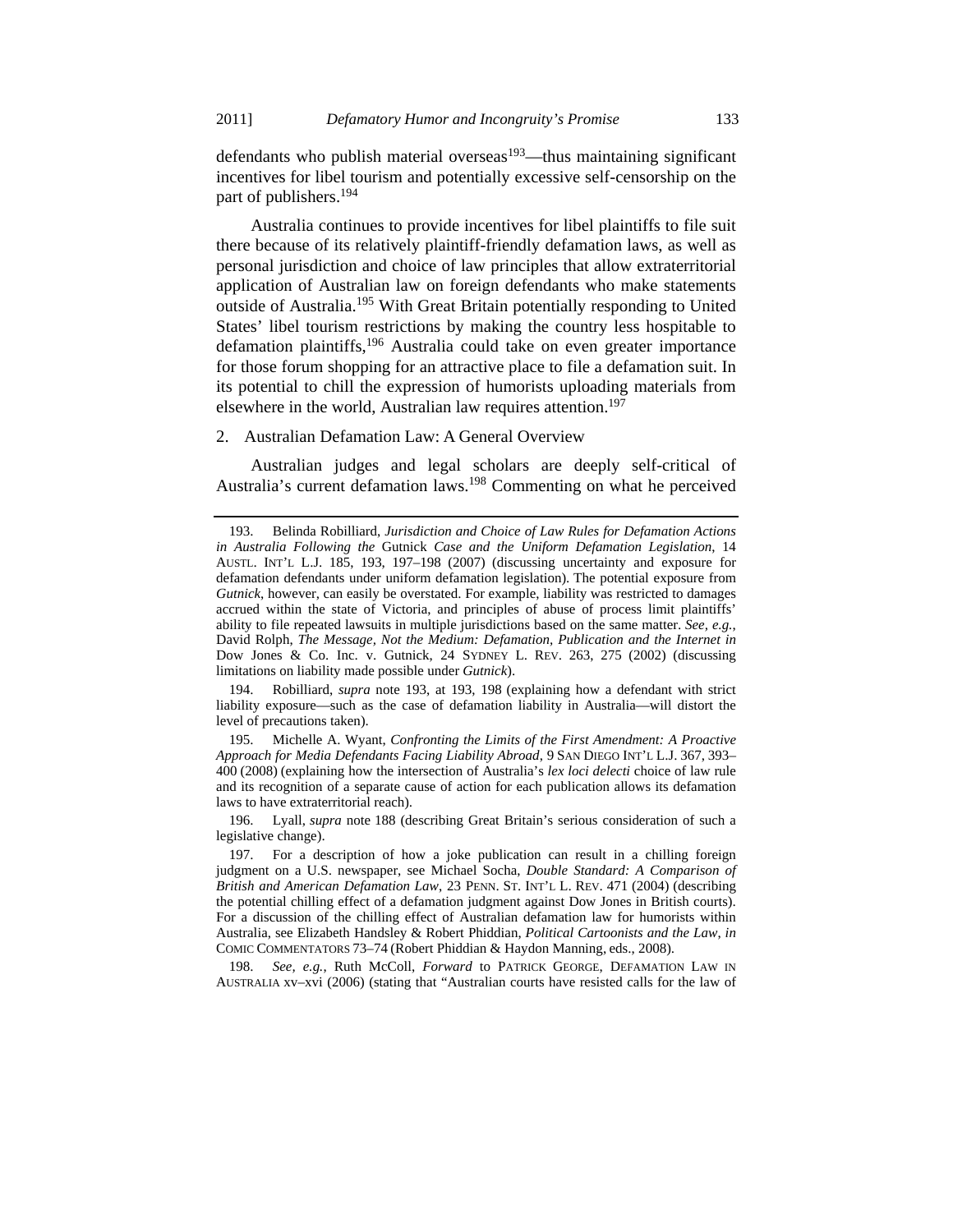defendants who publish material overseas[193]—thus maintaining significant incentives for libel tourism and potentially excessive self-censorship on the part of publishers.[194]

Australia continues to provide incentives for libel plaintiffs to file suit there because of its relatively plaintiff-friendly defamation laws, as well as personal jurisdiction and choice of law principles that allow extraterritorial application of Australian law on foreign defendants who make statements outside of Australia.[195] With Great Britain potentially responding to United States' libel tourism restrictions by making the country less hospitable to defamation plaintiffs,[196] Australia could take on even greater importance for those forum shopping for an attractive place to file a defamation suit. In its potential to chill the expression of humorists uploading materials from elsewhere in the world, Australian law requires attention.[197]

2. Australian Defamation Law: A General Overview

Australian judges and legal scholars are deeply self-critical of Australia's current defamation laws.[198] Commenting on what he perceived

---

193. Belinda Robilliard, *Jurisdiction and Choice of Law Rules for Defamation Actions in Australia Following the* Gutnick *Case and the Uniform Defamation Legislation*, 14 AUSTL. INT'L L.J. 185, 193, 197–198 (2007) (discussing uncertainty and exposure for defamation defendants under uniform defamation legislation). The potential exposure from *Gutnick*, however, can easily be overstated. For example, liability was restricted to damages accrued within the state of Victoria, and principles of abuse of process limit plaintiffs' ability to file repeated lawsuits in multiple jurisdictions based on the same matter. *See, e.g.*, David Rolph, *The Message, Not the Medium: Defamation, Publication and the Internet in* Dow Jones & Co. Inc. v. Gutnick, 24 SYDNEY L. REV. 263, 275 (2002) (discussing limitations on liability made possible under *Gutnick*).

194. Robilliard, *supra* note 193, at 193, 198 (explaining how a defendant with strict liability exposure—such as the case of defamation liability in Australia—will distort the level of precautions taken).

195. Michelle A. Wyant, *Confronting the Limits of the First Amendment: A Proactive Approach for Media Defendants Facing Liability Abroad*, 9 SAN DIEGO INT'L L.J. 367, 393–400 (2008) (explaining how the intersection of Australia's *lex loci delecti* choice of law rule and its recognition of a separate cause of action for each publication allows its defamation laws to have extraterritorial reach).

196. Lyall, *supra* note 188 (describing Great Britain's serious consideration of such a legislative change).

197. For a description of how a joke publication can result in a chilling foreign judgment on a U.S. newspaper, see Michael Socha, *Double Standard: A Comparison of British and American Defamation Law*, 23 PENN. ST. INT'L L. REV. 471 (2004) (describing the potential chilling effect of a defamation judgment against Dow Jones in British courts). For a discussion of the chilling effect of Australian defamation law for humorists within Australia, see Elizabeth Handsley & Robert Phiddian, *Political Cartoonists and the Law*, *in* COMIC COMMENTATORS 73–74 (Robert Phiddian & Haydon Manning, eds., 2008).

198. *See, e.g.*, Ruth McColl, *Forward* to PATRICK GEORGE, DEFAMATION LAW IN AUSTRALIA xv–xvi (2006) (stating that "Australian courts have resisted calls for the law of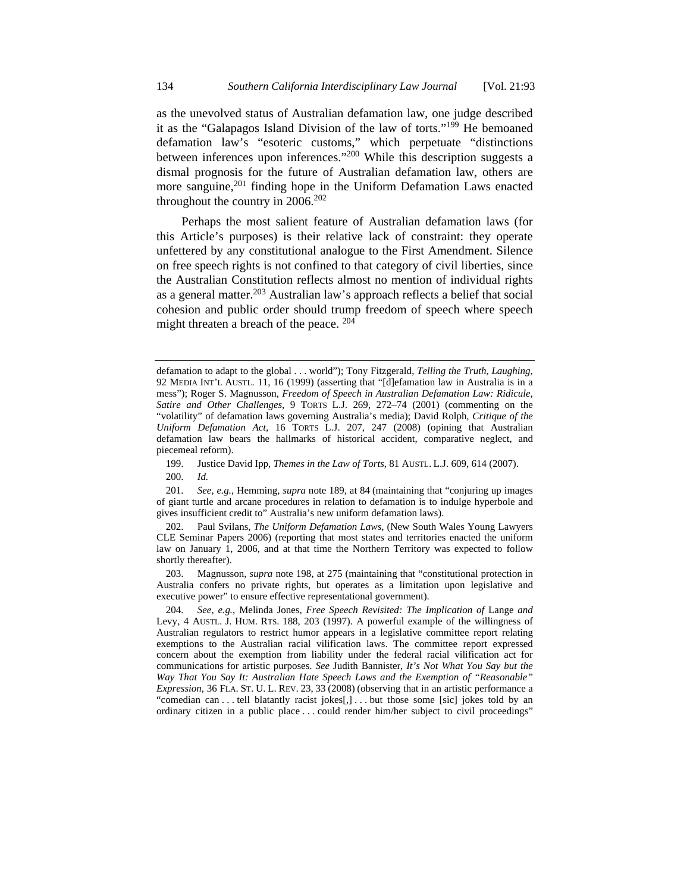as the unevolved status of Australian defamation law, one judge described it as the "Galapagos Island Division of the law of torts."[199] He bemoaned defamation law's "esoteric customs," which perpetuate "distinctions between inferences upon inferences."[200] While this description suggests a dismal prognosis for the future of Australian defamation law, others are more sanguine,[201] finding hope in the Uniform Defamation Laws enacted throughout the country in 2006.[202]

Perhaps the most salient feature of Australian defamation laws (for this Article's purposes) is their relative lack of constraint: they operate unfettered by any constitutional analogue to the First Amendment. Silence on free speech rights is not confined to that category of civil liberties, since the Australian Constitution reflects almost no mention of individual rights as a general matter.[203] Australian law's approach reflects a belief that social cohesion and public order should trump freedom of speech where speech might threaten a breach of the peace. [204]

---

defamation to adapt to the global . . . world"); Tony Fitzgerald, *Telling the Truth, Laughing*, 92 MEDIA INT'L AUSTL. 11, 16 (1999) (asserting that "[d]efamation law in Australia is in a mess"); Roger S. Magnusson, *Freedom of Speech in Australian Defamation Law: Ridicule, Satire and Other Challenges*, 9 TORTS L.J. 269, 272–74 (2001) (commenting on the "volatility" of defamation laws governing Australia's media); David Rolph, *Critique of the Uniform Defamation Act*, 16 TORTS L.J. 207, 247 (2008) (opining that Australian defamation law bears the hallmarks of historical accident, comparative neglect, and piecemeal reform).

199. Justice David Ipp, *Themes in the Law of Torts*, 81 AUSTL. L.J. 609, 614 (2007).

200. *Id.*

201. *See, e.g.*, Hemming, *supra* note 189, at 84 (maintaining that "conjuring up images of giant turtle and arcane procedures in relation to defamation is to indulge hyperbole and gives insufficient credit to" Australia's new uniform defamation laws).

202. Paul Svilans, *The Uniform Defamation Laws*, (New South Wales Young Lawyers CLE Seminar Papers 2006) (reporting that most states and territories enacted the uniform law on January 1, 2006, and at that time the Northern Territory was expected to follow shortly thereafter).

203. Magnusson, *supra* note 198, at 275 (maintaining that "constitutional protection in Australia confers no private rights, but operates as a limitation upon legislative and executive power" to ensure effective representational government).

204. *See, e.g.*, Melinda Jones, *Free Speech Revisited: The Implication of* Lange *and* Levy, 4 AUSTL. J. HUM. RTS. 188, 203 (1997). A powerful example of the willingness of Australian regulators to restrict humor appears in a legislative committee report relating exemptions to the Australian racial vilification laws. The committee report expressed concern about the exemption from liability under the federal racial vilification act for communications for artistic purposes. *See* Judith Bannister, *It's Not What You Say but the Way That You Say It: Australian Hate Speech Laws and the Exemption of "Reasonable" Expression*, 36 FLA. ST. U. L. REV. 23, 33 (2008) (observing that in an artistic performance a "comedian can . . . tell blatantly racist jokes[,] . . . but those some [sic] jokes told by an ordinary citizen in a public place . . . could render him/her subject to civil proceedings"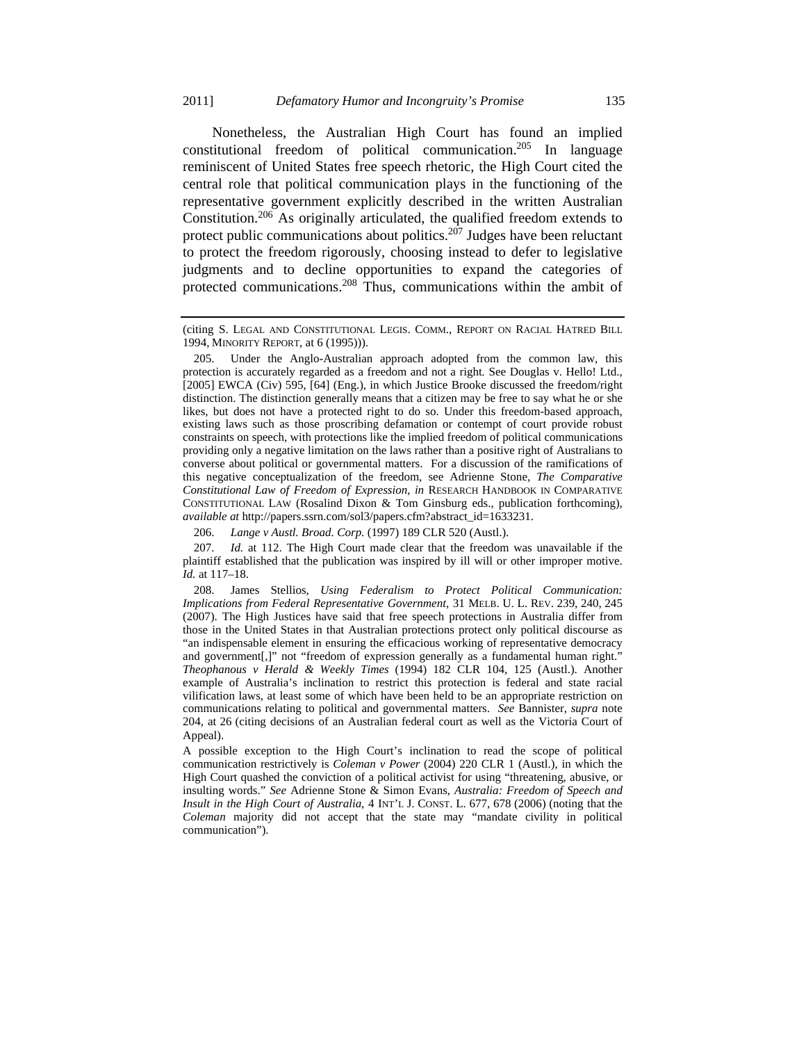Nonetheless, the Australian High Court has found an implied constitutional freedom of political communication.[205] In language reminiscent of United States free speech rhetoric, the High Court cited the central role that political communication plays in the functioning of the representative government explicitly described in the written Australian Constitution.[206] As originally articulated, the qualified freedom extends to protect public communications about politics.[207] Judges have been reluctant to protect the freedom rigorously, choosing instead to defer to legislative judgments and to decline opportunities to expand the categories of protected communications.[208] Thus, communications within the ambit of

---

(citing S. LEGAL AND CONSTITUTIONAL LEGIS. COMM., REPORT ON RACIAL HATRED BILL 1994, MINORITY REPORT, at 6 (1995))).

205. Under the Anglo-Australian approach adopted from the common law, this protection is accurately regarded as a freedom and not a right. See Douglas v. Hello! Ltd., [2005] EWCA (Civ) 595, [64] (Eng.), in which Justice Brooke discussed the freedom/right distinction. The distinction generally means that a citizen may be free to say what he or she likes, but does not have a protected right to do so. Under this freedom-based approach, existing laws such as those proscribing defamation or contempt of court provide robust constraints on speech, with protections like the implied freedom of political communications providing only a negative limitation on the laws rather than a positive right of Australians to converse about political or governmental matters. For a discussion of the ramifications of this negative conceptualization of the freedom, see Adrienne Stone, *The Comparative Constitutional Law of Freedom of Expression*, *in* RESEARCH HANDBOOK IN COMPARATIVE CONSTITUTIONAL LAW (Rosalind Dixon & Tom Ginsburg eds., publication forthcoming), *available at* http://papers.ssrn.com/sol3/papers.cfm?abstract_id=1633231.

206. *Lange v Austl. Broad. Corp.* (1997) 189 CLR 520 (Austl.).

207. *Id.* at 112. The High Court made clear that the freedom was unavailable if the plaintiff established that the publication was inspired by ill will or other improper motive. *Id.* at 117–18.

208. James Stellios, *Using Federalism to Protect Political Communication: Implications from Federal Representative Government*, 31 MELB. U. L. REV. 239, 240, 245 (2007). The High Justices have said that free speech protections in Australia differ from those in the United States in that Australian protections protect only political discourse as "an indispensable element in ensuring the efficacious working of representative democracy and government[,]" not "freedom of expression generally as a fundamental human right." *Theophanous v Herald & Weekly Times* (1994) 182 CLR 104, 125 (Austl.). Another example of Australia's inclination to restrict this protection is federal and state racial vilification laws, at least some of which have been held to be an appropriate restriction on communications relating to political and governmental matters. *See* Bannister, *supra* note 204, at 26 (citing decisions of an Australian federal court as well as the Victoria Court of Appeal).

A possible exception to the High Court's inclination to read the scope of political communication restrictively is *Coleman v Power* (2004) 220 CLR 1 (Austl.), in which the High Court quashed the conviction of a political activist for using "threatening, abusive, or insulting words." *See* Adrienne Stone & Simon Evans, *Australia: Freedom of Speech and Insult in the High Court of Australia*, 4 INT'L J. CONST. L. 677, 678 (2006) (noting that the *Coleman* majority did not accept that the state may "mandate civility in political communication").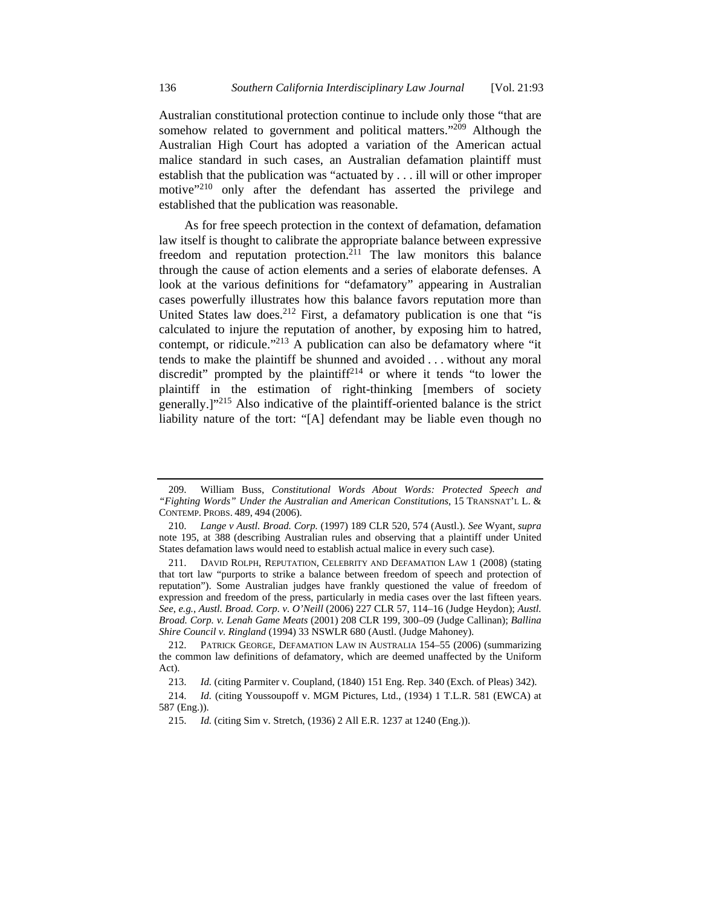Australian constitutional protection continue to include only those "that are somehow related to government and political matters."[209] Although the Australian High Court has adopted a variation of the American actual malice standard in such cases, an Australian defamation plaintiff must establish that the publication was "actuated by . . . ill will or other improper motive"[210] only after the defendant has asserted the privilege and established that the publication was reasonable.

As for free speech protection in the context of defamation, defamation law itself is thought to calibrate the appropriate balance between expressive freedom and reputation protection.[211] The law monitors this balance through the cause of action elements and a series of elaborate defenses. A look at the various definitions for "defamatory" appearing in Australian cases powerfully illustrates how this balance favors reputation more than United States law does.[212] First, a defamatory publication is one that "is calculated to injure the reputation of another, by exposing him to hatred, contempt, or ridicule."[213] A publication can also be defamatory where "it tends to make the plaintiff be shunned and avoided . . . without any moral discredit" prompted by the plaintiff[214] or where it tends "to lower the plaintiff in the estimation of right-thinking [members of society generally.]"[215] Also indicative of the plaintiff-oriented balance is the strict liability nature of the tort: "[A] defendant may be liable even though no

---

209. William Buss, *Constitutional Words About Words: Protected Speech and "Fighting Words" Under the Australian and American Constitutions*, 15 TRANSNAT'L L. & CONTEMP. PROBS. 489, 494 (2006).

210. *Lange v Austl. Broad. Corp.* (1997) 189 CLR 520, 574 (Austl.). *See* Wyant, *supra* note 195, at 388 (describing Australian rules and observing that a plaintiff under United States defamation laws would need to establish actual malice in every such case).

211. DAVID ROLPH, REPUTATION, CELEBRITY AND DEFAMATION LAW 1 (2008) (stating that tort law "purports to strike a balance between freedom of speech and protection of reputation"). Some Australian judges have frankly questioned the value of freedom of expression and freedom of the press, particularly in media cases over the last fifteen years. *See, e.g.*, *Austl. Broad. Corp. v. O'Neill* (2006) 227 CLR 57, 114–16 (Judge Heydon); *Austl. Broad. Corp. v. Lenah Game Meats* (2001) 208 CLR 199, 300–09 (Judge Callinan); *Ballina Shire Council v. Ringland* (1994) 33 NSWLR 680 (Austl. (Judge Mahoney).

212. PATRICK GEORGE, DEFAMATION LAW IN AUSTRALIA 154–55 (2006) (summarizing the common law definitions of defamatory, which are deemed unaffected by the Uniform Act).

213. *Id.* (citing Parmiter v. Coupland, (1840) 151 Eng. Rep. 340 (Exch. of Pleas) 342).

214. *Id.* (citing Youssoupoff v. MGM Pictures, Ltd., (1934) 1 T.L.R. 581 (EWCA) at 587 (Eng.)).

215. *Id.* (citing Sim v. Stretch, (1936) 2 All E.R. 1237 at 1240 (Eng.)).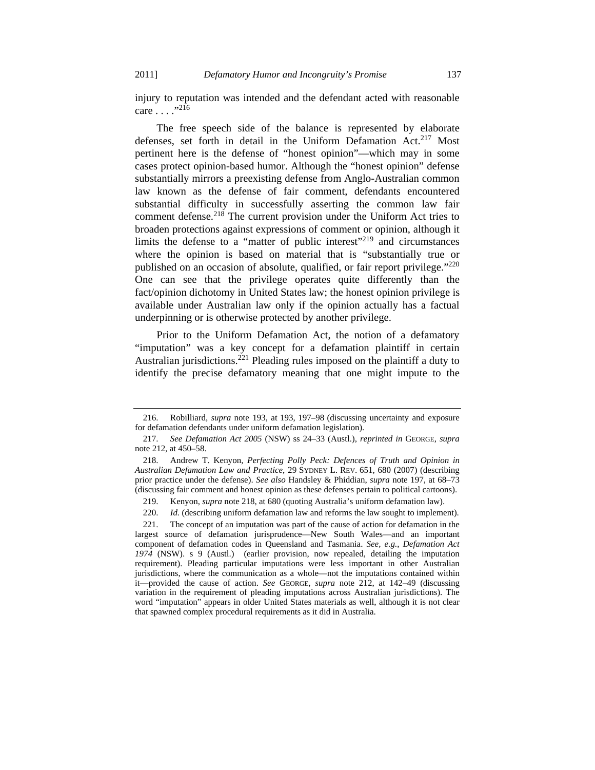injury to reputation was intended and the defendant acted with reasonable care . . . ."[216]

The free speech side of the balance is represented by elaborate defenses, set forth in detail in the Uniform Defamation Act.[217] Most pertinent here is the defense of "honest opinion"—which may in some cases protect opinion-based humor. Although the "honest opinion" defense substantially mirrors a preexisting defense from Anglo-Australian common law known as the defense of fair comment, defendants encountered substantial difficulty in successfully asserting the common law fair comment defense.[218] The current provision under the Uniform Act tries to broaden protections against expressions of comment or opinion, although it limits the defense to a "matter of public interest"[219] and circumstances where the opinion is based on material that is "substantially true or published on an occasion of absolute, qualified, or fair report privilege."[220] One can see that the privilege operates quite differently than the fact/opinion dichotomy in United States law; the honest opinion privilege is available under Australian law only if the opinion actually has a factual underpinning or is otherwise protected by another privilege.

Prior to the Uniform Defamation Act, the notion of a defamatory "imputation" was a key concept for a defamation plaintiff in certain Australian jurisdictions.[221] Pleading rules imposed on the plaintiff a duty to identify the precise defamatory meaning that one might impute to the

---

216. Robilliard, *supra* note 193, at 193, 197–98 (discussing uncertainty and exposure for defamation defendants under uniform defamation legislation).

217. *See Defamation Act 2005* (NSW) ss 24–33 (Austl.), *reprinted in* GEORGE, *supra* note 212, at 450–58.

218. Andrew T. Kenyon, *Perfecting Polly Peck: Defences of Truth and Opinion in Australian Defamation Law and Practice*, 29 SYDNEY L. REV. 651, 680 (2007) (describing prior practice under the defense). *See also* Handsley & Phiddian, *supra* note 197, at 68–73 (discussing fair comment and honest opinion as these defenses pertain to political cartoons).

219. Kenyon, *supra* note 218, at 680 (quoting Australia's uniform defamation law).

220. *Id.* (describing uniform defamation law and reforms the law sought to implement).

221. The concept of an imputation was part of the cause of action for defamation in the largest source of defamation jurisprudence—New South Wales—and an important component of defamation codes in Queensland and Tasmania. *See, e.g.*, *Defamation Act 1974* (NSW). s 9 (Austl.) (earlier provision, now repealed, detailing the imputation requirement). Pleading particular imputations were less important in other Australian jurisdictions, where the communication as a whole—not the imputations contained within it—provided the cause of action. *See* GEORGE, *supra* note 212, at 142–49 (discussing variation in the requirement of pleading imputations across Australian jurisdictions). The word "imputation" appears in older United States materials as well, although it is not clear that spawned complex procedural requirements as it did in Australia.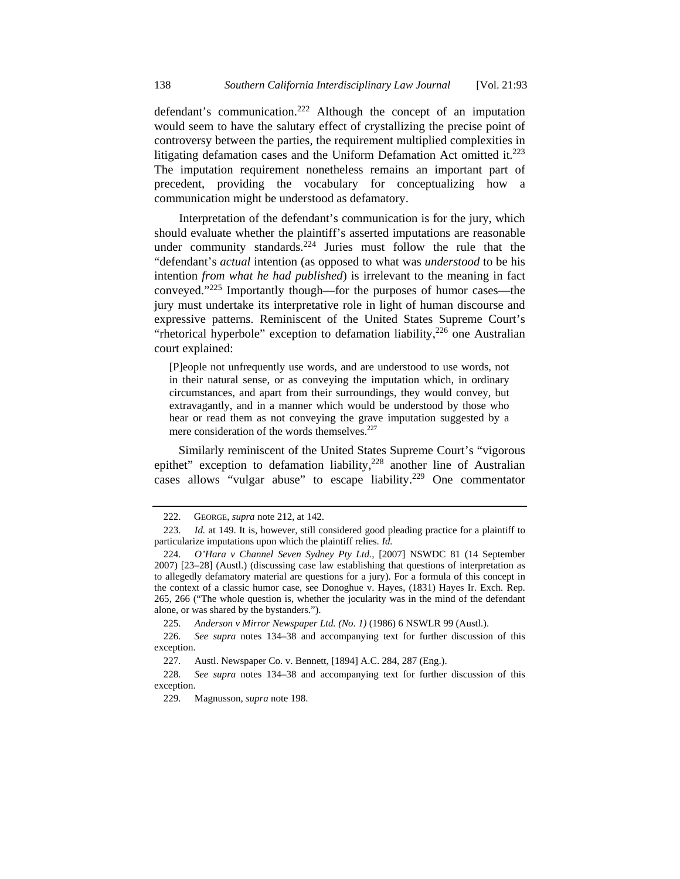defendant's communication.[222] Although the concept of an imputation would seem to have the salutary effect of crystallizing the precise point of controversy between the parties, the requirement multiplied complexities in litigating defamation cases and the Uniform Defamation Act omitted it.[223] The imputation requirement nonetheless remains an important part of precedent, providing the vocabulary for conceptualizing how a communication might be understood as defamatory.

Interpretation of the defendant's communication is for the jury, which should evaluate whether the plaintiff's asserted imputations are reasonable under community standards.[224] Juries must follow the rule that the "defendant's *actual* intention (as opposed to what was *understood* to be his intention *from what he had published*) is irrelevant to the meaning in fact conveyed."[225] Importantly though—for the purposes of humor cases—the jury must undertake its interpretative role in light of human discourse and expressive patterns. Reminiscent of the United States Supreme Court's "rhetorical hyperbole" exception to defamation liability,[226] one Australian court explained:

> [P]eople not unfrequently use words, and are understood to use words, not in their natural sense, or as conveying the imputation which, in ordinary circumstances, and apart from their surroundings, they would convey, but extravagantly, and in a manner which would be understood by those who hear or read them as not conveying the grave imputation suggested by a mere consideration of the words themselves.[227]

Similarly reminiscent of the United States Supreme Court's "vigorous epithet" exception to defamation liability,[228] another line of Australian cases allows "vulgar abuse" to escape liability.[229] One commentator

---

222. GEORGE, *supra* note 212, at 142.

223. *Id.* at 149. It is, however, still considered good pleading practice for a plaintiff to particularize imputations upon which the plaintiff relies. *Id.*

224. *O'Hara v Channel Seven Sydney Pty Ltd.*, [2007] NSWDC 81 (14 September 2007) [23–28] (Austl.) (discussing case law establishing that questions of interpretation as to allegedly defamatory material are questions for a jury). For a formula of this concept in the context of a classic humor case, see Donoghue v. Hayes, (1831) Hayes Ir. Exch. Rep. 265, 266 ("The whole question is, whether the jocularity was in the mind of the defendant alone, or was shared by the bystanders.").

225. *Anderson v Mirror Newspaper Ltd. (No. 1)* (1986) 6 NSWLR 99 (Austl.).

226. *See supra* notes 134–38 and accompanying text for further discussion of this exception.

227. Austl. Newspaper Co. v. Bennett, [1894] A.C. 284, 287 (Eng.).

228. *See supra* notes 134–38 and accompanying text for further discussion of this exception.

229. Magnusson, *supra* note 198.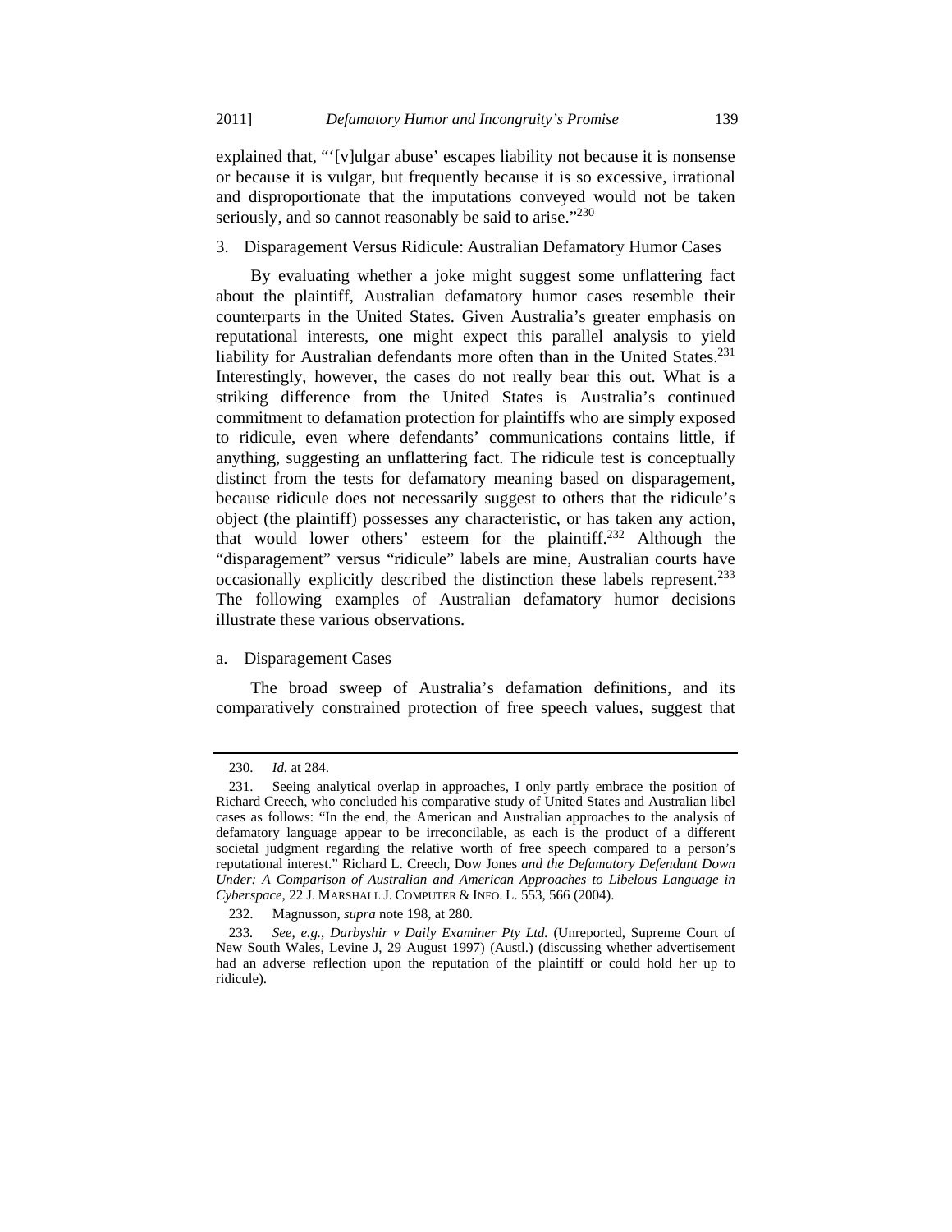explained that, "'[v]ulgar abuse' escapes liability not because it is nonsense or because it is vulgar, but frequently because it is so excessive, irrational and disproportionate that the imputations conveyed would not be taken seriously, and so cannot reasonably be said to arise."[230]

### 3. Disparagement Versus Ridicule: Australian Defamatory Humor Cases

By evaluating whether a joke might suggest some unflattering fact about the plaintiff, Australian defamatory humor cases resemble their counterparts in the United States. Given Australia's greater emphasis on reputational interests, one might expect this parallel analysis to yield liability for Australian defendants more often than in the United States.[231] Interestingly, however, the cases do not really bear this out. What is a striking difference from the United States is Australia's continued commitment to defamation protection for plaintiffs who are simply exposed to ridicule, even where defendants' communications contains little, if anything, suggesting an unflattering fact. The ridicule test is conceptually distinct from the tests for defamatory meaning based on disparagement, because ridicule does not necessarily suggest to others that the ridicule's object (the plaintiff) possesses any characteristic, or has taken any action, that would lower others' esteem for the plaintiff.[232] Although the "disparagement" versus "ridicule" labels are mine, Australian courts have occasionally explicitly described the distinction these labels represent.[233] The following examples of Australian defamatory humor decisions illustrate these various observations.

#### a. Disparagement Cases

The broad sweep of Australia's defamation definitions, and its comparatively constrained protection of free speech values, suggest that

---

230. *Id.* at 284.

231. Seeing analytical overlap in approaches, I only partly embrace the position of Richard Creech, who concluded his comparative study of United States and Australian libel cases as follows: "In the end, the American and Australian approaches to the analysis of defamatory language appear to be irreconcilable, as each is the product of a different societal judgment regarding the relative worth of free speech compared to a person's reputational interest." Richard L. Creech, *Dow Jones and the Defamatory Defendant Down Under: A Comparison of Australian and American Approaches to Libelous Language in Cyberspace*, 22 J. MARSHALL J. COMPUTER & INFO. L. 553, 566 (2004).

232. Magnusson, *supra* note 198, at 280.

233. *See, e.g.*, *Darbyshir v Daily Examiner Pty Ltd.* (Unreported, Supreme Court of New South Wales, Levine J, 29 August 1997) (Austl.) (discussing whether advertisement had an adverse reflection upon the reputation of the plaintiff or could hold her up to ridicule).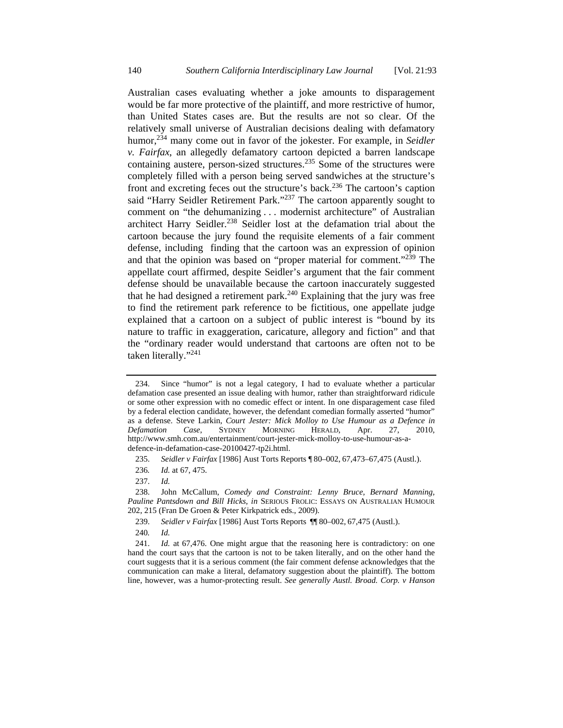Australian cases evaluating whether a joke amounts to disparagement would be far more protective of the plaintiff, and more restrictive of humor, than United States cases are. But the results are not so clear. Of the relatively small universe of Australian decisions dealing with defamatory humor,[234] many come out in favor of the jokester. For example, in *Seidler v. Fairfax*, an allegedly defamatory cartoon depicted a barren landscape containing austere, person-sized structures.[235] Some of the structures were completely filled with a person being served sandwiches at the structure's front and excreting feces out the structure's back.[236] The cartoon's caption said "Harry Seidler Retirement Park."[237] The cartoon apparently sought to comment on "the dehumanizing . . . modernist architecture" of Australian architect Harry Seidler.[238] Seidler lost at the defamation trial about the cartoon because the jury found the requisite elements of a fair comment defense, including finding that the cartoon was an expression of opinion and that the opinion was based on "proper material for comment."[239] The appellate court affirmed, despite Seidler's argument that the fair comment defense should be unavailable because the cartoon inaccurately suggested that he had designed a retirement park.[240] Explaining that the jury was free to find the retirement park reference to be fictitious, one appellate judge explained that a cartoon on a subject of public interest is "bound by its nature to traffic in exaggeration, caricature, allegory and fiction" and that the "ordinary reader would understand that cartoons are often not to be taken literally."[241]

---

234. Since "humor" is not a legal category, I had to evaluate whether a particular defamation case presented an issue dealing with humor, rather than straightforward ridicule or some other expression with no comedic effect or intent. In one disparagement case filed by a federal election candidate, however, the defendant comedian formally asserted "humor" as a defense. Steve Larkin, *Court Jester: Mick Molloy to Use Humour as a Defence in Defamation Case*, SYDNEY MORNING HERALD, Apr. 27, 2010, http://www.smh.com.au/entertainment/court-jester-mick-molloy-to-use-humour-as-a-defence-in-defamation-case-20100427-tp2i.html.

235. *Seidler v Fairfax* [1986] Aust Torts Reports ¶ 80–002, 67,473–67,475 (Austl.).

236. *Id.* at 67, 475.

237. *Id.*

238. John McCallum, *Comedy and Constraint: Lenny Bruce, Bernard Manning, Pauline Pantsdown and Bill Hicks*, *in* SERIOUS FROLIC: ESSAYS ON AUSTRALIAN HUMOUR 202, 215 (Fran De Groen & Peter Kirkpatrick eds., 2009).

239. *Seidler v Fairfax* [1986] Aust Torts Reports ¶¶ 80–002, 67,475 (Austl.).

240. *Id.*

241. *Id.* at 67,476. One might argue that the reasoning here is contradictory: on one hand the court says that the cartoon is not to be taken literally, and on the other hand the court suggests that it is a serious comment (the fair comment defense acknowledges that the communication can make a literal, defamatory suggestion about the plaintiff). The bottom line, however, was a humor-protecting result. *See generally Austl. Broad. Corp. v Hanson*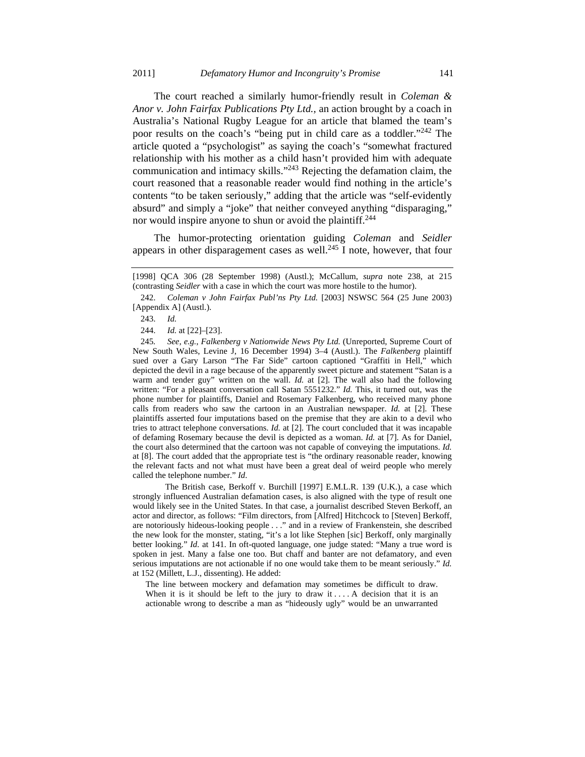The court reached a similarly humor-friendly result in *Coleman & Anor v. John Fairfax Publications Pty Ltd.*, an action brought by a coach in Australia's National Rugby League for an article that blamed the team's poor results on the coach's "being put in child care as a toddler."[242] The article quoted a "psychologist" as saying the coach's "somewhat fractured relationship with his mother as a child hasn't provided him with adequate communication and intimacy skills."[243] Rejecting the defamation claim, the court reasoned that a reasonable reader would find nothing in the article's contents "to be taken seriously," adding that the article was "self-evidently absurd" and simply a "joke" that neither conveyed anything "disparaging," nor would inspire anyone to shun or avoid the plaintiff.[244]

The humor-protecting orientation guiding *Coleman* and *Seidler* appears in other disparagement cases as well.[245] I note, however, that four

---

[1998] QCA 306 (28 September 1998) (Austl.); McCallum, *supra* note 238, at 215 (contrasting *Seidler* with a case in which the court was more hostile to the humor).

242. *Coleman v John Fairfax Publ'ns Pty Ltd.* [2003] NSWSC 564 (25 June 2003) [Appendix A] (Austl.).

243. *Id.*

244. *Id.* at [22]–[23].

245. *See, e.g.*, *Falkenberg v Nationwide News Pty Ltd.* (Unreported, Supreme Court of New South Wales, Levine J, 16 December 1994) 3–4 (Austl.). The *Falkenberg* plaintiff sued over a Gary Larson "The Far Side" cartoon captioned "Graffiti in Hell," which depicted the devil in a rage because of the apparently sweet picture and statement "Satan is a warm and tender guy" written on the wall. *Id.* at [2]. The wall also had the following written: "For a pleasant conversation call Satan 5551232." *Id.* This, it turned out, was the phone number for plaintiffs, Daniel and Rosemary Falkenberg, who received many phone calls from readers who saw the cartoon in an Australian newspaper. *Id.* at [2]. These plaintiffs asserted four imputations based on the premise that they are akin to a devil who tries to attract telephone conversations. *Id.* at [2]. The court concluded that it was incapable of defaming Rosemary because the devil is depicted as a woman. *Id.* at [7]. As for Daniel, the court also determined that the cartoon was not capable of conveying the imputations. *Id.* at [8]. The court added that the appropriate test is "the ordinary reasonable reader, knowing the relevant facts and not what must have been a great deal of weird people who merely called the telephone number." *Id.*

The British case, Berkoff v. Burchill [1997] E.M.L.R. 139 (U.K.), a case which strongly influenced Australian defamation cases, is also aligned with the type of result one would likely see in the United States. In that case, a journalist described Steven Berkoff, an actor and director, as follows: "Film directors, from [Alfred] Hitchcock to [Steven] Berkoff, are notoriously hideous-looking people . . ." and in a review of Frankenstein, she described the new look for the monster, stating, "it's a lot like Stephen [sic] Berkoff, only marginally better looking." *Id.* at 141. In oft-quoted language, one judge stated: "Many a true word is spoken in jest. Many a false one too. But chaff and banter are not defamatory, and even serious imputations are not actionable if no one would take them to be meant seriously." *Id.* at 152 (Millett, L.J., dissenting). He added:

> The line between mockery and defamation may sometimes be difficult to draw. When it is it should be left to the jury to draw it . . . . A decision that it is an actionable wrong to describe a man as "hideously ugly" would be an unwarranted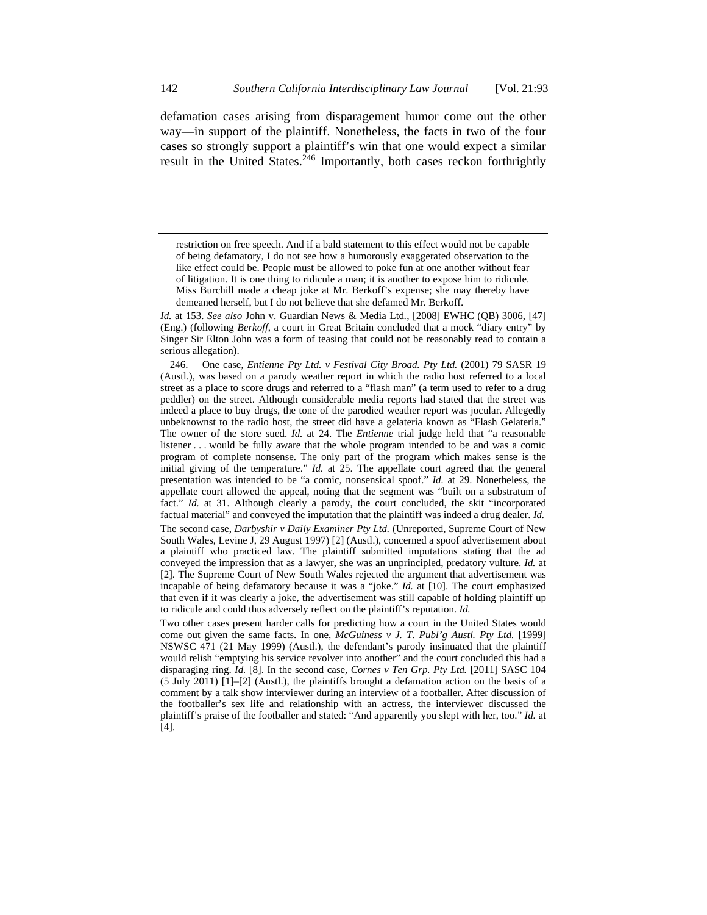defamation cases arising from disparagement humor come out the other way—in support of the plaintiff. Nonetheless, the facts in two of the four cases so strongly support a plaintiff's win that one would expect a similar result in the United States.[246] Importantly, both cases reckon forthrightly

---

> restriction on free speech. And if a bald statement to this effect would not be capable of being defamatory, I do not see how a humorously exaggerated observation to the like effect could be. People must be allowed to poke fun at one another without fear of litigation. It is one thing to ridicule a man; it is another to expose him to ridicule. Miss Burchill made a cheap joke at Mr. Berkoff's expense; she may thereby have demeaned herself, but I do not believe that she defamed Mr. Berkoff.

*Id.* at 153. *See also* John v. Guardian News & Media Ltd., [2008] EWHC (QB) 3006, [47] (Eng.) (following *Berkoff*, a court in Great Britain concluded that a mock "diary entry" by Singer Sir Elton John was a form of teasing that could not be reasonably read to contain a serious allegation).

246. One case, *Entienne Pty Ltd. v Festival City Broad. Pty Ltd.* (2001) 79 SASR 19 (Austl.), was based on a parody weather report in which the radio host referred to a local street as a place to score drugs and referred to a "flash man" (a term used to refer to a drug peddler) on the street. Although considerable media reports had stated that the street was indeed a place to buy drugs, the tone of the parodied weather report was jocular. Allegedly unbeknownst to the radio host, the street did have a gelateria known as "Flash Gelateria." The owner of the store sued. *Id.* at 24. The *Entienne* trial judge held that "a reasonable listener . . . would be fully aware that the whole program intended to be and was a comic program of complete nonsense. The only part of the program which makes sense is the initial giving of the temperature." *Id.* at 25. The appellate court agreed that the general presentation was intended to be "a comic, nonsensical spoof." *Id.* at 29. Nonetheless, the appellate court allowed the appeal, noting that the segment was "built on a substratum of fact." *Id.* at 31. Although clearly a parody, the court concluded, the skit "incorporated factual material" and conveyed the imputation that the plaintiff was indeed a drug dealer. *Id.*

The second case, *Darbyshir v Daily Examiner Pty Ltd.* (Unreported, Supreme Court of New South Wales, Levine J, 29 August 1997) [2] (Austl.), concerned a spoof advertisement about a plaintiff who practiced law. The plaintiff submitted imputations stating that the ad conveyed the impression that as a lawyer, she was an unprincipled, predatory vulture. *Id.* at [2]. The Supreme Court of New South Wales rejected the argument that advertisement was incapable of being defamatory because it was a "joke." *Id.* at [10]. The court emphasized that even if it was clearly a joke, the advertisement was still capable of holding plaintiff up to ridicule and could thus adversely reflect on the plaintiff's reputation. *Id.*

Two other cases present harder calls for predicting how a court in the United States would come out given the same facts. In one, *McGuiness v J. T. Publ'g Austl. Pty Ltd.* [1999] NSWSC 471 (21 May 1999) (Austl.), the defendant's parody insinuated that the plaintiff would relish "emptying his service revolver into another" and the court concluded this had a disparaging ring. *Id.* [8]. In the second case, *Cornes v Ten Grp. Pty Ltd.* [2011] SASC 104 (5 July 2011) [1]–[2] (Austl.), the plaintiffs brought a defamation action on the basis of a comment by a talk show interviewer during an interview of a footballer. After discussion of the footballer's sex life and relationship with an actress, the interviewer discussed the plaintiff's praise of the footballer and stated: "And apparently you slept with her, too." *Id.* at [4].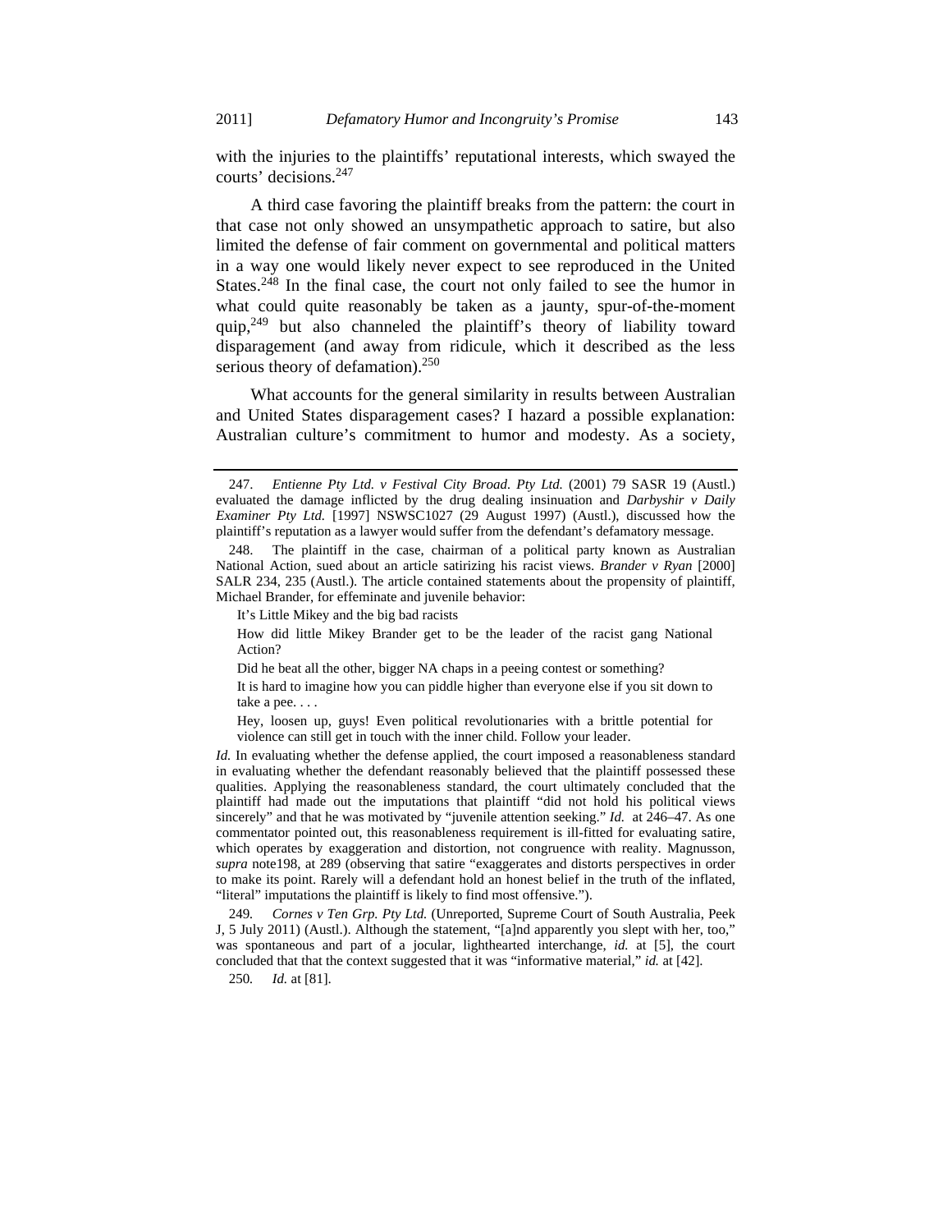with the injuries to the plaintiffs' reputational interests, which swayed the courts' decisions.[247]

A third case favoring the plaintiff breaks from the pattern: the court in that case not only showed an unsympathetic approach to satire, but also limited the defense of fair comment on governmental and political matters in a way one would likely never expect to see reproduced in the United States.[248] In the final case, the court not only failed to see the humor in what could quite reasonably be taken as a jaunty, spur-of-the-moment quip,[249] but also channeled the plaintiff's theory of liability toward disparagement (and away from ridicule, which it described as the less serious theory of defamation).[250]

What accounts for the general similarity in results between Australian and United States disparagement cases? I hazard a possible explanation: Australian culture's commitment to humor and modesty. As a society,

---

247. *Entienne Pty Ltd. v Festival City Broad. Pty Ltd.* (2001) 79 SASR 19 (Austl.) evaluated the damage inflicted by the drug dealing insinuation and *Darbyshir v Daily Examiner Pty Ltd.* [1997] NSWSC1027 (29 August 1997) (Austl.), discussed how the plaintiff's reputation as a lawyer would suffer from the defendant's defamatory message.

248. The plaintiff in the case, chairman of a political party known as Australian National Action, sued about an article satirizing his racist views. *Brander v Ryan* [2000] SALR 234, 235 (Austl.). The article contained statements about the propensity of plaintiff, Michael Brander, for effeminate and juvenile behavior:

> It's Little Mikey and the big bad racists
>
> How did little Mikey Brander get to be the leader of the racist gang National Action?
>
> Did he beat all the other, bigger NA chaps in a peeing contest or something?
>
> It is hard to imagine how you can piddle higher than everyone else if you sit down to take a pee. . . .
>
> Hey, loosen up, guys! Even political revolutionaries with a brittle potential for violence can still get in touch with the inner child. Follow your leader.

*Id.* In evaluating whether the defense applied, the court imposed a reasonableness standard in evaluating whether the defendant reasonably believed that the plaintiff possessed these qualities. Applying the reasonableness standard, the court ultimately concluded that the plaintiff had made out the imputations that plaintiff "did not hold his political views sincerely" and that he was motivated by "juvenile attention seeking." *Id.* at 246–47. As one commentator pointed out, this reasonableness requirement is ill-fitted for evaluating satire, which operates by exaggeration and distortion, not congruence with reality. Magnusson, *supra* note198, at 289 (observing that satire "exaggerates and distorts perspectives in order to make its point. Rarely will a defendant hold an honest belief in the truth of the inflated, "literal" imputations the plaintiff is likely to find most offensive.").

249. *Cornes v Ten Grp. Pty Ltd.* (Unreported, Supreme Court of South Australia, Peek J, 5 July 2011) (Austl.). Although the statement, "[a]nd apparently you slept with her, too," was spontaneous and part of a jocular, lighthearted interchange, *id.* at [5], the court concluded that that the context suggested that it was "informative material," *id.* at [42].

250. *Id.* at [81].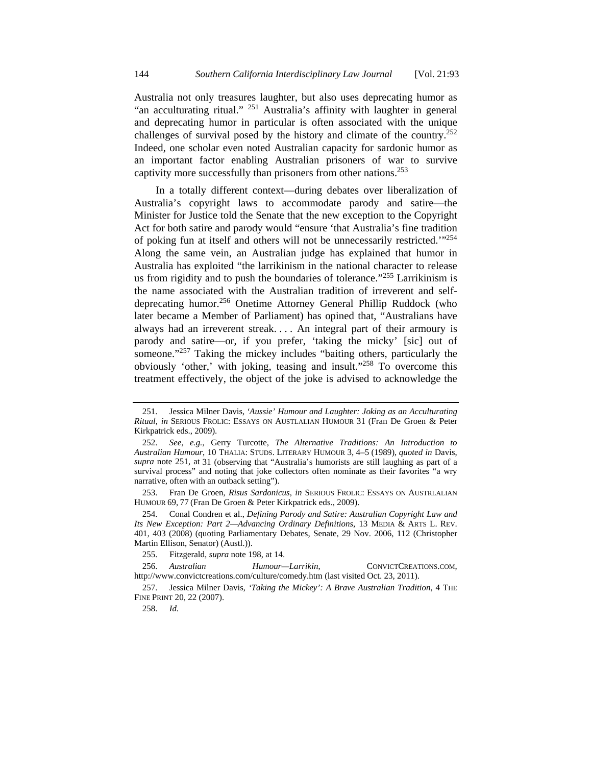Australia not only treasures laughter, but also uses deprecating humor as "an acculturating ritual." [251] Australia's affinity with laughter in general and deprecating humor in particular is often associated with the unique challenges of survival posed by the history and climate of the country.[252] Indeed, one scholar even noted Australian capacity for sardonic humor as an important factor enabling Australian prisoners of war to survive captivity more successfully than prisoners from other nations.[253]

In a totally different context—during debates over liberalization of Australia's copyright laws to accommodate parody and satire—the Minister for Justice told the Senate that the new exception to the Copyright Act for both satire and parody would "ensure 'that Australia's fine tradition of poking fun at itself and others will not be unnecessarily restricted.'"[254] Along the same vein, an Australian judge has explained that humor in Australia has exploited "the larrikinism in the national character to release us from rigidity and to push the boundaries of tolerance."[255] Larrikinism is the name associated with the Australian tradition of irreverent and self-deprecating humor.[256] Onetime Attorney General Phillip Ruddock (who later became a Member of Parliament) has opined that, "Australians have always had an irreverent streak. . . . An integral part of their armoury is parody and satire—or, if you prefer, 'taking the micky' [sic] out of someone."[257] Taking the mickey includes "baiting others, particularly the obviously 'other,' with joking, teasing and insult."[258] To overcome this treatment effectively, the object of the joke is advised to acknowledge the

---

251. Jessica Milner Davis, *'Aussie' Humour and Laughter: Joking as an Acculturating Ritual*, *in* SERIOUS FROLIC: ESSAYS ON AUSTLALIAN HUMOUR 31 (Fran De Groen & Peter Kirkpatrick eds., 2009).

252. *See, e.g.*, Gerry Turcotte, *The Alternative Traditions: An Introduction to Australian Humour*, 10 THALIA: STUDS. LITERARY HUMOUR 3, 4–5 (1989), *quoted in* Davis, *supra* note 251, at 31 (observing that "Australia's humorists are still laughing as part of a survival process" and noting that joke collectors often nominate as their favorites "a wry narrative, often with an outback setting").

253. Fran De Groen, *Risus Sardonicus*, *in* SERIOUS FROLIC: ESSAYS ON AUSTRLALIAN HUMOUR 69, 77 (Fran De Groen & Peter Kirkpatrick eds., 2009).

254. Conal Condren et al., *Defining Parody and Satire: Australian Copyright Law and Its New Exception: Part 2—Advancing Ordinary Definitions*, 13 MEDIA & ARTS L. REV. 401, 403 (2008) (quoting Parliamentary Debates, Senate, 29 Nov. 2006, 112 (Christopher Martin Ellison, Senator) (Austl.)).

255. Fitzgerald, *supra* note 198, at 14.

256. *Australian Humour—Larrikin*, CONVICTCREATIONS.COM, http://www.convictcreations.com/culture/comedy.htm (last visited Oct. 23, 2011).

257. Jessica Milner Davis, *'Taking the Mickey': A Brave Australian Tradition*, 4 THE FINE PRINT 20, 22 (2007).

258. *Id.*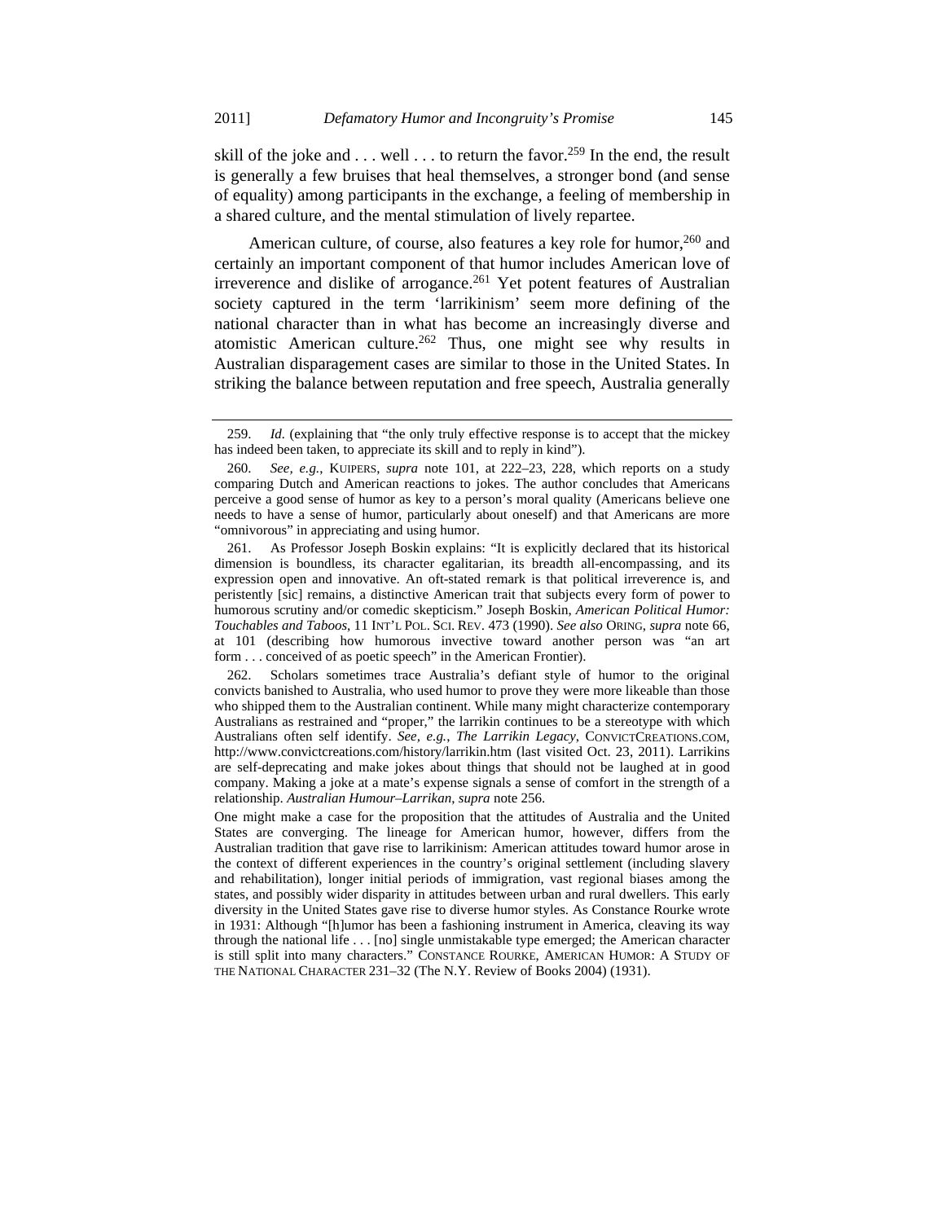skill of the joke and . . . well . . . to return the favor.[259] In the end, the result is generally a few bruises that heal themselves, a stronger bond (and sense of equality) among participants in the exchange, a feeling of membership in a shared culture, and the mental stimulation of lively repartee.

American culture, of course, also features a key role for humor,[260] and certainly an important component of that humor includes American love of irreverence and dislike of arrogance.[261] Yet potent features of Australian society captured in the term 'larrikinism' seem more defining of the national character than in what has become an increasingly diverse and atomistic American culture.[262] Thus, one might see why results in Australian disparagement cases are similar to those in the United States. In striking the balance between reputation and free speech, Australia generally

---

259. *Id.* (explaining that "the only truly effective response is to accept that the mickey has indeed been taken, to appreciate its skill and to reply in kind").

260. *See, e.g.*, KUIPERS, *supra* note 101, at 222–23, 228, which reports on a study comparing Dutch and American reactions to jokes. The author concludes that Americans perceive a good sense of humor as key to a person's moral quality (Americans believe one needs to have a sense of humor, particularly about oneself) and that Americans are more "omnivorous" in appreciating and using humor.

261. As Professor Joseph Boskin explains: "It is explicitly declared that its historical dimension is boundless, its character egalitarian, its breadth all-encompassing, and its expression open and innovative. An oft-stated remark is that political irreverence is, and peristently [sic] remains, a distinctive American trait that subjects every form of power to humorous scrutiny and/or comedic skepticism." Joseph Boskin, *American Political Humor: Touchables and Taboos*, 11 INT'L POL. SCI. REV. 473 (1990). *See also* ORING, *supra* note 66, at 101 (describing how humorous invective toward another person was "an art form . . . conceived of as poetic speech" in the American Frontier).

262. Scholars sometimes trace Australia's defiant style of humor to the original convicts banished to Australia, who used humor to prove they were more likeable than those who shipped them to the Australian continent. While many might characterize contemporary Australians as restrained and "proper," the larrikin continues to be a stereotype with which Australians often self identify. *See, e.g.*, *The Larrikin Legacy*, CONVICTCREATIONS.COM, http://www.convictcreations.com/history/larrikin.htm (last visited Oct. 23, 2011). Larrikins are self-deprecating and make jokes about things that should not be laughed at in good company. Making a joke at a mate's expense signals a sense of comfort in the strength of a relationship. *Australian Humour–Larrikan*, *supra* note 256.

One might make a case for the proposition that the attitudes of Australia and the United States are converging. The lineage for American humor, however, differs from the Australian tradition that gave rise to larrikinism: American attitudes toward humor arose in the context of different experiences in the country's original settlement (including slavery and rehabilitation), longer initial periods of immigration, vast regional biases among the states, and possibly wider disparity in attitudes between urban and rural dwellers. This early diversity in the United States gave rise to diverse humor styles. As Constance Rourke wrote in 1931: Although "[h]umor has been a fashioning instrument in America, cleaving its way through the national life . . . [no] single unmistakable type emerged; the American character is still split into many characters." CONSTANCE ROURKE, AMERICAN HUMOR: A STUDY OF THE NATIONAL CHARACTER 231–32 (The N.Y. Review of Books 2004) (1931).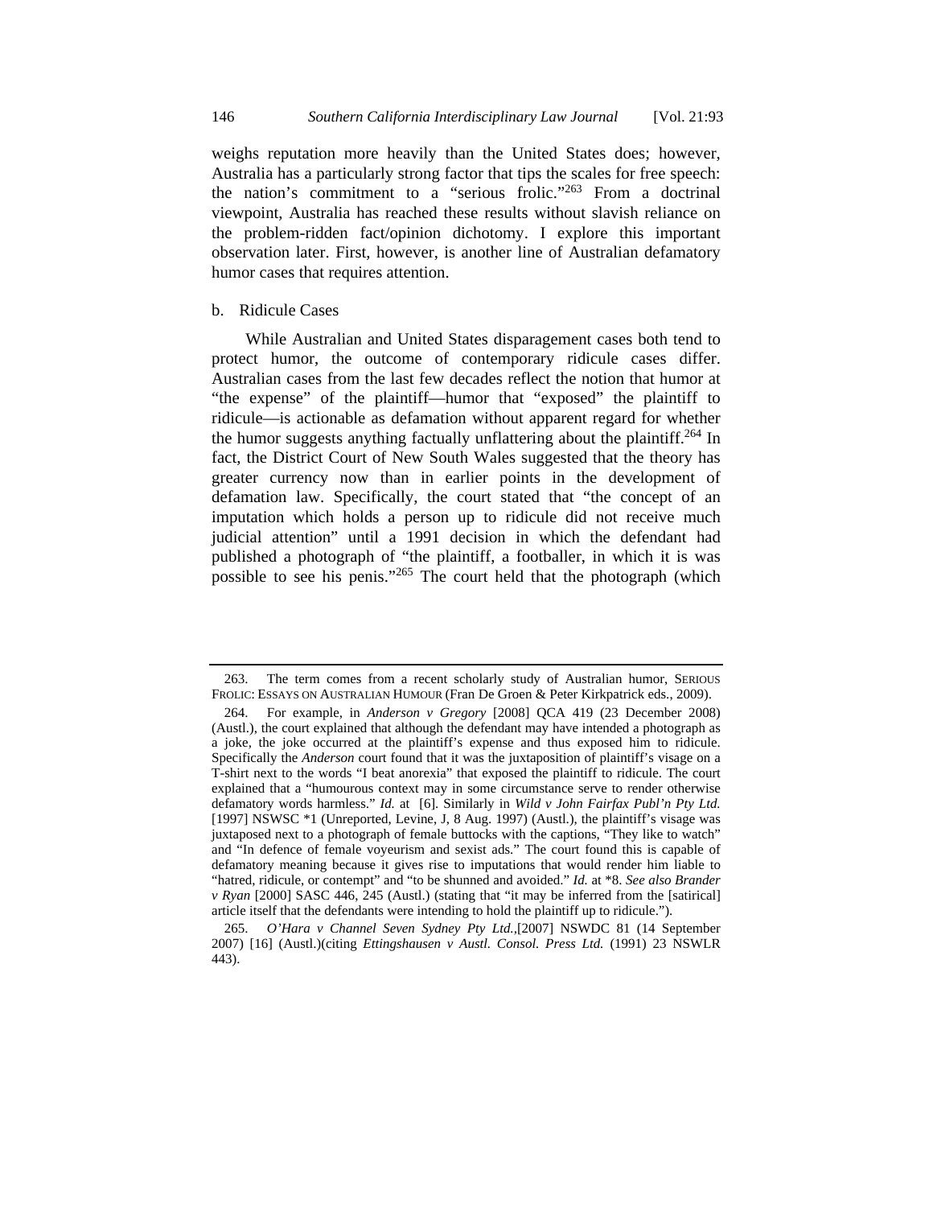weighs reputation more heavily than the United States does; however, Australia has a particularly strong factor that tips the scales for free speech: the nation's commitment to a "serious frolic."[263] From a doctrinal viewpoint, Australia has reached these results without slavish reliance on the problem-ridden fact/opinion dichotomy. I explore this important observation later. First, however, is another line of Australian defamatory humor cases that requires attention.

b. Ridicule Cases

While Australian and United States disparagement cases both tend to protect humor, the outcome of contemporary ridicule cases differ. Australian cases from the last few decades reflect the notion that humor at "the expense" of the plaintiff—humor that "exposed" the plaintiff to ridicule—is actionable as defamation without apparent regard for whether the humor suggests anything factually unflattering about the plaintiff.[264] In fact, the District Court of New South Wales suggested that the theory has greater currency now than in earlier points in the development of defamation law. Specifically, the court stated that "the concept of an imputation which holds a person up to ridicule did not receive much judicial attention" until a 1991 decision in which the defendant had published a photograph of "the plaintiff, a footballer, in which it is was possible to see his penis."[265] The court held that the photograph (which

---

263. The term comes from a recent scholarly study of Australian humor, SERIOUS FROLIC: ESSAYS ON AUSTRALIAN HUMOUR (Fran De Groen & Peter Kirkpatrick eds., 2009).

264. For example, in *Anderson v Gregory* [2008] QCA 419 (23 December 2008) (Austl.), the court explained that although the defendant may have intended a photograph as a joke, the joke occurred at the plaintiff's expense and thus exposed him to ridicule. Specifically the *Anderson* court found that it was the juxtaposition of plaintiff's visage on a T-shirt next to the words "I beat anorexia" that exposed the plaintiff to ridicule. The court explained that a "humourous context may in some circumstance serve to render otherwise defamatory words harmless." *Id.* at [6]. Similarly in *Wild v John Fairfax Publ'n Pty Ltd.* [1997] NSWSC *1 (Unreported, Levine, J, 8 Aug. 1997) (Austl.), the plaintiff's visage was juxtaposed next to a photograph of female buttocks with the captions, "They like to watch" and "In defence of female voyeurism and sexist ads." The court found this is capable of defamatory meaning because it gives rise to imputations that would render him liable to "hatred, ridicule, or contempt" and "to be shunned and avoided." *Id.* at *8. *See also Brander v Ryan* [2000] SASC 446, 245 (Austl.) (stating that "it may be inferred from the [satirical] article itself that the defendants were intending to hold the plaintiff up to ridicule.").

265. *O'Hara v Channel Seven Sydney Pty Ltd.*,[2007] NSWDC 81 (14 September 2007) [16] (Austl.)(citing *Ettingshausen v Austl. Consol. Press Ltd.* (1991) 23 NSWLR 443).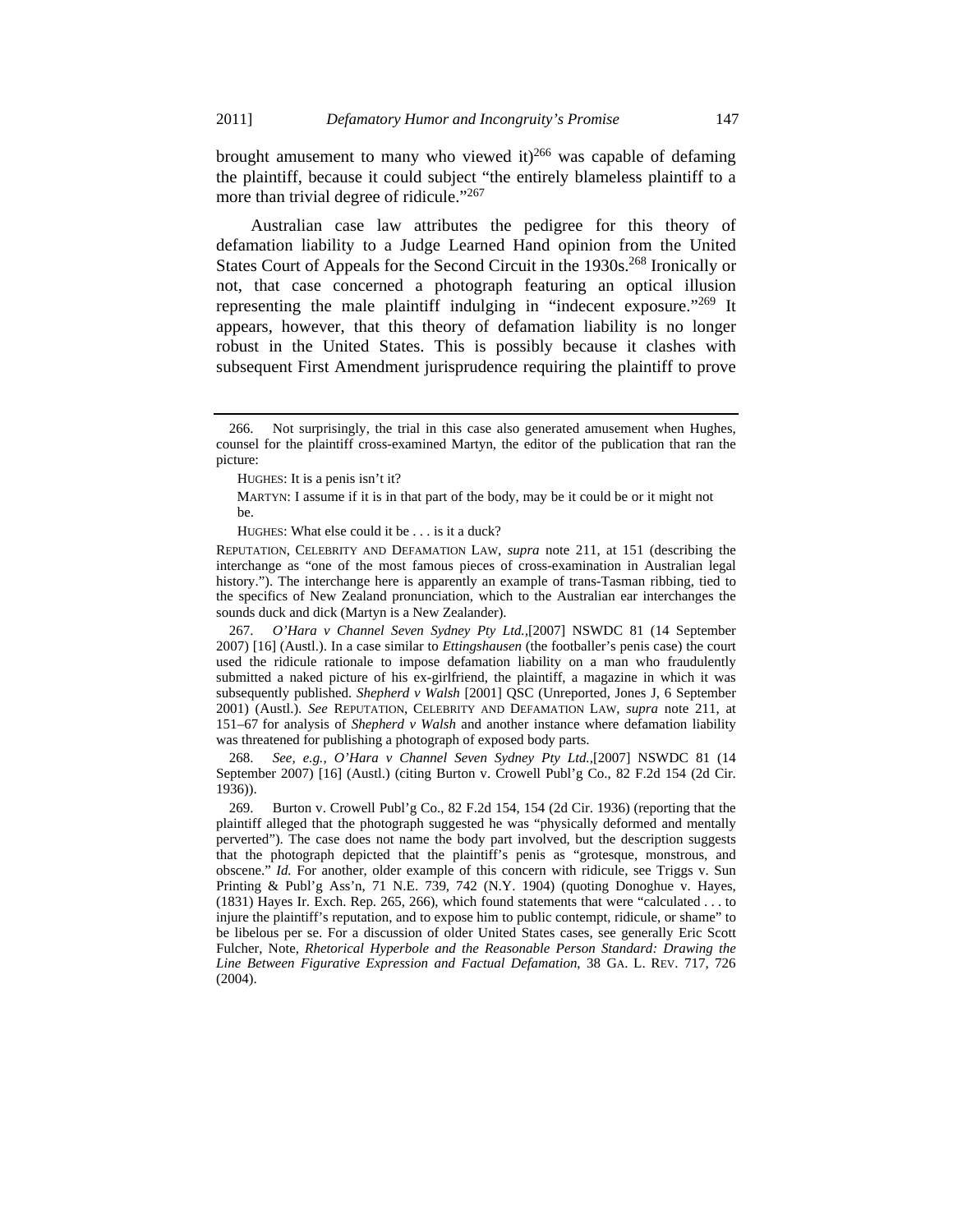brought amusement to many who viewed it)[266] was capable of defaming the plaintiff, because it could subject "the entirely blameless plaintiff to a more than trivial degree of ridicule."[267]

Australian case law attributes the pedigree for this theory of defamation liability to a Judge Learned Hand opinion from the United States Court of Appeals for the Second Circuit in the 1930s.[268] Ironically or not, that case concerned a photograph featuring an optical illusion representing the male plaintiff indulging in "indecent exposure."[269] It appears, however, that this theory of defamation liability is no longer robust in the United States. This is possibly because it clashes with subsequent First Amendment jurisprudence requiring the plaintiff to prove

---

266. Not surprisingly, the trial in this case also generated amusement when Hughes, counsel for the plaintiff cross-examined Martyn, the editor of the publication that ran the picture:

> HUGHES: It is a penis isn't it?
>
> MARTYN: I assume if it is in that part of the body, may be it could be or it might not be.
>
> HUGHES: What else could it be . . . is it a duck?

REPUTATION, CELEBRITY AND DEFAMATION LAW, *supra* note 211, at 151 (describing the interchange as "one of the most famous pieces of cross-examination in Australian legal history."). The interchange here is apparently an example of trans-Tasman ribbing, tied to the specifics of New Zealand pronunciation, which to the Australian ear interchanges the sounds duck and dick (Martyn is a New Zealander).

267. *O'Hara v Channel Seven Sydney Pty Ltd.*,[2007] NSWDC 81 (14 September 2007) [16] (Austl.). In a case similar to *Ettingshausen* (the footballer's penis case) the court used the ridicule rationale to impose defamation liability on a man who fraudulently submitted a naked picture of his ex-girlfriend, the plaintiff, a magazine in which it was subsequently published. *Shepherd v Walsh* [2001] QSC (Unreported, Jones J, 6 September 2001) (Austl.). *See* REPUTATION, CELEBRITY AND DEFAMATION LAW, *supra* note 211, at 151–67 for analysis of *Shepherd v Walsh* and another instance where defamation liability was threatened for publishing a photograph of exposed body parts.

268. *See, e.g.*, *O'Hara v Channel Seven Sydney Pty Ltd.*,[2007] NSWDC 81 (14 September 2007) [16] (Austl.) (citing Burton v. Crowell Publ'g Co., 82 F.2d 154 (2d Cir. 1936)).

269. Burton v. Crowell Publ'g Co., 82 F.2d 154, 154 (2d Cir. 1936) (reporting that the plaintiff alleged that the photograph suggested he was "physically deformed and mentally perverted"). The case does not name the body part involved, but the description suggests that the photograph depicted that the plaintiff's penis as "grotesque, monstrous, and obscene." *Id.* For another, older example of this concern with ridicule, see Triggs v. Sun Printing & Publ'g Ass'n, 71 N.E. 739, 742 (N.Y. 1904) (quoting Donoghue v. Hayes, (1831) Hayes Ir. Exch. Rep. 265, 266), which found statements that were "calculated . . . to injure the plaintiff's reputation, and to expose him to public contempt, ridicule, or shame" to be libelous per se. For a discussion of older United States cases, see generally Eric Scott Fulcher, Note, *Rhetorical Hyperbole and the Reasonable Person Standard: Drawing the Line Between Figurative Expression and Factual Defamation*, 38 GA. L. REV. 717, 726 (2004).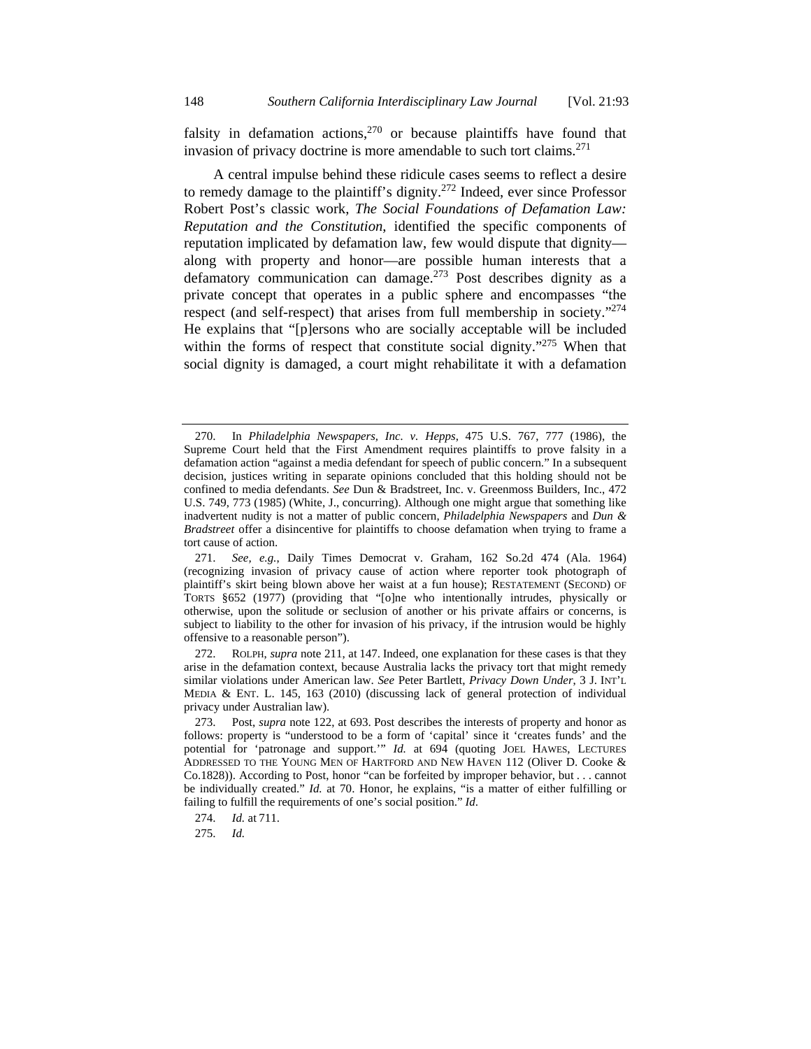falsity in defamation actions,[270] or because plaintiffs have found that invasion of privacy doctrine is more amendable to such tort claims.[271]

A central impulse behind these ridicule cases seems to reflect a desire to remedy damage to the plaintiff's dignity.[272] Indeed, ever since Professor Robert Post's classic work, *The Social Foundations of Defamation Law: Reputation and the Constitution*, identified the specific components of reputation implicated by defamation law, few would dispute that dignity—along with property and honor—are possible human interests that a defamatory communication can damage.[273] Post describes dignity as a private concept that operates in a public sphere and encompasses "the respect (and self-respect) that arises from full membership in society."[274] He explains that "[p]ersons who are socially acceptable will be included within the forms of respect that constitute social dignity."[275] When that social dignity is damaged, a court might rehabilitate it with a defamation

---

270. In *Philadelphia Newspapers, Inc. v. Hepps*, 475 U.S. 767, 777 (1986), the Supreme Court held that the First Amendment requires plaintiffs to prove falsity in a defamation action "against a media defendant for speech of public concern." In a subsequent decision, justices writing in separate opinions concluded that this holding should not be confined to media defendants. *See* Dun & Bradstreet, Inc. v. Greenmoss Builders, Inc., 472 U.S. 749, 773 (1985) (White, J., concurring). Although one might argue that something like inadvertent nudity is not a matter of public concern, *Philadelphia Newspapers* and *Dun & Bradstreet* offer a disincentive for plaintiffs to choose defamation when trying to frame a tort cause of action.

271. *See, e.g.*, Daily Times Democrat v. Graham, 162 So.2d 474 (Ala. 1964) (recognizing invasion of privacy cause of action where reporter took photograph of plaintiff's skirt being blown above her waist at a fun house); RESTATEMENT (SECOND) OF TORTS §652 (1977) (providing that "[o]ne who intentionally intrudes, physically or otherwise, upon the solitude or seclusion of another or his private affairs or concerns, is subject to liability to the other for invasion of his privacy, if the intrusion would be highly offensive to a reasonable person").

272. ROLPH, *supra* note 211, at 147. Indeed, one explanation for these cases is that they arise in the defamation context, because Australia lacks the privacy tort that might remedy similar violations under American law. *See* Peter Bartlett, *Privacy Down Under*, 3 J. INT'L MEDIA & ENT. L. 145, 163 (2010) (discussing lack of general protection of individual privacy under Australian law).

273. Post, *supra* note 122, at 693. Post describes the interests of property and honor as follows: property is "understood to be a form of 'capital' since it 'creates funds' and the potential for 'patronage and support.'" *Id.* at 694 (quoting JOEL HAWES, LECTURES ADDRESSED TO THE YOUNG MEN OF HARTFORD AND NEW HAVEN 112 (Oliver D. Cooke & Co.1828)). According to Post, honor "can be forfeited by improper behavior, but . . . cannot be individually created." *Id.* at 70. Honor, he explains, "is a matter of either fulfilling or failing to fulfill the requirements of one's social position." *Id*.

274. *Id.* at 711.

275. *Id.*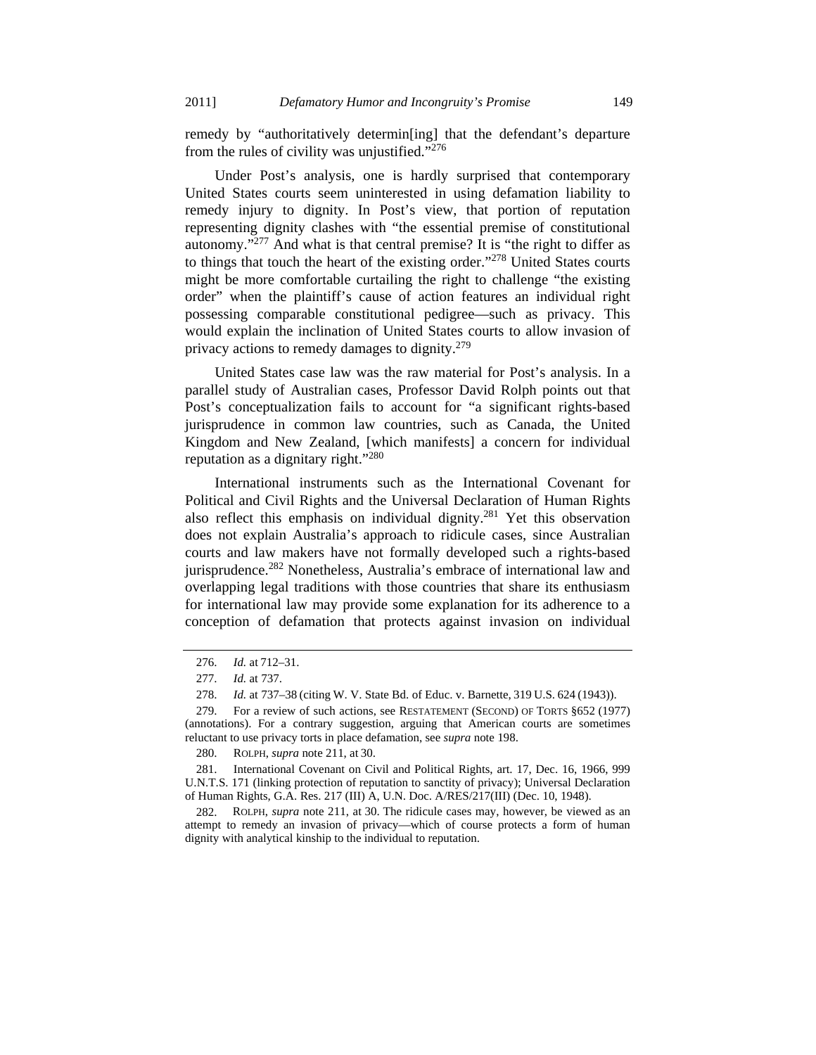remedy by "authoritatively determin[ing] that the defendant's departure from the rules of civility was unjustified."[276]

Under Post's analysis, one is hardly surprised that contemporary United States courts seem uninterested in using defamation liability to remedy injury to dignity. In Post's view, that portion of reputation representing dignity clashes with "the essential premise of constitutional autonomy."[277] And what is that central premise? It is "the right to differ as to things that touch the heart of the existing order."[278] United States courts might be more comfortable curtailing the right to challenge "the existing order" when the plaintiff's cause of action features an individual right possessing comparable constitutional pedigree—such as privacy. This would explain the inclination of United States courts to allow invasion of privacy actions to remedy damages to dignity.[279]

United States case law was the raw material for Post's analysis. In a parallel study of Australian cases, Professor David Rolph points out that Post's conceptualization fails to account for "a significant rights-based jurisprudence in common law countries, such as Canada, the United Kingdom and New Zealand, [which manifests] a concern for individual reputation as a dignitary right."[280]

International instruments such as the International Covenant for Political and Civil Rights and the Universal Declaration of Human Rights also reflect this emphasis on individual dignity.[281] Yet this observation does not explain Australia's approach to ridicule cases, since Australian courts and law makers have not formally developed such a rights-based jurisprudence.[282] Nonetheless, Australia's embrace of international law and overlapping legal traditions with those countries that share its enthusiasm for international law may provide some explanation for its adherence to a conception of defamation that protects against invasion on individual

---

276. *Id.* at 712–31.

277. *Id.* at 737.

278. *Id.* at 737–38 (citing W. V. State Bd. of Educ. v. Barnette, 319 U.S. 624 (1943)).

279. For a review of such actions, see RESTATEMENT (SECOND) OF TORTS §652 (1977) (annotations). For a contrary suggestion, arguing that American courts are sometimes reluctant to use privacy torts in place defamation, see *supra* note 198.

280. ROLPH, *supra* note 211, at 30.

281. International Covenant on Civil and Political Rights, art. 17, Dec. 16, 1966, 999 U.N.T.S. 171 (linking protection of reputation to sanctity of privacy); Universal Declaration of Human Rights, G.A. Res. 217 (III) A, U.N. Doc. A/RES/217(III) (Dec. 10, 1948).

282. ROLPH, *supra* note 211, at 30. The ridicule cases may, however, be viewed as an attempt to remedy an invasion of privacy—which of course protects a form of human dignity with analytical kinship to the individual to reputation.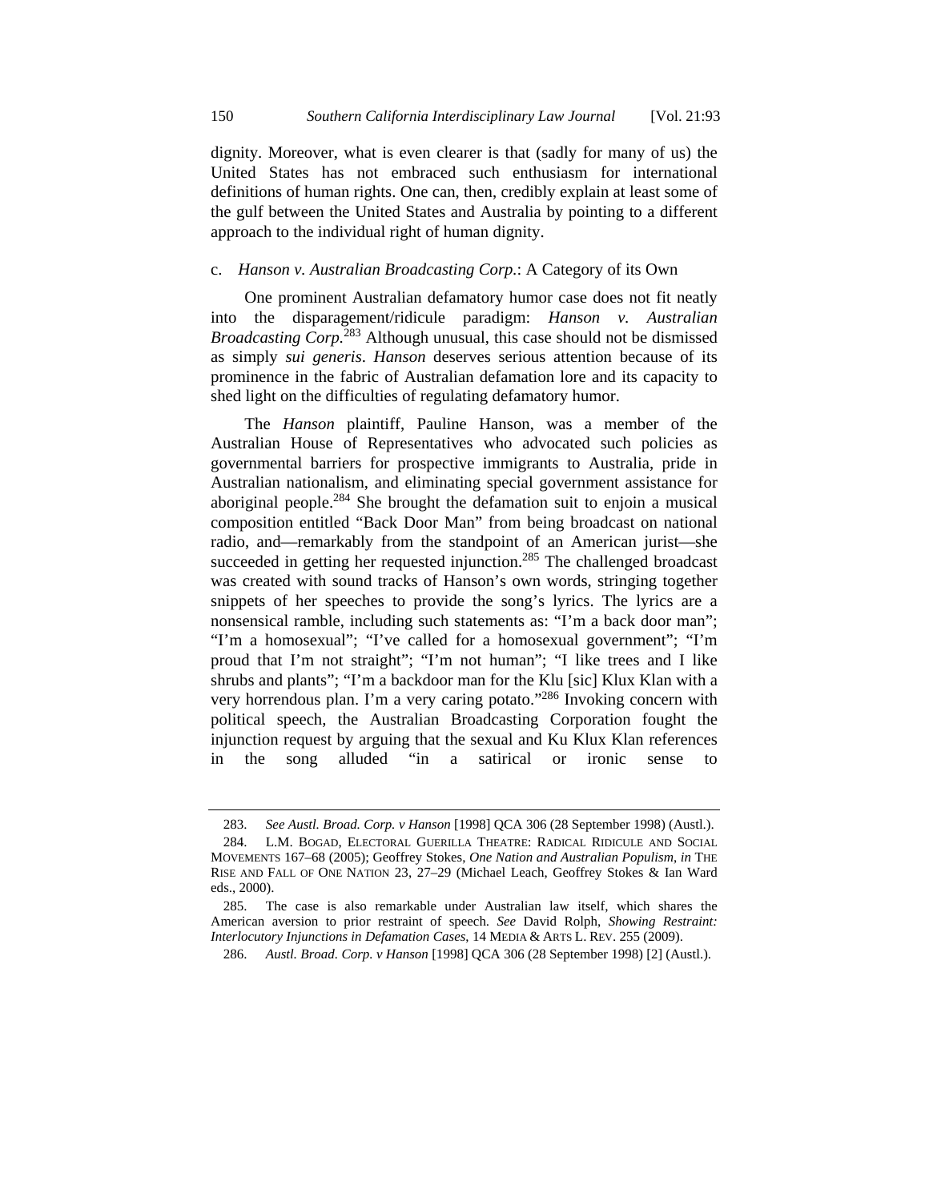dignity. Moreover, what is even clearer is that (sadly for many of us) the United States has not embraced such enthusiasm for international definitions of human rights. One can, then, credibly explain at least some of the gulf between the United States and Australia by pointing to a different approach to the individual right of human dignity.

### c. *Hanson v. Australian Broadcasting Corp.*: A Category of its Own

One prominent Australian defamatory humor case does not fit neatly into the disparagement/ridicule paradigm: *Hanson v. Australian Broadcasting Corp.*[283] Although unusual, this case should not be dismissed as simply *sui generis*. *Hanson* deserves serious attention because of its prominence in the fabric of Australian defamation lore and its capacity to shed light on the difficulties of regulating defamatory humor.

The *Hanson* plaintiff, Pauline Hanson, was a member of the Australian House of Representatives who advocated such policies as governmental barriers for prospective immigrants to Australia, pride in Australian nationalism, and eliminating special government assistance for aboriginal people.[284] She brought the defamation suit to enjoin a musical composition entitled "Back Door Man" from being broadcast on national radio, and—remarkably from the standpoint of an American jurist—she succeeded in getting her requested injunction.[285] The challenged broadcast was created with sound tracks of Hanson's own words, stringing together snippets of her speeches to provide the song's lyrics. The lyrics are a nonsensical ramble, including such statements as: "I'm a back door man"; "I'm a homosexual"; "I've called for a homosexual government"; "I'm proud that I'm not straight"; "I'm not human"; "I like trees and I like shrubs and plants"; "I'm a backdoor man for the Klu [sic] Klux Klan with a very horrendous plan. I'm a very caring potato."[286] Invoking concern with political speech, the Australian Broadcasting Corporation fought the injunction request by arguing that the sexual and Ku Klux Klan references in the song alluded "in a satirical or ironic sense to

---

283. *See Austl. Broad. Corp. v Hanson* [1998] QCA 306 (28 September 1998) (Austl.).

284. L.M. BOGAD, ELECTORAL GUERILLA THEATRE: RADICAL RIDICULE AND SOCIAL MOVEMENTS 167–68 (2005); Geoffrey Stokes, *One Nation and Australian Populism*, *in* THE RISE AND FALL OF ONE NATION 23, 27–29 (Michael Leach, Geoffrey Stokes & Ian Ward eds., 2000).

285. The case is also remarkable under Australian law itself, which shares the American aversion to prior restraint of speech. *See* David Rolph, *Showing Restraint: Interlocutory Injunctions in Defamation Cases*, 14 MEDIA & ARTS L. REV. 255 (2009).

286. *Austl. Broad. Corp. v Hanson* [1998] QCA 306 (28 September 1998) [2] (Austl.).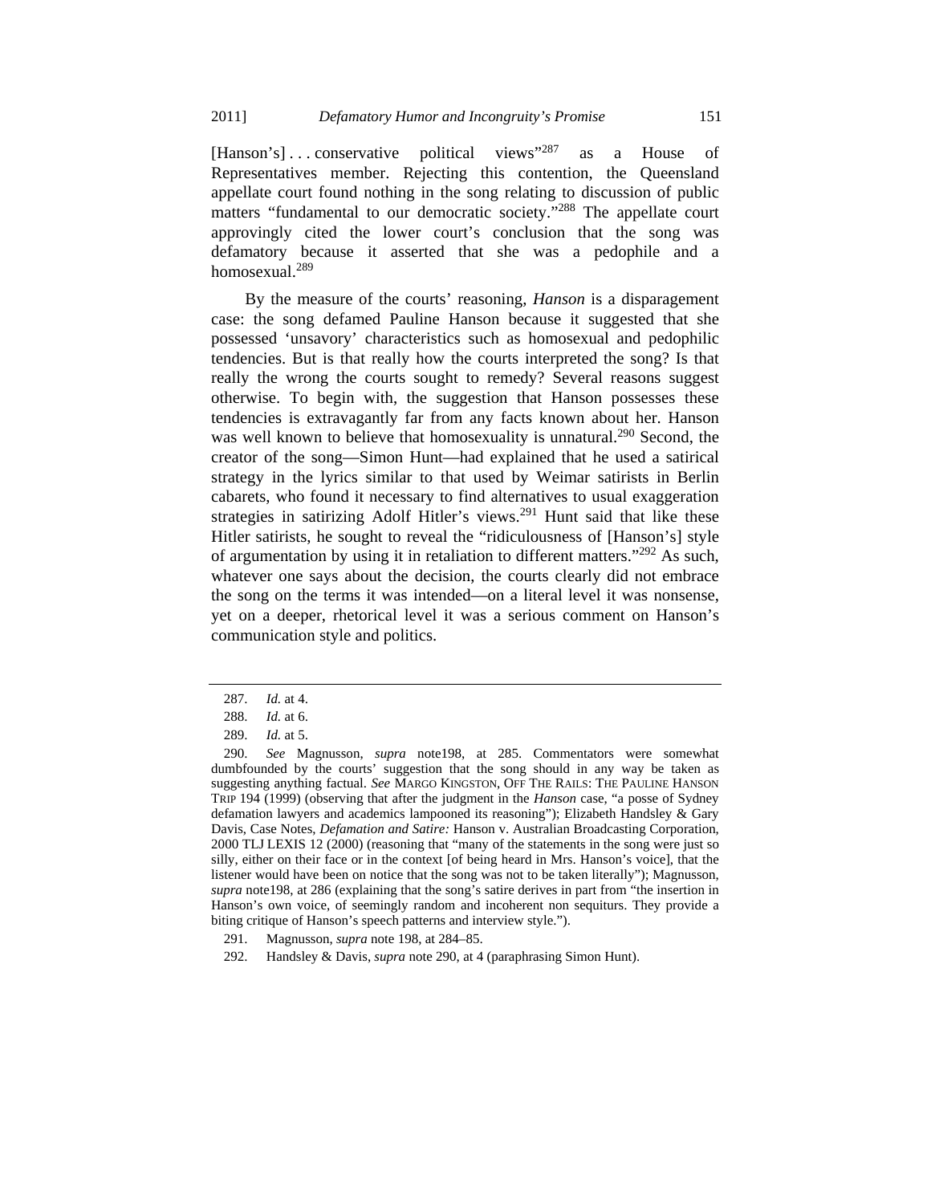[Hanson's] . . . conservative political views"[287] as a House of Representatives member. Rejecting this contention, the Queensland appellate court found nothing in the song relating to discussion of public matters "fundamental to our democratic society."[288] The appellate court approvingly cited the lower court's conclusion that the song was defamatory because it asserted that she was a pedophile and a homosexual.[289]

By the measure of the courts' reasoning, *Hanson* is a disparagement case: the song defamed Pauline Hanson because it suggested that she possessed 'unsavory' characteristics such as homosexual and pedophilic tendencies. But is that really how the courts interpreted the song? Is that really the wrong the courts sought to remedy? Several reasons suggest otherwise. To begin with, the suggestion that Hanson possesses these tendencies is extravagantly far from any facts known about her. Hanson was well known to believe that homosexuality is unnatural.[290] Second, the creator of the song—Simon Hunt—had explained that he used a satirical strategy in the lyrics similar to that used by Weimar satirists in Berlin cabarets, who found it necessary to find alternatives to usual exaggeration strategies in satirizing Adolf Hitler's views.[291] Hunt said that like these Hitler satirists, he sought to reveal the "ridiculousness of [Hanson's] style of argumentation by using it in retaliation to different matters."[292] As such, whatever one says about the decision, the courts clearly did not embrace the song on the terms it was intended—on a literal level it was nonsense, yet on a deeper, rhetorical level it was a serious comment on Hanson's communication style and politics.

---

287. *Id.* at 4.

288. *Id.* at 6.

289. *Id.* at 5.

290. *See* Magnusson, *supra* note198, at 285. Commentators were somewhat dumbfounded by the courts' suggestion that the song should in any way be taken as suggesting anything factual. *See* MARGO KINGSTON, OFF THE RAILS: THE PAULINE HANSON TRIP 194 (1999) (observing that after the judgment in the *Hanson* case, "a posse of Sydney defamation lawyers and academics lampooned its reasoning"); Elizabeth Handsley & Gary Davis, Case Notes, *Defamation and Satire:* Hanson v. Australian Broadcasting Corporation, 2000 TLJ LEXIS 12 (2000) (reasoning that "many of the statements in the song were just so silly, either on their face or in the context [of being heard in Mrs. Hanson's voice], that the listener would have been on notice that the song was not to be taken literally"); Magnusson, *supra* note198, at 286 (explaining that the song's satire derives in part from "the insertion in Hanson's own voice, of seemingly random and incoherent non sequiturs. They provide a biting critique of Hanson's speech patterns and interview style.").

291. Magnusson, *supra* note 198, at 284–85.

292. Handsley & Davis, *supra* note 290, at 4 (paraphrasing Simon Hunt).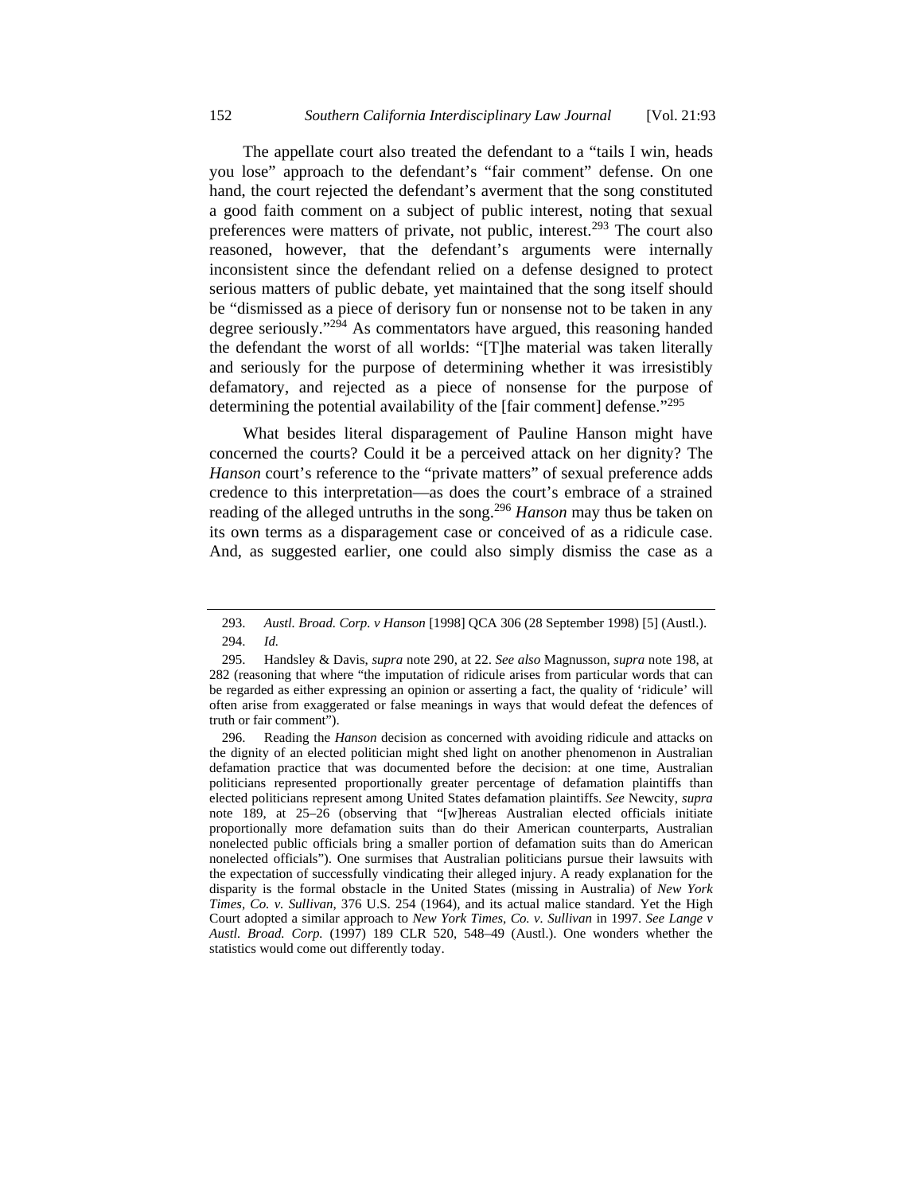The appellate court also treated the defendant to a "tails I win, heads you lose" approach to the defendant's "fair comment" defense. On one hand, the court rejected the defendant's averment that the song constituted a good faith comment on a subject of public interest, noting that sexual preferences were matters of private, not public, interest.[293] The court also reasoned, however, that the defendant's arguments were internally inconsistent since the defendant relied on a defense designed to protect serious matters of public debate, yet maintained that the song itself should be "dismissed as a piece of derisory fun or nonsense not to be taken in any degree seriously."[294] As commentators have argued, this reasoning handed the defendant the worst of all worlds: "[T]he material was taken literally and seriously for the purpose of determining whether it was irresistibly defamatory, and rejected as a piece of nonsense for the purpose of determining the potential availability of the [fair comment] defense."[295]

What besides literal disparagement of Pauline Hanson might have concerned the courts? Could it be a perceived attack on her dignity? The *Hanson* court's reference to the "private matters" of sexual preference adds credence to this interpretation—as does the court's embrace of a strained reading of the alleged untruths in the song.[296] *Hanson* may thus be taken on its own terms as a disparagement case or conceived of as a ridicule case. And, as suggested earlier, one could also simply dismiss the case as a

---

293. *Austl. Broad. Corp. v Hanson* [1998] QCA 306 (28 September 1998) [5] (Austl.).

294. *Id.*

295. Handsley & Davis, *supra* note 290, at 22. *See also* Magnusson, *supra* note 198, at 282 (reasoning that where "the imputation of ridicule arises from particular words that can be regarded as either expressing an opinion or asserting a fact, the quality of 'ridicule' will often arise from exaggerated or false meanings in ways that would defeat the defences of truth or fair comment").

296. Reading the *Hanson* decision as concerned with avoiding ridicule and attacks on the dignity of an elected politician might shed light on another phenomenon in Australian defamation practice that was documented before the decision: at one time, Australian politicians represented proportionally greater percentage of defamation plaintiffs than elected politicians represent among United States defamation plaintiffs. *See* Newcity, *supra* note 189, at 25–26 (observing that "[w]hereas Australian elected officials initiate proportionally more defamation suits than do their American counterparts, Australian nonelected public officials bring a smaller portion of defamation suits than do American nonelected officials"). One surmises that Australian politicians pursue their lawsuits with the expectation of successfully vindicating their alleged injury. A ready explanation for the disparity is the formal obstacle in the United States (missing in Australia) of *New York Times, Co. v. Sullivan*, 376 U.S. 254 (1964), and its actual malice standard. Yet the High Court adopted a similar approach to *New York Times, Co. v. Sullivan* in 1997. *See Lange v Austl. Broad. Corp.* (1997) 189 CLR 520, 548–49 (Austl.). One wonders whether the statistics would come out differently today.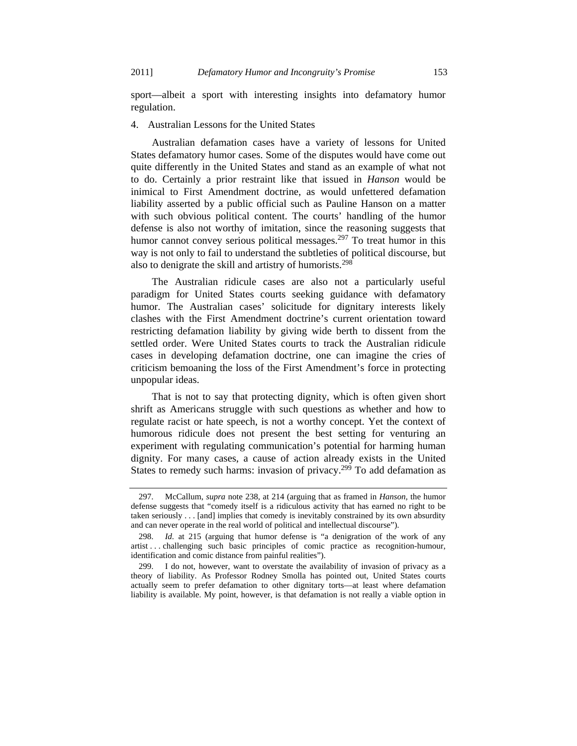sport—albeit a sport with interesting insights into defamatory humor regulation.

### 4. Australian Lessons for the United States

Australian defamation cases have a variety of lessons for United States defamatory humor cases. Some of the disputes would have come out quite differently in the United States and stand as an example of what not to do. Certainly a prior restraint like that issued in *Hanson* would be inimical to First Amendment doctrine, as would unfettered defamation liability asserted by a public official such as Pauline Hanson on a matter with such obvious political content. The courts' handling of the humor defense is also not worthy of imitation, since the reasoning suggests that humor cannot convey serious political messages.[297] To treat humor in this way is not only to fail to understand the subtleties of political discourse, but also to denigrate the skill and artistry of humorists.[298]

The Australian ridicule cases are also not a particularly useful paradigm for United States courts seeking guidance with defamatory humor. The Australian cases' solicitude for dignitary interests likely clashes with the First Amendment doctrine's current orientation toward restricting defamation liability by giving wide berth to dissent from the settled order. Were United States courts to track the Australian ridicule cases in developing defamation doctrine, one can imagine the cries of criticism bemoaning the loss of the First Amendment's force in protecting unpopular ideas.

That is not to say that protecting dignity, which is often given short shrift as Americans struggle with such questions as whether and how to regulate racist or hate speech, is not a worthy concept. Yet the context of humorous ridicule does not present the best setting for venturing an experiment with regulating communication's potential for harming human dignity. For many cases, a cause of action already exists in the United States to remedy such harms: invasion of privacy.[299] To add defamation as

---

297. McCallum, *supra* note 238, at 214 (arguing that as framed in *Hanson,* the humor defense suggests that "comedy itself is a ridiculous activity that has earned no right to be taken seriously . . . [and] implies that comedy is inevitably constrained by its own absurdity and can never operate in the real world of political and intellectual discourse").

298. *Id.* at 215 (arguing that humor defense is "a denigration of the work of any artist . . . challenging such basic principles of comic practice as recognition-humour, identification and comic distance from painful realities").

299. I do not, however, want to overstate the availability of invasion of privacy as a theory of liability. As Professor Rodney Smolla has pointed out, United States courts actually seem to prefer defamation to other dignitary torts—at least where defamation liability is available. My point, however, is that defamation is not really a viable option in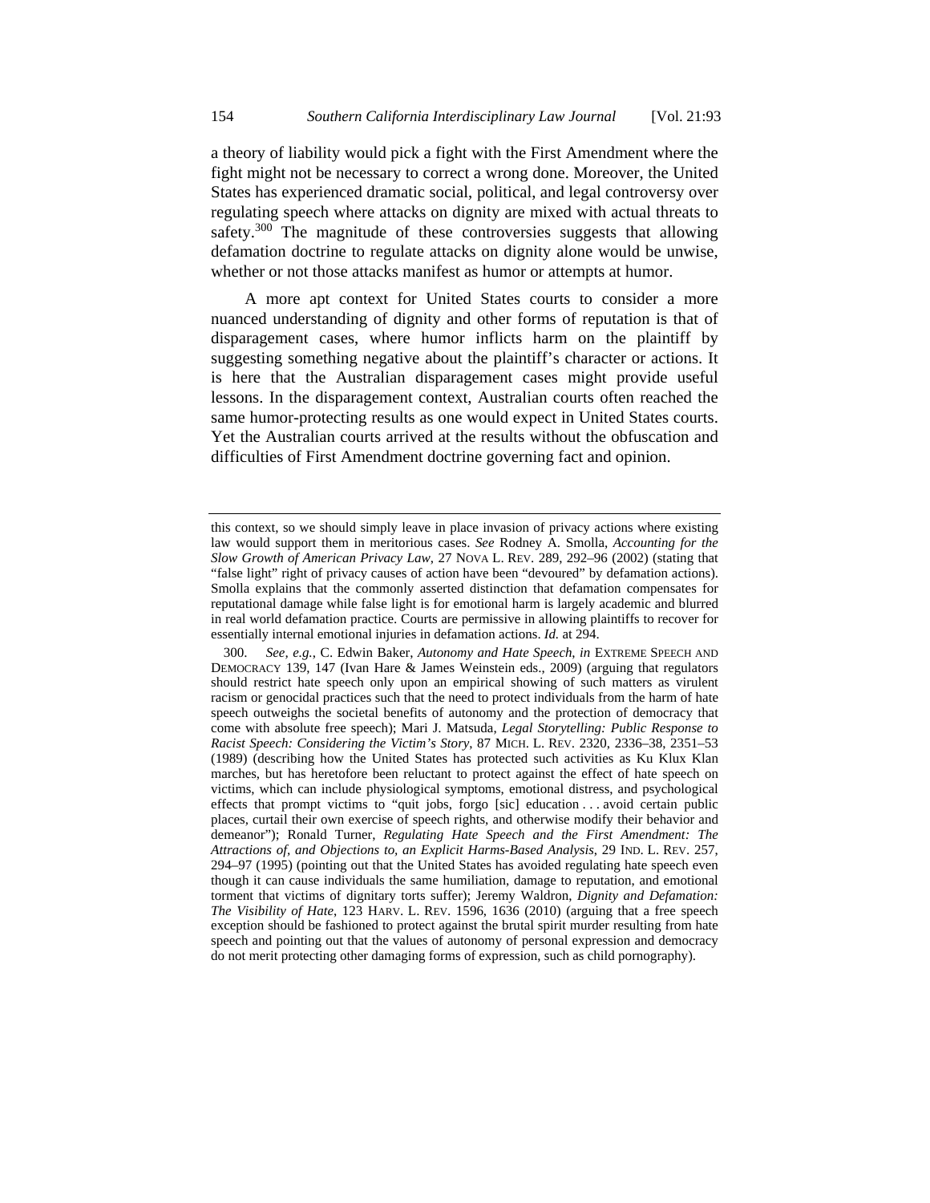a theory of liability would pick a fight with the First Amendment where the fight might not be necessary to correct a wrong done. Moreover, the United States has experienced dramatic social, political, and legal controversy over regulating speech where attacks on dignity are mixed with actual threats to safety.[300] The magnitude of these controversies suggests that allowing defamation doctrine to regulate attacks on dignity alone would be unwise, whether or not those attacks manifest as humor or attempts at humor.

A more apt context for United States courts to consider a more nuanced understanding of dignity and other forms of reputation is that of disparagement cases, where humor inflicts harm on the plaintiff by suggesting something negative about the plaintiff's character or actions. It is here that the Australian disparagement cases might provide useful lessons. In the disparagement context, Australian courts often reached the same humor-protecting results as one would expect in United States courts. Yet the Australian courts arrived at the results without the obfuscation and difficulties of First Amendment doctrine governing fact and opinion.

---

this context, so we should simply leave in place invasion of privacy actions where existing law would support them in meritorious cases. *See* Rodney A. Smolla, *Accounting for the Slow Growth of American Privacy Law*, 27 NOVA L. REV. 289, 292–96 (2002) (stating that "false light" right of privacy causes of action have been "devoured" by defamation actions). Smolla explains that the commonly asserted distinction that defamation compensates for reputational damage while false light is for emotional harm is largely academic and blurred in real world defamation practice. Courts are permissive in allowing plaintiffs to recover for essentially internal emotional injuries in defamation actions. *Id.* at 294.

300. *See, e.g.*, C. Edwin Baker, *Autonomy and Hate Speech*, *in* EXTREME SPEECH AND DEMOCRACY 139, 147 (Ivan Hare & James Weinstein eds., 2009) (arguing that regulators should restrict hate speech only upon an empirical showing of such matters as virulent racism or genocidal practices such that the need to protect individuals from the harm of hate speech outweighs the societal benefits of autonomy and the protection of democracy that come with absolute free speech); Mari J. Matsuda, *Legal Storytelling: Public Response to Racist Speech: Considering the Victim's Story*, 87 MICH. L. REV. 2320, 2336–38, 2351–53 (1989) (describing how the United States has protected such activities as Ku Klux Klan marches, but has heretofore been reluctant to protect against the effect of hate speech on victims, which can include physiological symptoms, emotional distress, and psychological effects that prompt victims to "quit jobs, forgo [sic] education . . . avoid certain public places, curtail their own exercise of speech rights, and otherwise modify their behavior and demeanor"); Ronald Turner, *Regulating Hate Speech and the First Amendment: The Attractions of, and Objections to, an Explicit Harms-Based Analysis*, 29 IND. L. REV. 257, 294–97 (1995) (pointing out that the United States has avoided regulating hate speech even though it can cause individuals the same humiliation, damage to reputation, and emotional torment that victims of dignitary torts suffer); Jeremy Waldron, *Dignity and Defamation: The Visibility of Hate*, 123 HARV. L. REV. 1596, 1636 (2010) (arguing that a free speech exception should be fashioned to protect against the brutal spirit murder resulting from hate speech and pointing out that the values of autonomy of personal expression and democracy do not merit protecting other damaging forms of expression, such as child pornography).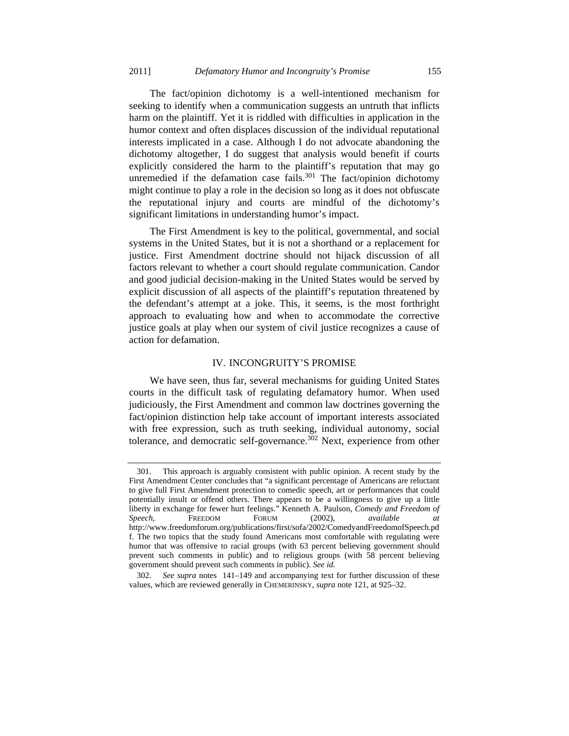The fact/opinion dichotomy is a well-intentioned mechanism for seeking to identify when a communication suggests an untruth that inflicts harm on the plaintiff. Yet it is riddled with difficulties in application in the humor context and often displaces discussion of the individual reputational interests implicated in a case. Although I do not advocate abandoning the dichotomy altogether, I do suggest that analysis would benefit if courts explicitly considered the harm to the plaintiff's reputation that may go unremedied if the defamation case fails.[301] The fact/opinion dichotomy might continue to play a role in the decision so long as it does not obfuscate the reputational injury and courts are mindful of the dichotomy's significant limitations in understanding humor's impact.

The First Amendment is key to the political, governmental, and social systems in the United States, but it is not a shorthand or a replacement for justice. First Amendment doctrine should not hijack discussion of all factors relevant to whether a court should regulate communication. Candor and good judicial decision-making in the United States would be served by explicit discussion of all aspects of the plaintiff's reputation threatened by the defendant's attempt at a joke. This, it seems, is the most forthright approach to evaluating how and when to accommodate the corrective justice goals at play when our system of civil justice recognizes a cause of action for defamation.

## IV. INCONGRUITY'S PROMISE

We have seen, thus far, several mechanisms for guiding United States courts in the difficult task of regulating defamatory humor. When used judiciously, the First Amendment and common law doctrines governing the fact/opinion distinction help take account of important interests associated with free expression, such as truth seeking, individual autonomy, social tolerance, and democratic self-governance.[302] Next, experience from other

---

301. This approach is arguably consistent with public opinion. A recent study by the First Amendment Center concludes that "a significant percentage of Americans are reluctant to give full First Amendment protection to comedic speech, art or performances that could potentially insult or offend others. There appears to be a willingness to give up a little liberty in exchange for fewer hurt feelings." Kenneth A. Paulson, *Comedy and Freedom of Speech*, FREEDOM FORUM (2002), *available at* http://www.freedomforum.org/publications/first/sofa/2002/ComedyandFreedomofSpeech.pdf. The two topics that the study found Americans most comfortable with regulating were humor that was offensive to racial groups (with 63 percent believing government should prevent such comments in public) and to religious groups (with 58 percent believing government should prevent such comments in public). *See id.*

302. *See supra* notes 141–149 and accompanying text for further discussion of these values, which are reviewed generally in CHEMERINSKY, *supra* note 121, at 925–32.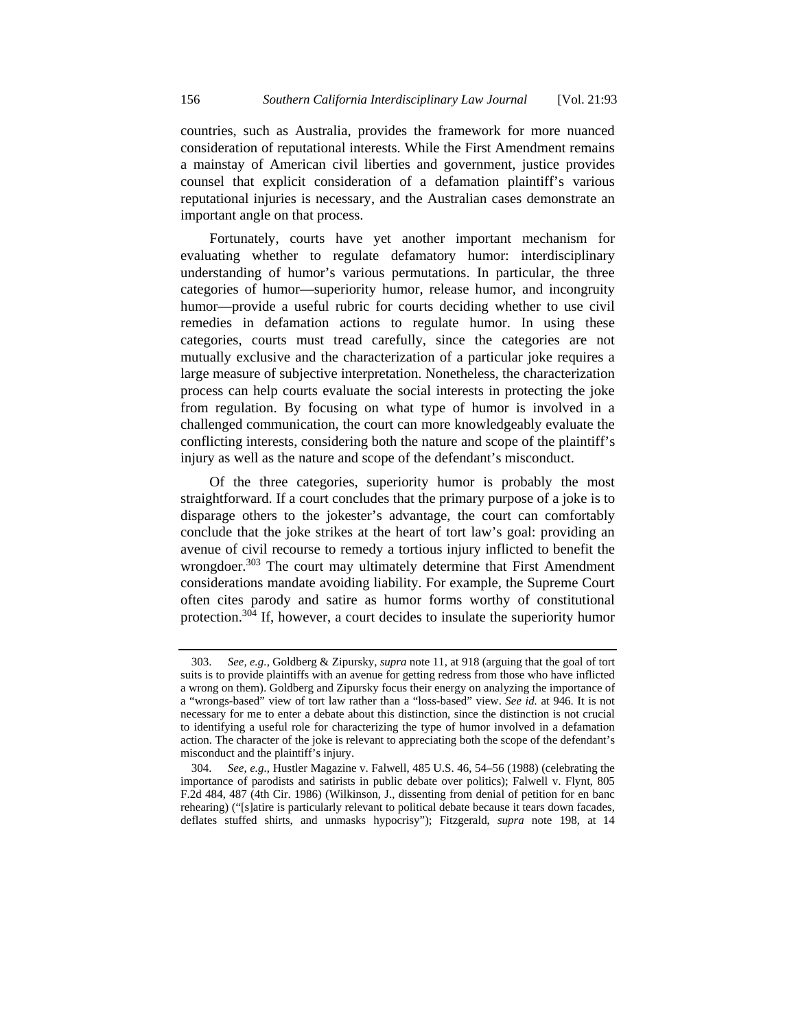countries, such as Australia, provides the framework for more nuanced consideration of reputational interests. While the First Amendment remains a mainstay of American civil liberties and government, justice provides counsel that explicit consideration of a defamation plaintiff's various reputational injuries is necessary, and the Australian cases demonstrate an important angle on that process.

Fortunately, courts have yet another important mechanism for evaluating whether to regulate defamatory humor: interdisciplinary understanding of humor's various permutations. In particular, the three categories of humor—superiority humor, release humor, and incongruity humor—provide a useful rubric for courts deciding whether to use civil remedies in defamation actions to regulate humor. In using these categories, courts must tread carefully, since the categories are not mutually exclusive and the characterization of a particular joke requires a large measure of subjective interpretation. Nonetheless, the characterization process can help courts evaluate the social interests in protecting the joke from regulation. By focusing on what type of humor is involved in a challenged communication, the court can more knowledgeably evaluate the conflicting interests, considering both the nature and scope of the plaintiff's injury as well as the nature and scope of the defendant's misconduct.

Of the three categories, superiority humor is probably the most straightforward. If a court concludes that the primary purpose of a joke is to disparage others to the jokester's advantage, the court can comfortably conclude that the joke strikes at the heart of tort law's goal: providing an avenue of civil recourse to remedy a tortious injury inflicted to benefit the wrongdoer.[303] The court may ultimately determine that First Amendment considerations mandate avoiding liability. For example, the Supreme Court often cites parody and satire as humor forms worthy of constitutional protection.[304] If, however, a court decides to insulate the superiority humor

---

303. *See, e.g.*, Goldberg & Zipursky, *supra* note 11, at 918 (arguing that the goal of tort suits is to provide plaintiffs with an avenue for getting redress from those who have inflicted a wrong on them). Goldberg and Zipursky focus their energy on analyzing the importance of a "wrongs-based" view of tort law rather than a "loss-based" view. *See id.* at 946. It is not necessary for me to enter a debate about this distinction, since the distinction is not crucial to identifying a useful role for characterizing the type of humor involved in a defamation action. The character of the joke is relevant to appreciating both the scope of the defendant's misconduct and the plaintiff's injury.

304. *See, e.g.*, Hustler Magazine v. Falwell, 485 U.S. 46, 54–56 (1988) (celebrating the importance of parodists and satirists in public debate over politics); Falwell v. Flynt, 805 F.2d 484, 487 (4th Cir. 1986) (Wilkinson, J., dissenting from denial of petition for en banc rehearing) ("[s]atire is particularly relevant to political debate because it tears down facades, deflates stuffed shirts, and unmasks hypocrisy"); Fitzgerald, *supra* note 198, at 14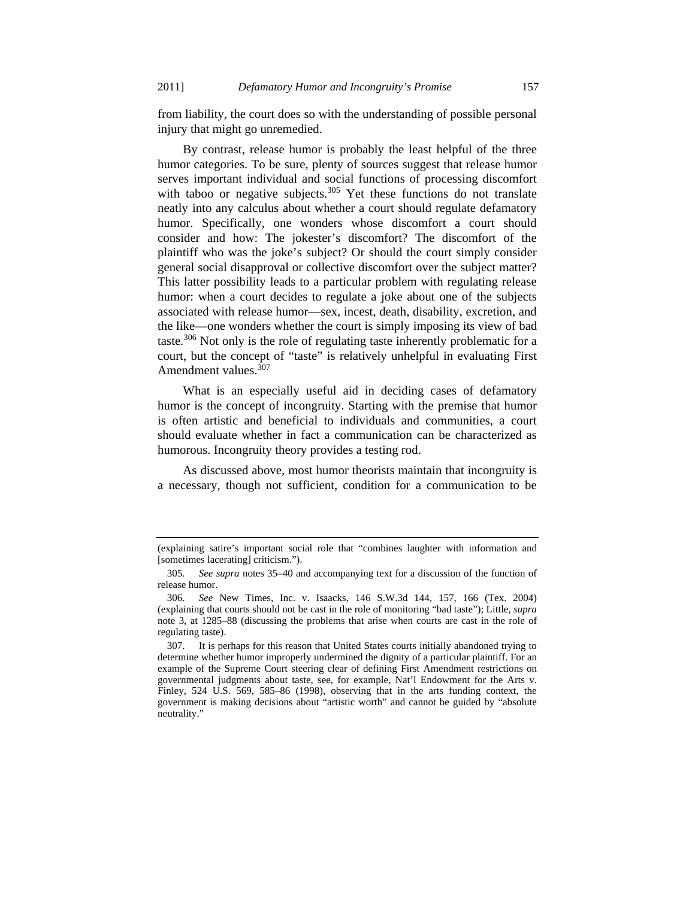from liability, the court does so with the understanding of possible personal injury that might go unremedied.

By contrast, release humor is probably the least helpful of the three humor categories. To be sure, plenty of sources suggest that release humor serves important individual and social functions of processing discomfort with taboo or negative subjects.[305] Yet these functions do not translate neatly into any calculus about whether a court should regulate defamatory humor. Specifically, one wonders whose discomfort a court should consider and how: The jokester's discomfort? The discomfort of the plaintiff who was the joke's subject? Or should the court simply consider general social disapproval or collective discomfort over the subject matter? This latter possibility leads to a particular problem with regulating release humor: when a court decides to regulate a joke about one of the subjects associated with release humor—sex, incest, death, disability, excretion, and the like—one wonders whether the court is simply imposing its view of bad taste.[306] Not only is the role of regulating taste inherently problematic for a court, but the concept of "taste" is relatively unhelpful in evaluating First Amendment values.[307]

What is an especially useful aid in deciding cases of defamatory humor is the concept of incongruity. Starting with the premise that humor is often artistic and beneficial to individuals and communities, a court should evaluate whether in fact a communication can be characterized as humorous. Incongruity theory provides a testing rod.

As discussed above, most humor theorists maintain that incongruity is a necessary, though not sufficient, condition for a communication to be

---

(explaining satire's important social role that "combines laughter with information and [sometimes lacerating] criticism.").

305. *See supra* notes 35–40 and accompanying text for a discussion of the function of release humor.

306. *See* New Times, Inc. v. Isaacks, 146 S.W.3d 144, 157, 166 (Tex. 2004) (explaining that courts should not be cast in the role of monitoring "bad taste"); Little, *supra* note 3, at 1285–88 (discussing the problems that arise when courts are cast in the role of regulating taste).

307. It is perhaps for this reason that United States courts initially abandoned trying to determine whether humor improperly undermined the dignity of a particular plaintiff. For an example of the Supreme Court steering clear of defining First Amendment restrictions on governmental judgments about taste, see, for example, Nat'l Endowment for the Arts v. Finley, 524 U.S. 569, 585–86 (1998), observing that in the arts funding context, the government is making decisions about "artistic worth" and cannot be guided by "absolute neutrality."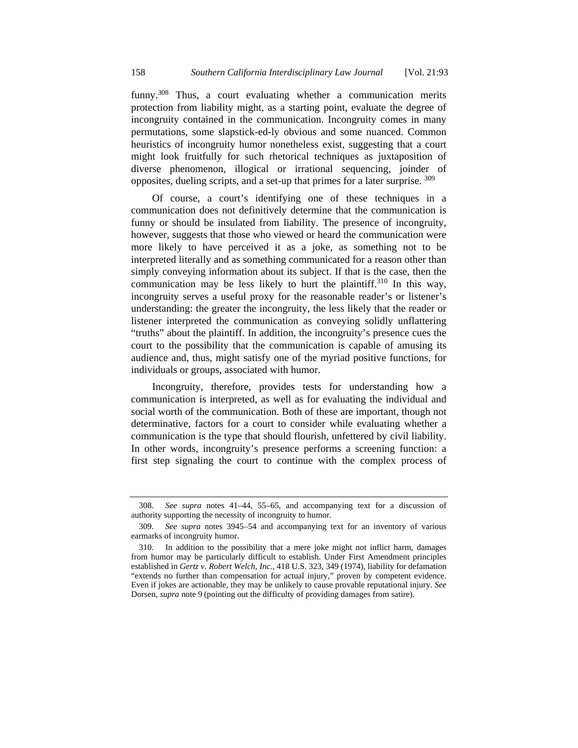funny.[308] Thus, a court evaluating whether a communication merits protection from liability might, as a starting point, evaluate the degree of incongruity contained in the communication. Incongruity comes in many permutations, some slapstick-ed-ly obvious and some nuanced. Common heuristics of incongruity humor nonetheless exist, suggesting that a court might look fruitfully for such rhetorical techniques as juxtaposition of diverse phenomenon, illogical or irrational sequencing, joinder of opposites, dueling scripts, and a set-up that primes for a later surprise. [309]

Of course, a court's identifying one of these techniques in a communication does not definitively determine that the communication is funny or should be insulated from liability. The presence of incongruity, however, suggests that those who viewed or heard the communication were more likely to have perceived it as a joke, as something not to be interpreted literally and as something communicated for a reason other than simply conveying information about its subject. If that is the case, then the communication may be less likely to hurt the plaintiff.[310] In this way, incongruity serves a useful proxy for the reasonable reader's or listener's understanding: the greater the incongruity, the less likely that the reader or listener interpreted the communication as conveying solidly unflattering "truths" about the plaintiff. In addition, the incongruity's presence cues the court to the possibility that the communication is capable of amusing its audience and, thus, might satisfy one of the myriad positive functions, for individuals or groups, associated with humor.

Incongruity, therefore, provides tests for understanding how a communication is interpreted, as well as for evaluating the individual and social worth of the communication. Both of these are important, though not determinative, factors for a court to consider while evaluating whether a communication is the type that should flourish, unfettered by civil liability. In other words, incongruity's presence performs a screening function: a first step signaling the court to continue with the complex process of

---

308. *See supra* notes 41–44, 55–65, and accompanying text for a discussion of authority supporting the necessity of incongruity to humor.

309. *See supra* notes 3945–54 and accompanying text for an inventory of various earmarks of incongruity humor.

310. In addition to the possibility that a mere joke might not inflict harm, damages from humor may be particularly difficult to establish. Under First Amendment principles established in *Gertz v. Robert Welch, Inc.*, 418 U.S. 323, 349 (1974), liability for defamation "extends no further than compensation for actual injury," proven by competent evidence. Even if jokes are actionable, they may be unlikely to cause provable reputational injury. *See* Dorsen, *supra* note 9 (pointing out the difficulty of providing damages from satire).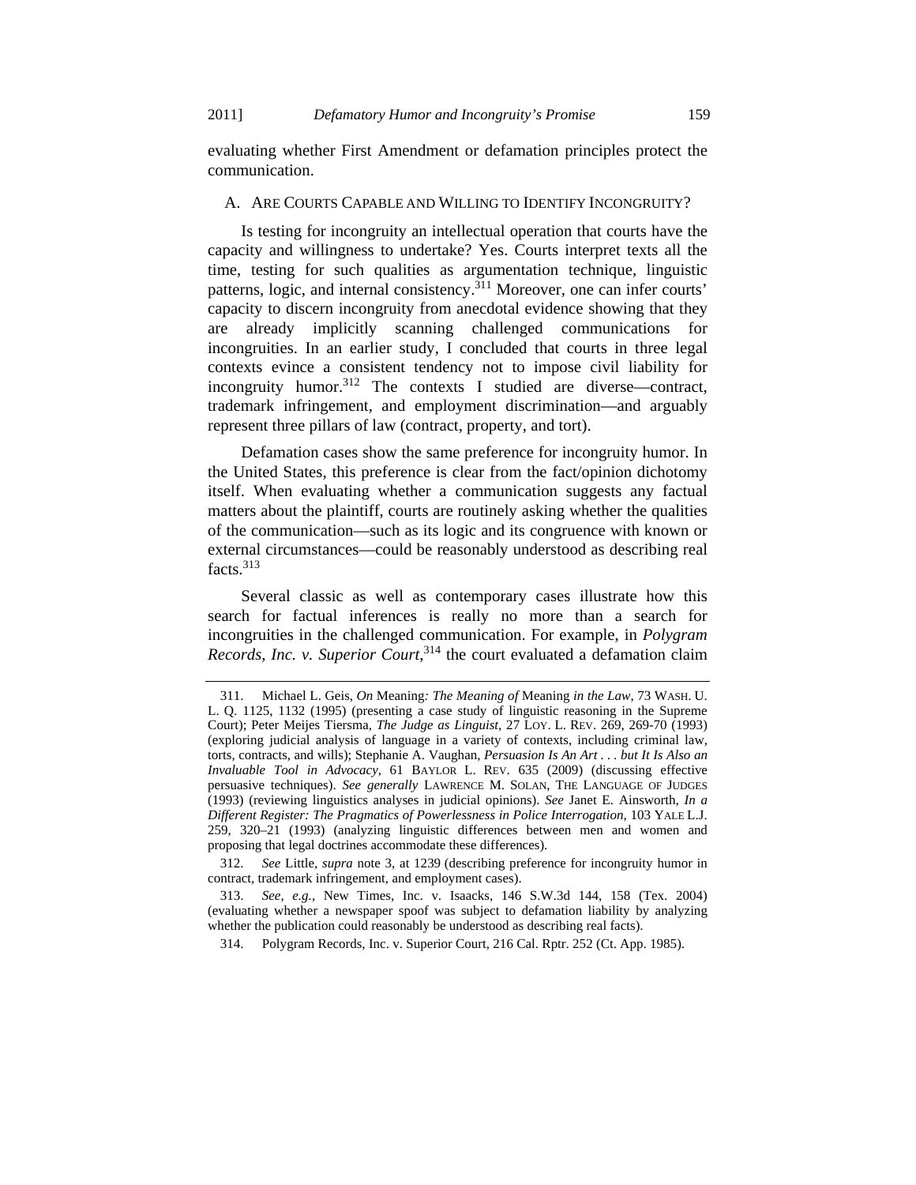evaluating whether First Amendment or defamation principles protect the communication.

### A. ARE COURTS CAPABLE AND WILLING TO IDENTIFY INCONGRUITY?

Is testing for incongruity an intellectual operation that courts have the capacity and willingness to undertake? Yes. Courts interpret texts all the time, testing for such qualities as argumentation technique, linguistic patterns, logic, and internal consistency.[311] Moreover, one can infer courts' capacity to discern incongruity from anecdotal evidence showing that they are already implicitly scanning challenged communications for incongruities. In an earlier study, I concluded that courts in three legal contexts evince a consistent tendency not to impose civil liability for incongruity humor.[312] The contexts I studied are diverse—contract, trademark infringement, and employment discrimination—and arguably represent three pillars of law (contract, property, and tort).

Defamation cases show the same preference for incongruity humor. In the United States, this preference is clear from the fact/opinion dichotomy itself. When evaluating whether a communication suggests any factual matters about the plaintiff, courts are routinely asking whether the qualities of the communication—such as its logic and its congruence with known or external circumstances—could be reasonably understood as describing real facts.[313]

Several classic as well as contemporary cases illustrate how this search for factual inferences is really no more than a search for incongruities in the challenged communication. For example, in *Polygram Records, Inc. v. Superior Court*,[314] the court evaluated a defamation claim

---

311. Michael L. Geis, *On* Meaning*: The Meaning of* Meaning *in the Law*, 73 WASH. U. L. Q. 1125, 1132 (1995) (presenting a case study of linguistic reasoning in the Supreme Court); Peter Meijes Tiersma, *The Judge as Linguist*, 27 LOY. L. REV. 269, 269-70 (1993) (exploring judicial analysis of language in a variety of contexts, including criminal law, torts, contracts, and wills); Stephanie A. Vaughan, *Persuasion Is An Art . . . but It Is Also an Invaluable Tool in Advocacy*, 61 BAYLOR L. REV. 635 (2009) (discussing effective persuasive techniques). *See generally* LAWRENCE M. SOLAN, THE LANGUAGE OF JUDGES (1993) (reviewing linguistics analyses in judicial opinions). *See* Janet E. Ainsworth, *In a Different Register: The Pragmatics of Powerlessness in Police Interrogation*, 103 YALE L.J. 259, 320–21 (1993) (analyzing linguistic differences between men and women and proposing that legal doctrines accommodate these differences).

312. *See* Little, *supra* note 3, at 1239 (describing preference for incongruity humor in contract, trademark infringement, and employment cases).

313. *See, e.g.*, New Times, Inc. v. Isaacks, 146 S.W.3d 144, 158 (Tex. 2004) (evaluating whether a newspaper spoof was subject to defamation liability by analyzing whether the publication could reasonably be understood as describing real facts).

314. Polygram Records, Inc. v. Superior Court, 216 Cal. Rptr. 252 (Ct. App. 1985).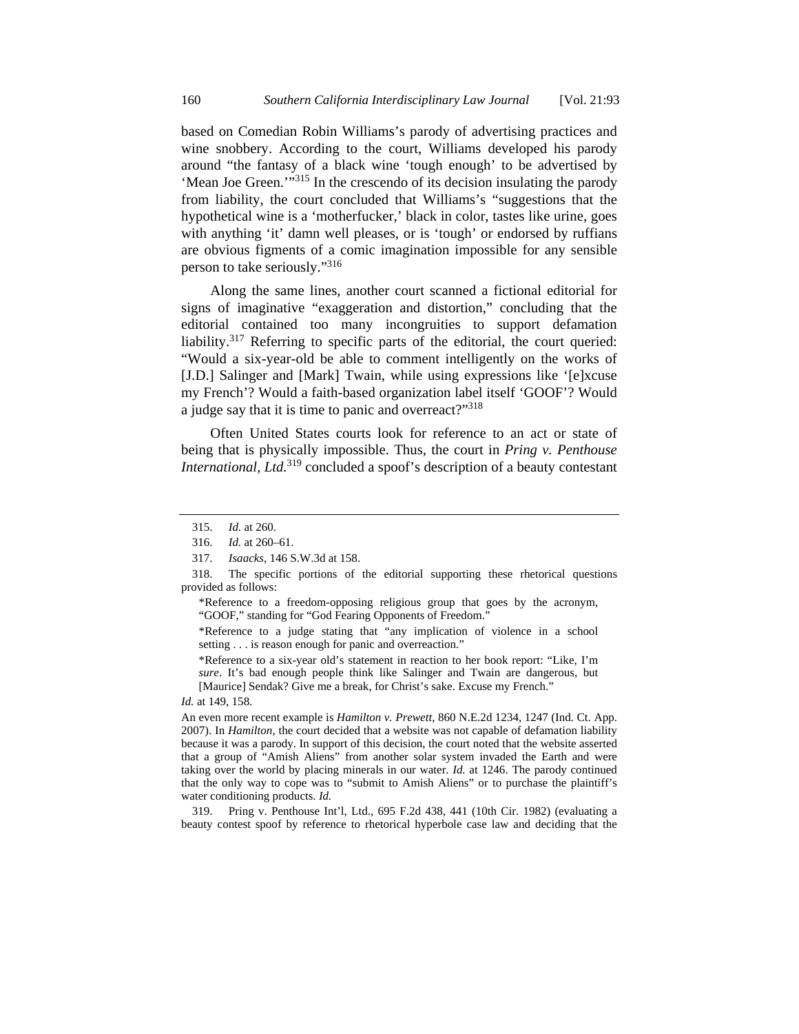based on Comedian Robin Williams's parody of advertising practices and wine snobbery. According to the court, Williams developed his parody around "the fantasy of a black wine 'tough enough' to be advertised by 'Mean Joe Green.'"[315] In the crescendo of its decision insulating the parody from liability, the court concluded that Williams's "suggestions that the hypothetical wine is a 'motherfucker,' black in color, tastes like urine, goes with anything 'it' damn well pleases, or is 'tough' or endorsed by ruffians are obvious figments of a comic imagination impossible for any sensible person to take seriously."[316]

Along the same lines, another court scanned a fictional editorial for signs of imaginative "exaggeration and distortion," concluding that the editorial contained too many incongruities to support defamation liability.[317] Referring to specific parts of the editorial, the court queried: "Would a six-year-old be able to comment intelligently on the works of [J.D.] Salinger and [Mark] Twain, while using expressions like '[e]xcuse my French'? Would a faith-based organization label itself 'GOOF'? Would a judge say that it is time to panic and overreact?"[318]

Often United States courts look for reference to an act or state of being that is physically impossible. Thus, the court in *Pring v. Penthouse International, Ltd.*[319] concluded a spoof's description of a beauty contestant

---

315. *Id.* at 260.

316. *Id.* at 260–61.

317. *Isaacks*, 146 S.W.3d at 158.

318. The specific portions of the editorial supporting these rhetorical questions provided as follows:

> *Reference to a freedom-opposing religious group that goes by the acronym, "GOOF," standing for "God Fearing Opponents of Freedom."
>
> *Reference to a judge stating that "any implication of violence in a school setting . . . is reason enough for panic and overreaction."
>
> *Reference to a six-year old's statement in reaction to her book report: "Like, I'm *sure*. It's bad enough people think like Salinger and Twain are dangerous, but [Maurice] Sendak? Give me a break, for Christ's sake. Excuse my French."

*Id.* at 149, 158.

An even more recent example is *Hamilton v. Prewett*, 860 N.E.2d 1234, 1247 (Ind. Ct. App. 2007). In *Hamilton*, the court decided that a website was not capable of defamation liability because it was a parody. In support of this decision, the court noted that the website asserted that a group of "Amish Aliens" from another solar system invaded the Earth and were taking over the world by placing minerals in our water. *Id.* at 1246. The parody continued that the only way to cope was to "submit to Amish Aliens" or to purchase the plaintiff's water conditioning products. *Id.*

319. Pring v. Penthouse Int'l, Ltd., 695 F.2d 438, 441 (10th Cir. 1982) (evaluating a beauty contest spoof by reference to rhetorical hyperbole case law and deciding that the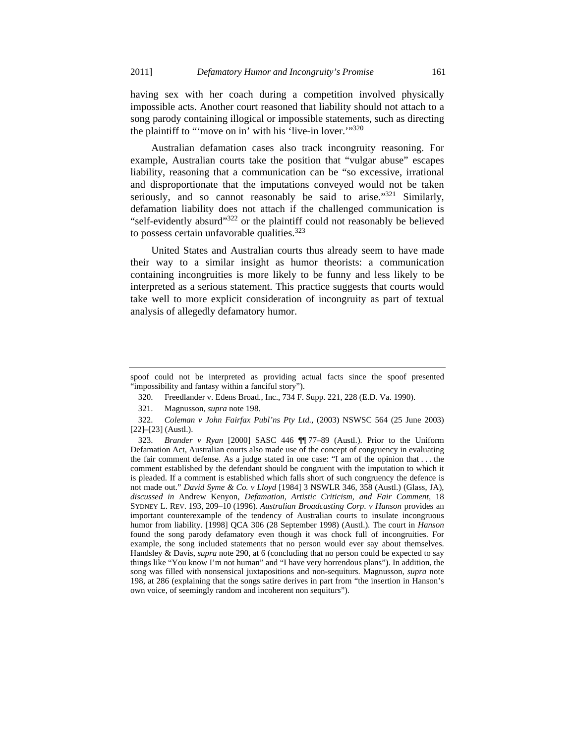having sex with her coach during a competition involved physically impossible acts. Another court reasoned that liability should not attach to a song parody containing illogical or impossible statements, such as directing the plaintiff to "'move on in' with his 'live-in lover.'"[320]

Australian defamation cases also track incongruity reasoning. For example, Australian courts take the position that "vulgar abuse" escapes liability, reasoning that a communication can be "so excessive, irrational and disproportionate that the imputations conveyed would not be taken seriously, and so cannot reasonably be said to arise."[321] Similarly, defamation liability does not attach if the challenged communication is "self-evidently absurd"[322] or the plaintiff could not reasonably be believed to possess certain unfavorable qualities.[323]

United States and Australian courts thus already seem to have made their way to a similar insight as humor theorists: a communication containing incongruities is more likely to be funny and less likely to be interpreted as a serious statement. This practice suggests that courts would take well to more explicit consideration of incongruity as part of textual analysis of allegedly defamatory humor.

---

spoof could not be interpreted as providing actual facts since the spoof presented "impossibility and fantasy within a fanciful story").

320. Freedlander v. Edens Broad., Inc., 734 F. Supp. 221, 228 (E.D. Va. 1990).

321. Magnusson, *supra* note 198.

322. *Coleman v John Fairfax Publ'ns Pty Ltd.*, (2003) NSWSC 564 (25 June 2003) [22]–[23] (Austl.).

323. *Brander v Ryan* [2000] SASC 446 ¶¶ 77–89 (Austl.). Prior to the Uniform Defamation Act, Australian courts also made use of the concept of congruency in evaluating the fair comment defense. As a judge stated in one case: "I am of the opinion that . . . the comment established by the defendant should be congruent with the imputation to which it is pleaded. If a comment is established which falls short of such congruency the defence is not made out." *David Syme & Co. v Lloyd* [1984] 3 NSWLR 346, 358 (Austl.) (Glass, JA), *discussed in* Andrew Kenyon, *Defamation, Artistic Criticism, and Fair Comment*, 18 SYDNEY L. REV. 193, 209–10 (1996). *Australian Broadcasting Corp. v Hanson* provides an important counterexample of the tendency of Australian courts to insulate incongruous humor from liability. [1998] QCA 306 (28 September 1998) (Austl.). The court in *Hanson* found the song parody defamatory even though it was chock full of incongruities. For example, the song included statements that no person would ever say about themselves. Handsley & Davis, *supra* note 290, at 6 (concluding that no person could be expected to say things like "You know I'm not human" and "I have very horrendous plans"). In addition, the song was filled with nonsensical juxtapositions and non-sequiturs. Magnusson, *supra* note 198, at 286 (explaining that the songs satire derives in part from "the insertion in Hanson's own voice, of seemingly random and incoherent non sequiturs").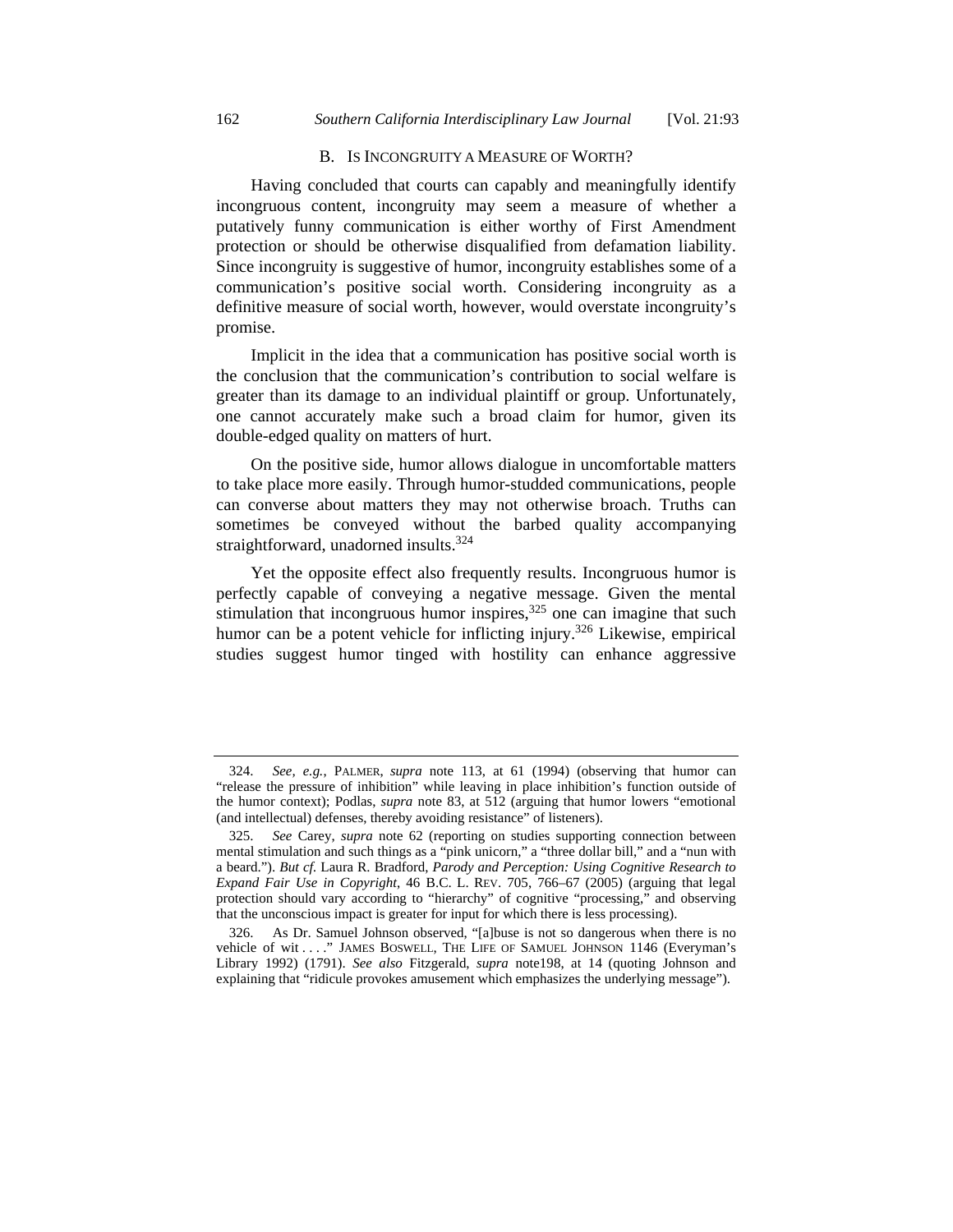### B. Is Incongruity a Measure of Worth?

Having concluded that courts can capably and meaningfully identify incongruous content, incongruity may seem a measure of whether a putatively funny communication is either worthy of First Amendment protection or should be otherwise disqualified from defamation liability. Since incongruity is suggestive of humor, incongruity establishes some of a communication's positive social worth. Considering incongruity as a definitive measure of social worth, however, would overstate incongruity's promise.

Implicit in the idea that a communication has positive social worth is the conclusion that the communication's contribution to social welfare is greater than its damage to an individual plaintiff or group. Unfortunately, one cannot accurately make such a broad claim for humor, given its double-edged quality on matters of hurt.

On the positive side, humor allows dialogue in uncomfortable matters to take place more easily. Through humor-studded communications, people can converse about matters they may not otherwise broach. Truths can sometimes be conveyed without the barbed quality accompanying straightforward, unadorned insults.[324]

Yet the opposite effect also frequently results. Incongruous humor is perfectly capable of conveying a negative message. Given the mental stimulation that incongruous humor inspires,[325] one can imagine that such humor can be a potent vehicle for inflicting injury.[326] Likewise, empirical studies suggest humor tinged with hostility can enhance aggressive

---

324. *See, e.g.*, PALMER, *supra* note 113, at 61 (1994) (observing that humor can "release the pressure of inhibition" while leaving in place inhibition's function outside of the humor context); Podlas, *supra* note 83, at 512 (arguing that humor lowers "emotional (and intellectual) defenses, thereby avoiding resistance" of listeners).

325. *See* Carey, *supra* note 62 (reporting on studies supporting connection between mental stimulation and such things as a "pink unicorn," a "three dollar bill," and a "nun with a beard."). *But cf.* Laura R. Bradford, *Parody and Perception: Using Cognitive Research to Expand Fair Use in Copyright*, 46 B.C. L. REV. 705, 766–67 (2005) (arguing that legal protection should vary according to "hierarchy" of cognitive "processing," and observing that the unconscious impact is greater for input for which there is less processing).

326. As Dr. Samuel Johnson observed, "[a]buse is not so dangerous when there is no vehicle of wit . . . ." JAMES BOSWELL, THE LIFE OF SAMUEL JOHNSON 1146 (Everyman's Library 1992) (1791). *See also* Fitzgerald, *supra* note198, at 14 (quoting Johnson and explaining that "ridicule provokes amusement which emphasizes the underlying message").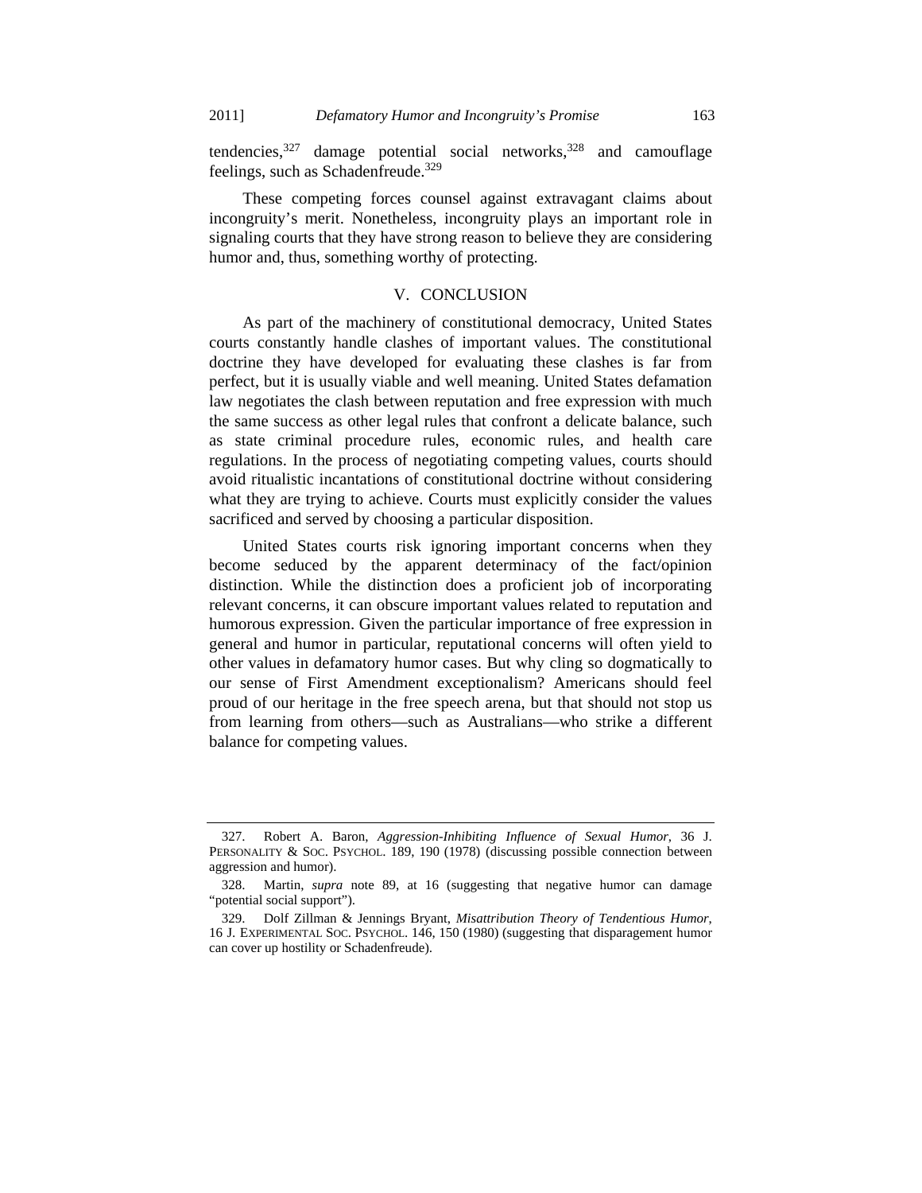tendencies,[327] damage potential social networks,[328] and camouflage feelings, such as Schadenfreude.[329]

These competing forces counsel against extravagant claims about incongruity's merit. Nonetheless, incongruity plays an important role in signaling courts that they have strong reason to believe they are considering humor and, thus, something worthy of protecting.

## V. CONCLUSION

As part of the machinery of constitutional democracy, United States courts constantly handle clashes of important values. The constitutional doctrine they have developed for evaluating these clashes is far from perfect, but it is usually viable and well meaning. United States defamation law negotiates the clash between reputation and free expression with much the same success as other legal rules that confront a delicate balance, such as state criminal procedure rules, economic rules, and health care regulations. In the process of negotiating competing values, courts should avoid ritualistic incantations of constitutional doctrine without considering what they are trying to achieve. Courts must explicitly consider the values sacrificed and served by choosing a particular disposition.

United States courts risk ignoring important concerns when they become seduced by the apparent determinacy of the fact/opinion distinction. While the distinction does a proficient job of incorporating relevant concerns, it can obscure important values related to reputation and humorous expression. Given the particular importance of free expression in general and humor in particular, reputational concerns will often yield to other values in defamatory humor cases. But why cling so dogmatically to our sense of First Amendment exceptionalism? Americans should feel proud of our heritage in the free speech arena, but that should not stop us from learning from others—such as Australians—who strike a different balance for competing values.

---

327. Robert A. Baron, *Aggression-Inhibiting Influence of Sexual Humor*, 36 J. PERSONALITY & SOC. PSYCHOL. 189, 190 (1978) (discussing possible connection between aggression and humor).

328. Martin, *supra* note 89, at 16 (suggesting that negative humor can damage "potential social support").

329. Dolf Zillman & Jennings Bryant, *Misattribution Theory of Tendentious Humor*, 16 J. EXPERIMENTAL SOC. PSYCHOL. 146, 150 (1980) (suggesting that disparagement humor can cover up hostility or Schadenfreude).